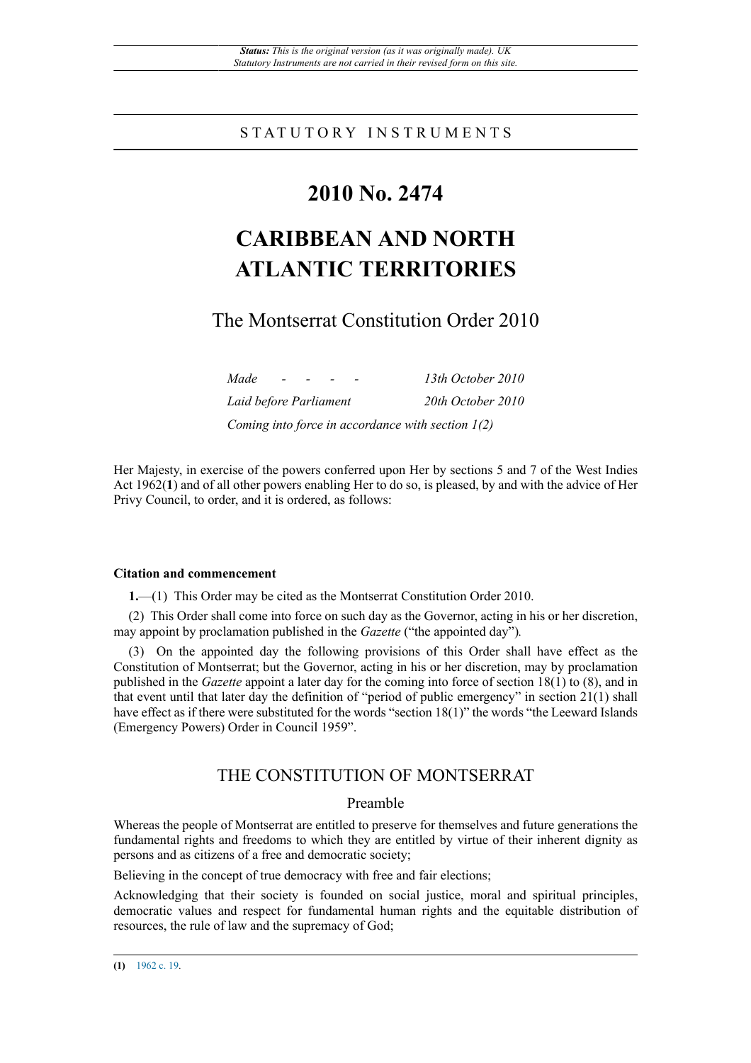*Status: This is the original version (as it was originally made). UK Statutory Instruments are not carried in their revised form on this site.*

STATUTORY INSTRUMENTS

# 2010 No. 2474

# CARIBBEAN AND NORTH ATLANTIC TERRITORIES

## The Montserrat Constitution Order 2010

| | |
|---|---|
| *Made - - - -* | *13th October 2010* |
| *Laid before Parliament* | *20th October 2010* |
| *Coming into force in accordance with section 1(2)* | |

Her Majesty, in exercise of the powers conferred upon Her by sections 5 and 7 of the West Indies Act 1962(**1**) and of all other powers enabling Her to do so, is pleased, by and with the advice of Her Privy Council, to order, and it is ordered, as follows:

**Citation and commencement**

**1.**—(1) This Order may be cited as the Montserrat Constitution Order 2010.

(2) This Order shall come into force on such day as the Governor, acting in his or her discretion, may appoint by proclamation published in the *Gazette* ("the appointed day").

(3) On the appointed day the following provisions of this Order shall have effect as the Constitution of Montserrat; but the Governor, acting in his or her discretion, may by proclamation published in the *Gazette* appoint a later day for the coming into force of section 18(1) to (8), and in that event until that later day the definition of "period of public emergency" in section 21(1) shall have effect as if there were substituted for the words "section 18(1)" the words "the Leeward Islands (Emergency Powers) Order in Council 1959".

## THE CONSTITUTION OF MONTSERRAT

### Preamble

Whereas the people of Montserrat are entitled to preserve for themselves and future generations the fundamental rights and freedoms to which they are entitled by virtue of their inherent dignity as persons and as citizens of a free and democratic society;

Believing in the concept of true democracy with free and fair elections;

Acknowledging that their society is founded on social justice, moral and spiritual principles, democratic values and respect for fundamental human rights and the equitable distribution of resources, the rule of law and the supremacy of God;

---

**(1)** 1962 c. 19.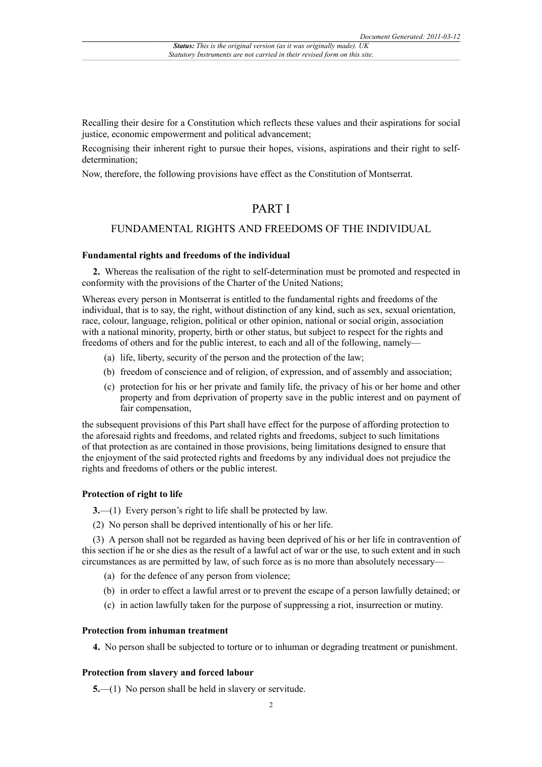Recalling their desire for a Constitution which reflects these values and their aspirations for social justice, economic empowerment and political advancement;

Recognising their inherent right to pursue their hopes, visions, aspirations and their right to self-determination;

Now, therefore, the following provisions have effect as the Constitution of Montserrat.

## PART I

## FUNDAMENTAL RIGHTS AND FREEDOMS OF THE INDIVIDUAL

### Fundamental rights and freedoms of the individual

**2.** Whereas the realisation of the right to self-determination must be promoted and respected in conformity with the provisions of the Charter of the United Nations;

Whereas every person in Montserrat is entitled to the fundamental rights and freedoms of the individual, that is to say, the right, without distinction of any kind, such as sex, sexual orientation, race, colour, language, religion, political or other opinion, national or social origin, association with a national minority, property, birth or other status, but subject to respect for the rights and freedoms of others and for the public interest, to each and all of the following, namely—

(a) life, liberty, security of the person and the protection of the law;

(b) freedom of conscience and of religion, of expression, and of assembly and association;

(c) protection for his or her private and family life, the privacy of his or her home and other property and from deprivation of property save in the public interest and on payment of fair compensation,

the subsequent provisions of this Part shall have effect for the purpose of affording protection to the aforesaid rights and freedoms, and related rights and freedoms, subject to such limitations of that protection as are contained in those provisions, being limitations designed to ensure that the enjoyment of the said protected rights and freedoms by any individual does not prejudice the rights and freedoms of others or the public interest.

### Protection of right to life

**3.**—(1) Every person's right to life shall be protected by law.

(2) No person shall be deprived intentionally of his or her life.

(3) A person shall not be regarded as having been deprived of his or her life in contravention of this section if he or she dies as the result of a lawful act of war or the use, to such extent and in such circumstances as are permitted by law, of such force as is no more than absolutely necessary—

(a) for the defence of any person from violence;

(b) in order to effect a lawful arrest or to prevent the escape of a person lawfully detained; or

(c) in action lawfully taken for the purpose of suppressing a riot, insurrection or mutiny.

### Protection from inhuman treatment

**4.** No person shall be subjected to torture or to inhuman or degrading treatment or punishment.

### Protection from slavery and forced labour

**5.**—(1) No person shall be held in slavery or servitude.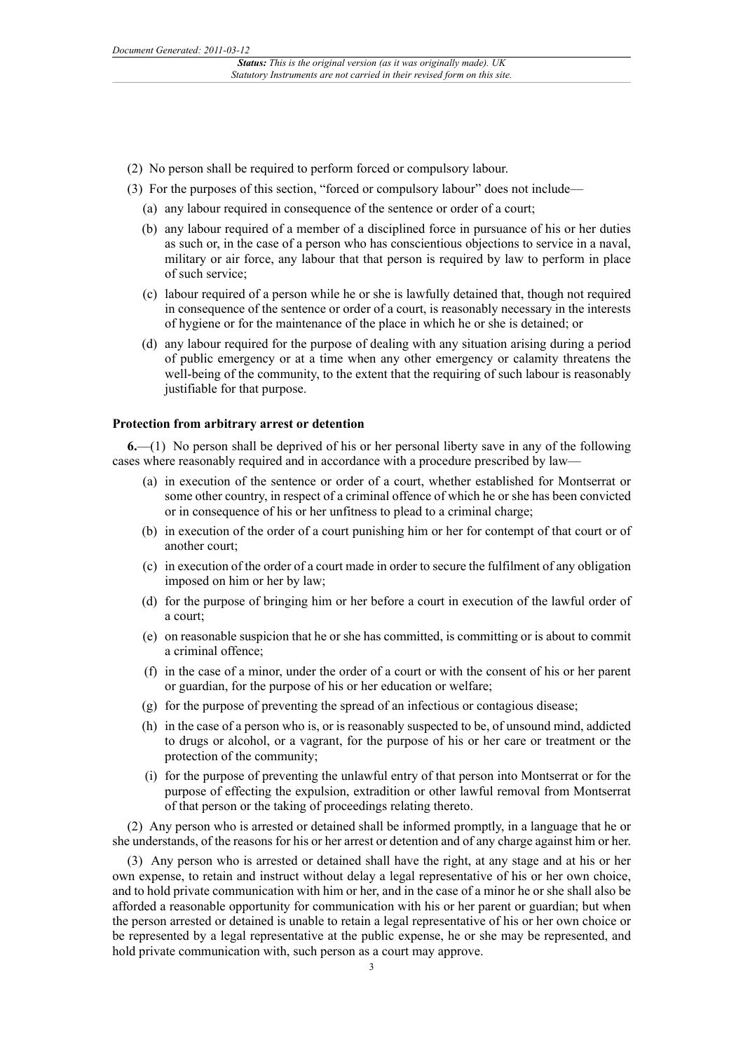(2) No person shall be required to perform forced or compulsory labour.

(3) For the purposes of this section, "forced or compulsory labour" does not include—

(a) any labour required in consequence of the sentence or order of a court;

(b) any labour required of a member of a disciplined force in pursuance of his or her duties as such or, in the case of a person who has conscientious objections to service in a naval, military or air force, any labour that that person is required by law to perform in place of such service;

(c) labour required of a person while he or she is lawfully detained that, though not required in consequence of the sentence or order of a court, is reasonably necessary in the interests of hygiene or for the maintenance of the place in which he or she is detained; or

(d) any labour required for the purpose of dealing with any situation arising during a period of public emergency or at a time when any other emergency or calamity threatens the well-being of the community, to the extent that the requiring of such labour is reasonably justifiable for that purpose.

**Protection from arbitrary arrest or detention**

**6.**—(1) No person shall be deprived of his or her personal liberty save in any of the following cases where reasonably required and in accordance with a procedure prescribed by law—

(a) in execution of the sentence or order of a court, whether established for Montserrat or some other country, in respect of a criminal offence of which he or she has been convicted or in consequence of his or her unfitness to plead to a criminal charge;

(b) in execution of the order of a court punishing him or her for contempt of that court or of another court;

(c) in execution of the order of a court made in order to secure the fulfilment of any obligation imposed on him or her by law;

(d) for the purpose of bringing him or her before a court in execution of the lawful order of a court;

(e) on reasonable suspicion that he or she has committed, is committing or is about to commit a criminal offence;

(f) in the case of a minor, under the order of a court or with the consent of his or her parent or guardian, for the purpose of his or her education or welfare;

(g) for the purpose of preventing the spread of an infectious or contagious disease;

(h) in the case of a person who is, or is reasonably suspected to be, of unsound mind, addicted to drugs or alcohol, or a vagrant, for the purpose of his or her care or treatment or the protection of the community;

(i) for the purpose of preventing the unlawful entry of that person into Montserrat or for the purpose of effecting the expulsion, extradition or other lawful removal from Montserrat of that person or the taking of proceedings relating thereto.

(2) Any person who is arrested or detained shall be informed promptly, in a language that he or she understands, of the reasons for his or her arrest or detention and of any charge against him or her.

(3) Any person who is arrested or detained shall have the right, at any stage and at his or her own expense, to retain and instruct without delay a legal representative of his or her own choice, and to hold private communication with him or her, and in the case of a minor he or she shall also be afforded a reasonable opportunity for communication with his or her parent or guardian; but when the person arrested or detained is unable to retain a legal representative of his or her own choice or be represented by a legal representative at the public expense, he or she may be represented, and hold private communication with, such person as a court may approve.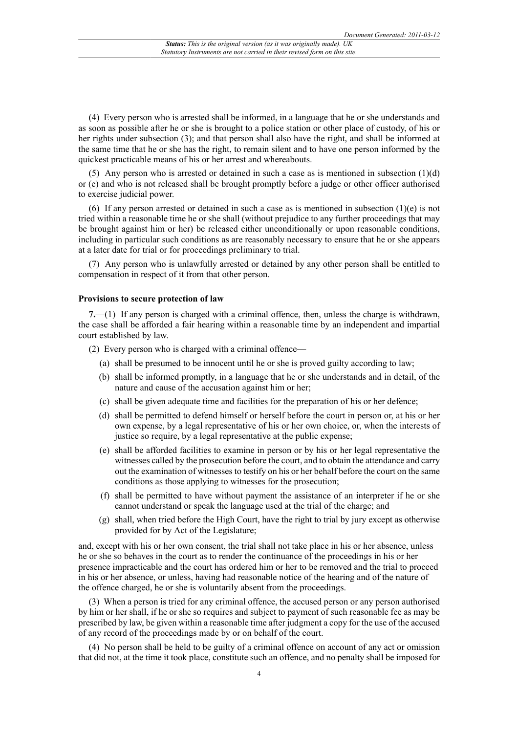(4) Every person who is arrested shall be informed, in a language that he or she understands and as soon as possible after he or she is brought to a police station or other place of custody, of his or her rights under subsection (3); and that person shall also have the right, and shall be informed at the same time that he or she has the right, to remain silent and to have one person informed by the quickest practicable means of his or her arrest and whereabouts.

(5) Any person who is arrested or detained in such a case as is mentioned in subsection (1)(d) or (e) and who is not released shall be brought promptly before a judge or other officer authorised to exercise judicial power.

(6) If any person arrested or detained in such a case as is mentioned in subsection (1)(e) is not tried within a reasonable time he or she shall (without prejudice to any further proceedings that may be brought against him or her) be released either unconditionally or upon reasonable conditions, including in particular such conditions as are reasonably necessary to ensure that he or she appears at a later date for trial or for proceedings preliminary to trial.

(7) Any person who is unlawfully arrested or detained by any other person shall be entitled to compensation in respect of it from that other person.

**Provisions to secure protection of law**

**7.**—(1) If any person is charged with a criminal offence, then, unless the charge is withdrawn, the case shall be afforded a fair hearing within a reasonable time by an independent and impartial court established by law.

(2) Every person who is charged with a criminal offence—

(a) shall be presumed to be innocent until he or she is proved guilty according to law;

(b) shall be informed promptly, in a language that he or she understands and in detail, of the nature and cause of the accusation against him or her;

(c) shall be given adequate time and facilities for the preparation of his or her defence;

(d) shall be permitted to defend himself or herself before the court in person or, at his or her own expense, by a legal representative of his or her own choice, or, when the interests of justice so require, by a legal representative at the public expense;

(e) shall be afforded facilities to examine in person or by his or her legal representative the witnesses called by the prosecution before the court, and to obtain the attendance and carry out the examination of witnesses to testify on his or her behalf before the court on the same conditions as those applying to witnesses for the prosecution;

(f) shall be permitted to have without payment the assistance of an interpreter if he or she cannot understand or speak the language used at the trial of the charge; and

(g) shall, when tried before the High Court, have the right to trial by jury except as otherwise provided for by Act of the Legislature;

and, except with his or her own consent, the trial shall not take place in his or her absence, unless he or she so behaves in the court as to render the continuance of the proceedings in his or her presence impracticable and the court has ordered him or her to be removed and the trial to proceed in his or her absence, or unless, having had reasonable notice of the hearing and of the nature of the offence charged, he or she is voluntarily absent from the proceedings.

(3) When a person is tried for any criminal offence, the accused person or any person authorised by him or her shall, if he or she so requires and subject to payment of such reasonable fee as may be prescribed by law, be given within a reasonable time after judgment a copy for the use of the accused of any record of the proceedings made by or on behalf of the court.

(4) No person shall be held to be guilty of a criminal offence on account of any act or omission that did not, at the time it took place, constitute such an offence, and no penalty shall be imposed for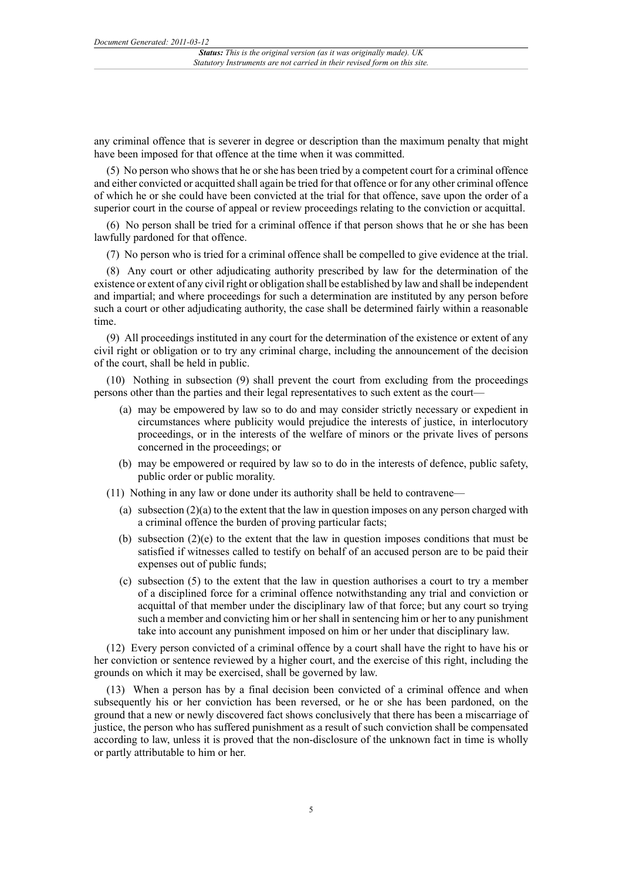any criminal offence that is severer in degree or description than the maximum penalty that might have been imposed for that offence at the time when it was committed.

(5) No person who shows that he or she has been tried by a competent court for a criminal offence and either convicted or acquitted shall again be tried for that offence or for any other criminal offence of which he or she could have been convicted at the trial for that offence, save upon the order of a superior court in the course of appeal or review proceedings relating to the conviction or acquittal.

(6) No person shall be tried for a criminal offence if that person shows that he or she has been lawfully pardoned for that offence.

(7) No person who is tried for a criminal offence shall be compelled to give evidence at the trial.

(8) Any court or other adjudicating authority prescribed by law for the determination of the existence or extent of any civil right or obligation shall be established by law and shall be independent and impartial; and where proceedings for such a determination are instituted by any person before such a court or other adjudicating authority, the case shall be determined fairly within a reasonable time.

(9) All proceedings instituted in any court for the determination of the existence or extent of any civil right or obligation or to try any criminal charge, including the announcement of the decision of the court, shall be held in public.

(10) Nothing in subsection (9) shall prevent the court from excluding from the proceedings persons other than the parties and their legal representatives to such extent as the court—

(a) may be empowered by law so to do and may consider strictly necessary or expedient in circumstances where publicity would prejudice the interests of justice, in interlocutory proceedings, or in the interests of the welfare of minors or the private lives of persons concerned in the proceedings; or

(b) may be empowered or required by law so to do in the interests of defence, public safety, public order or public morality.

(11) Nothing in any law or done under its authority shall be held to contravene—

(a) subsection (2)(a) to the extent that the law in question imposes on any person charged with a criminal offence the burden of proving particular facts;

(b) subsection (2)(e) to the extent that the law in question imposes conditions that must be satisfied if witnesses called to testify on behalf of an accused person are to be paid their expenses out of public funds;

(c) subsection (5) to the extent that the law in question authorises a court to try a member of a disciplined force for a criminal offence notwithstanding any trial and conviction or acquittal of that member under the disciplinary law of that force; but any court so trying such a member and convicting him or her shall in sentencing him or her to any punishment take into account any punishment imposed on him or her under that disciplinary law.

(12) Every person convicted of a criminal offence by a court shall have the right to have his or her conviction or sentence reviewed by a higher court, and the exercise of this right, including the grounds on which it may be exercised, shall be governed by law.

(13) When a person has by a final decision been convicted of a criminal offence and when subsequently his or her conviction has been reversed, or he or she has been pardoned, on the ground that a new or newly discovered fact shows conclusively that there has been a miscarriage of justice, the person who has suffered punishment as a result of such conviction shall be compensated according to law, unless it is proved that the non-disclosure of the unknown fact in time is wholly or partly attributable to him or her.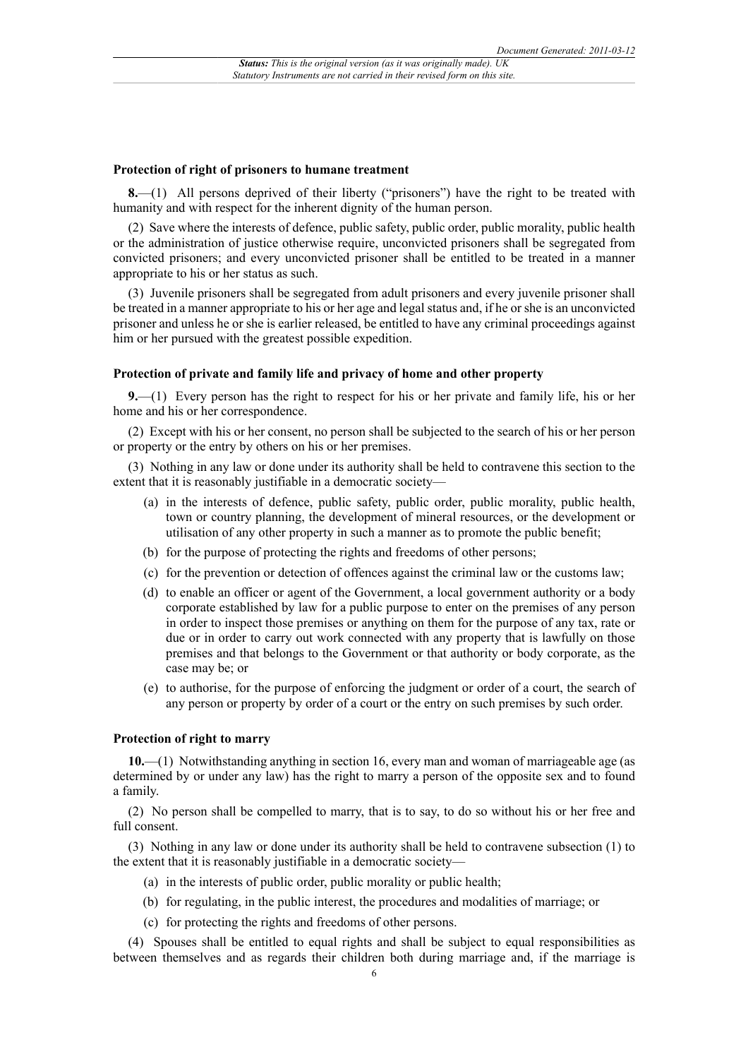### Protection of right of prisoners to humane treatment

**8.**—(1) All persons deprived of their liberty ("prisoners") have the right to be treated with humanity and with respect for the inherent dignity of the human person.

(2) Save where the interests of defence, public safety, public order, public morality, public health or the administration of justice otherwise require, unconvicted prisoners shall be segregated from convicted prisoners; and every unconvicted prisoner shall be entitled to be treated in a manner appropriate to his or her status as such.

(3) Juvenile prisoners shall be segregated from adult prisoners and every juvenile prisoner shall be treated in a manner appropriate to his or her age and legal status and, if he or she is an unconvicted prisoner and unless he or she is earlier released, be entitled to have any criminal proceedings against him or her pursued with the greatest possible expedition.

### Protection of private and family life and privacy of home and other property

**9.**—(1) Every person has the right to respect for his or her private and family life, his or her home and his or her correspondence.

(2) Except with his or her consent, no person shall be subjected to the search of his or her person or property or the entry by others on his or her premises.

(3) Nothing in any law or done under its authority shall be held to contravene this section to the extent that it is reasonably justifiable in a democratic society—

- (a) in the interests of defence, public safety, public order, public morality, public health, town or country planning, the development of mineral resources, or the development or utilisation of any other property in such a manner as to promote the public benefit;
- (b) for the purpose of protecting the rights and freedoms of other persons;
- (c) for the prevention or detection of offences against the criminal law or the customs law;
- (d) to enable an officer or agent of the Government, a local government authority or a body corporate established by law for a public purpose to enter on the premises of any person in order to inspect those premises or anything on them for the purpose of any tax, rate or due or in order to carry out work connected with any property that is lawfully on those premises and that belongs to the Government or that authority or body corporate, as the case may be; or
- (e) to authorise, for the purpose of enforcing the judgment or order of a court, the search of any person or property by order of a court or the entry on such premises by such order.

### Protection of right to marry

**10.**—(1) Notwithstanding anything in section 16, every man and woman of marriageable age (as determined by or under any law) has the right to marry a person of the opposite sex and to found a family.

(2) No person shall be compelled to marry, that is to say, to do so without his or her free and full consent.

(3) Nothing in any law or done under its authority shall be held to contravene subsection (1) to the extent that it is reasonably justifiable in a democratic society—

- (a) in the interests of public order, public morality or public health;
- (b) for regulating, in the public interest, the procedures and modalities of marriage; or
- (c) for protecting the rights and freedoms of other persons.

(4) Spouses shall be entitled to equal rights and shall be subject to equal responsibilities as between themselves and as regards their children both during marriage and, if the marriage is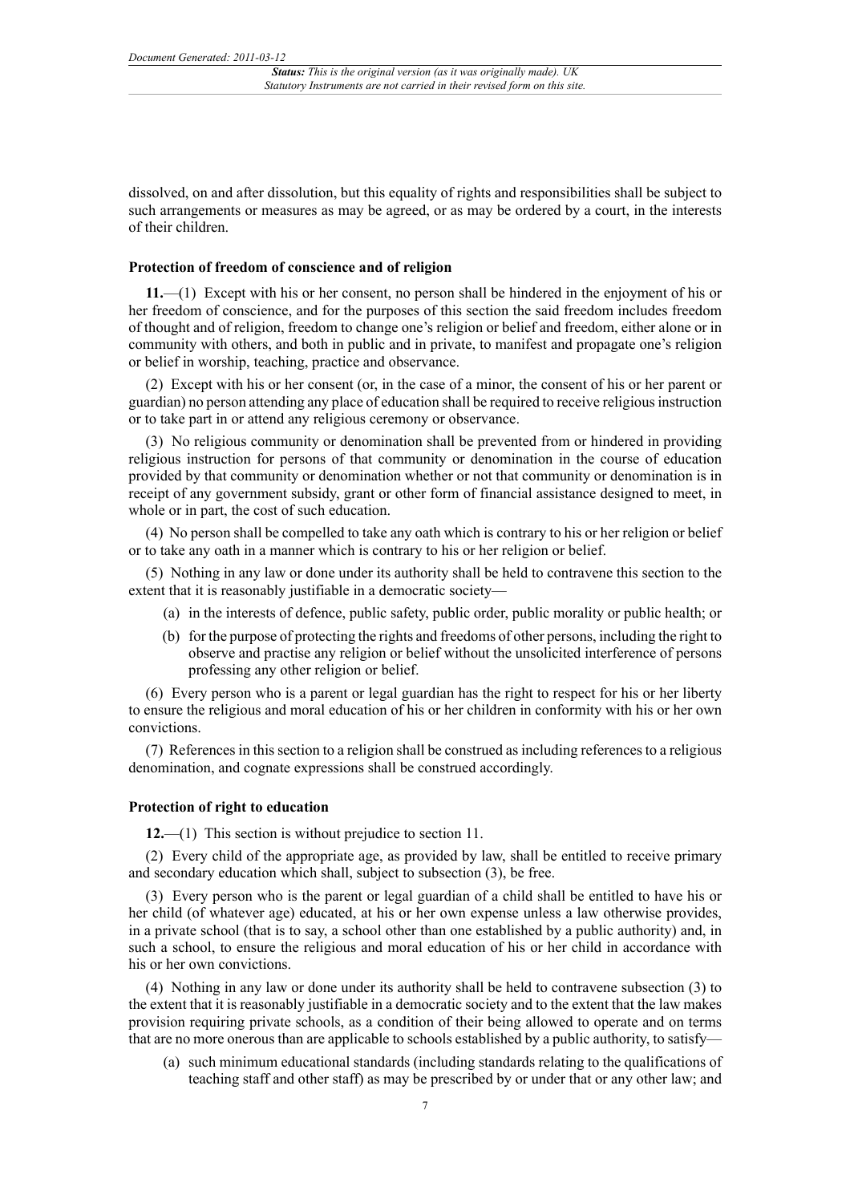dissolved, on and after dissolution, but this equality of rights and responsibilities shall be subject to such arrangements or measures as may be agreed, or as may be ordered by a court, in the interests of their children.

### Protection of freedom of conscience and of religion

**11.**—(1) Except with his or her consent, no person shall be hindered in the enjoyment of his or her freedom of conscience, and for the purposes of this section the said freedom includes freedom of thought and of religion, freedom to change one's religion or belief and freedom, either alone or in community with others, and both in public and in private, to manifest and propagate one's religion or belief in worship, teaching, practice and observance.

(2) Except with his or her consent (or, in the case of a minor, the consent of his or her parent or guardian) no person attending any place of education shall be required to receive religious instruction or to take part in or attend any religious ceremony or observance.

(3) No religious community or denomination shall be prevented from or hindered in providing religious instruction for persons of that community or denomination in the course of education provided by that community or denomination whether or not that community or denomination is in receipt of any government subsidy, grant or other form of financial assistance designed to meet, in whole or in part, the cost of such education.

(4) No person shall be compelled to take any oath which is contrary to his or her religion or belief or to take any oath in a manner which is contrary to his or her religion or belief.

(5) Nothing in any law or done under its authority shall be held to contravene this section to the extent that it is reasonably justifiable in a democratic society—

(a) in the interests of defence, public safety, public order, public morality or public health; or

(b) for the purpose of protecting the rights and freedoms of other persons, including the right to observe and practise any religion or belief without the unsolicited interference of persons professing any other religion or belief.

(6) Every person who is a parent or legal guardian has the right to respect for his or her liberty to ensure the religious and moral education of his or her children in conformity with his or her own convictions.

(7) References in this section to a religion shall be construed as including references to a religious denomination, and cognate expressions shall be construed accordingly.

### Protection of right to education

**12.**—(1) This section is without prejudice to section 11.

(2) Every child of the appropriate age, as provided by law, shall be entitled to receive primary and secondary education which shall, subject to subsection (3), be free.

(3) Every person who is the parent or legal guardian of a child shall be entitled to have his or her child (of whatever age) educated, at his or her own expense unless a law otherwise provides, in a private school (that is to say, a school other than one established by a public authority) and, in such a school, to ensure the religious and moral education of his or her child in accordance with his or her own convictions.

(4) Nothing in any law or done under its authority shall be held to contravene subsection (3) to the extent that it is reasonably justifiable in a democratic society and to the extent that the law makes provision requiring private schools, as a condition of their being allowed to operate and on terms that are no more onerous than are applicable to schools established by a public authority, to satisfy—

(a) such minimum educational standards (including standards relating to the qualifications of teaching staff and other staff) as may be prescribed by or under that or any other law; and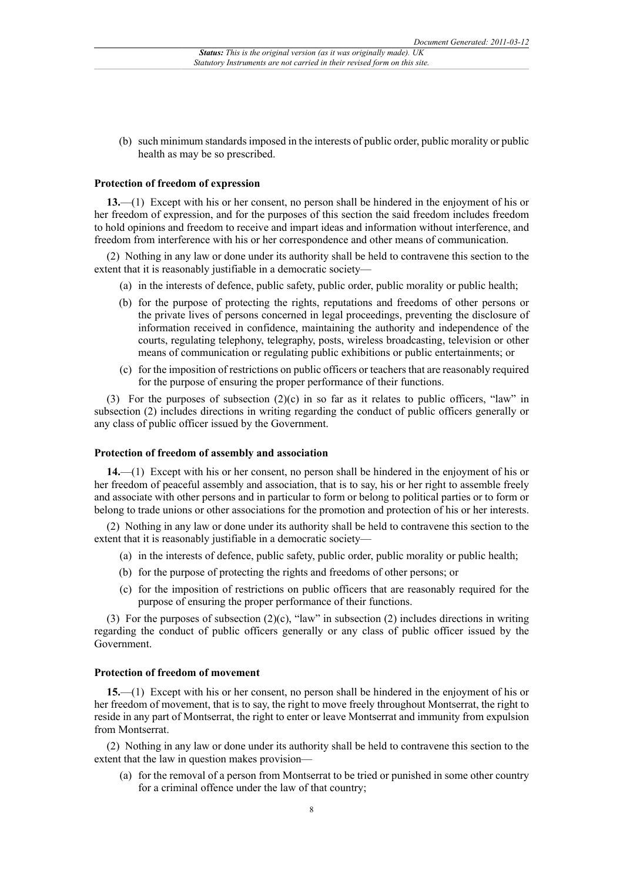(b) such minimum standards imposed in the interests of public order, public morality or public health as may be so prescribed.

### Protection of freedom of expression

**13.**—(1) Except with his or her consent, no person shall be hindered in the enjoyment of his or her freedom of expression, and for the purposes of this section the said freedom includes freedom to hold opinions and freedom to receive and impart ideas and information without interference, and freedom from interference with his or her correspondence and other means of communication.

(2) Nothing in any law or done under its authority shall be held to contravene this section to the extent that it is reasonably justifiable in a democratic society—

- (a) in the interests of defence, public safety, public order, public morality or public health;
- (b) for the purpose of protecting the rights, reputations and freedoms of other persons or the private lives of persons concerned in legal proceedings, preventing the disclosure of information received in confidence, maintaining the authority and independence of the courts, regulating telephony, telegraphy, posts, wireless broadcasting, television or other means of communication or regulating public exhibitions or public entertainments; or
- (c) for the imposition of restrictions on public officers or teachers that are reasonably required for the purpose of ensuring the proper performance of their functions.

(3) For the purposes of subsection (2)(c) in so far as it relates to public officers, "law" in subsection (2) includes directions in writing regarding the conduct of public officers generally or any class of public officer issued by the Government.

### Protection of freedom of assembly and association

**14.**—(1) Except with his or her consent, no person shall be hindered in the enjoyment of his or her freedom of peaceful assembly and association, that is to say, his or her right to assemble freely and associate with other persons and in particular to form or belong to political parties or to form or belong to trade unions or other associations for the promotion and protection of his or her interests.

(2) Nothing in any law or done under its authority shall be held to contravene this section to the extent that it is reasonably justifiable in a democratic society—

- (a) in the interests of defence, public safety, public order, public morality or public health;
- (b) for the purpose of protecting the rights and freedoms of other persons; or
- (c) for the imposition of restrictions on public officers that are reasonably required for the purpose of ensuring the proper performance of their functions.

(3) For the purposes of subsection (2)(c), "law" in subsection (2) includes directions in writing regarding the conduct of public officers generally or any class of public officer issued by the Government.

### Protection of freedom of movement

**15.**—(1) Except with his or her consent, no person shall be hindered in the enjoyment of his or her freedom of movement, that is to say, the right to move freely throughout Montserrat, the right to reside in any part of Montserrat, the right to enter or leave Montserrat and immunity from expulsion from Montserrat.

(2) Nothing in any law or done under its authority shall be held to contravene this section to the extent that the law in question makes provision—

- (a) for the removal of a person from Montserrat to be tried or punished in some other country for a criminal offence under the law of that country;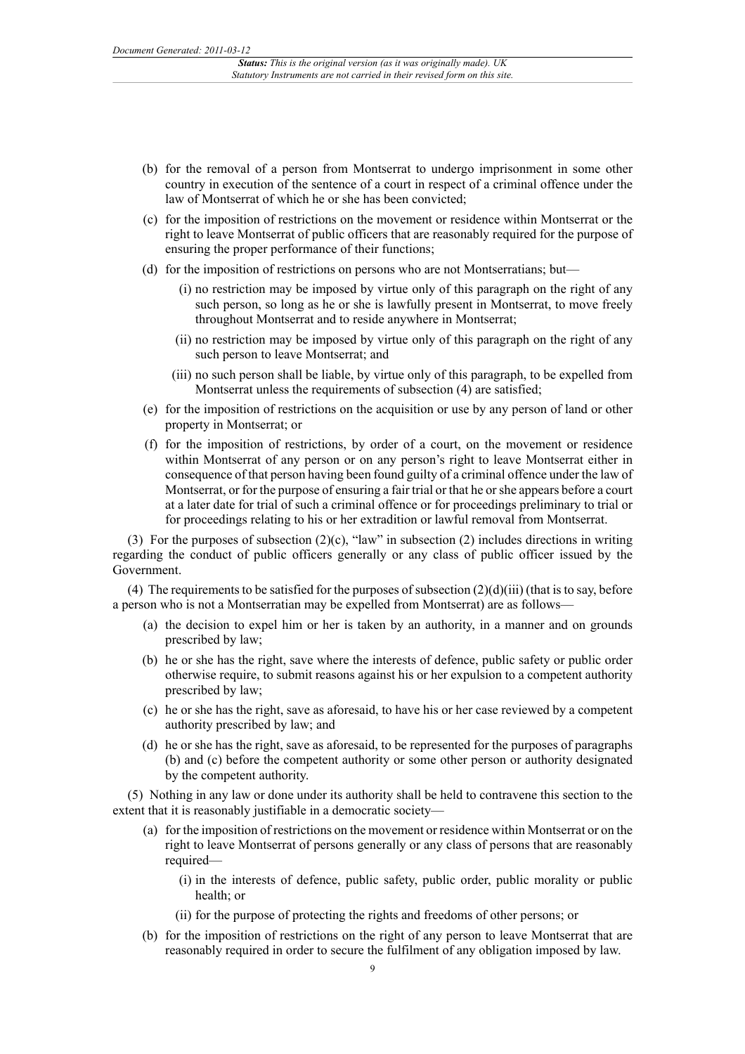(b) for the removal of a person from Montserrat to undergo imprisonment in some other country in execution of the sentence of a court in respect of a criminal offence under the law of Montserrat of which he or she has been convicted;

(c) for the imposition of restrictions on the movement or residence within Montserrat or the right to leave Montserrat of public officers that are reasonably required for the purpose of ensuring the proper performance of their functions;

(d) for the imposition of restrictions on persons who are not Montserratians; but—

(i) no restriction may be imposed by virtue only of this paragraph on the right of any such person, so long as he or she is lawfully present in Montserrat, to move freely throughout Montserrat and to reside anywhere in Montserrat;

(ii) no restriction may be imposed by virtue only of this paragraph on the right of any such person to leave Montserrat; and

(iii) no such person shall be liable, by virtue only of this paragraph, to be expelled from Montserrat unless the requirements of subsection (4) are satisfied;

(e) for the imposition of restrictions on the acquisition or use by any person of land or other property in Montserrat; or

(f) for the imposition of restrictions, by order of a court, on the movement or residence within Montserrat of any person or on any person's right to leave Montserrat either in consequence of that person having been found guilty of a criminal offence under the law of Montserrat, or for the purpose of ensuring a fair trial or that he or she appears before a court at a later date for trial of such a criminal offence or for proceedings preliminary to trial or for proceedings relating to his or her extradition or lawful removal from Montserrat.

(3) For the purposes of subsection (2)(c), "law" in subsection (2) includes directions in writing regarding the conduct of public officers generally or any class of public officer issued by the Government.

(4) The requirements to be satisfied for the purposes of subsection (2)(d)(iii) (that is to say, before a person who is not a Montserratian may be expelled from Montserrat) are as follows—

(a) the decision to expel him or her is taken by an authority, in a manner and on grounds prescribed by law;

(b) he or she has the right, save where the interests of defence, public safety or public order otherwise require, to submit reasons against his or her expulsion to a competent authority prescribed by law;

(c) he or she has the right, save as aforesaid, to have his or her case reviewed by a competent authority prescribed by law; and

(d) he or she has the right, save as aforesaid, to be represented for the purposes of paragraphs (b) and (c) before the competent authority or some other person or authority designated by the competent authority.

(5) Nothing in any law or done under its authority shall be held to contravene this section to the extent that it is reasonably justifiable in a democratic society—

(a) for the imposition of restrictions on the movement or residence within Montserrat or on the right to leave Montserrat of persons generally or any class of persons that are reasonably required—

(i) in the interests of defence, public safety, public order, public morality or public health; or

(ii) for the purpose of protecting the rights and freedoms of other persons; or

(b) for the imposition of restrictions on the right of any person to leave Montserrat that are reasonably required in order to secure the fulfilment of any obligation imposed by law.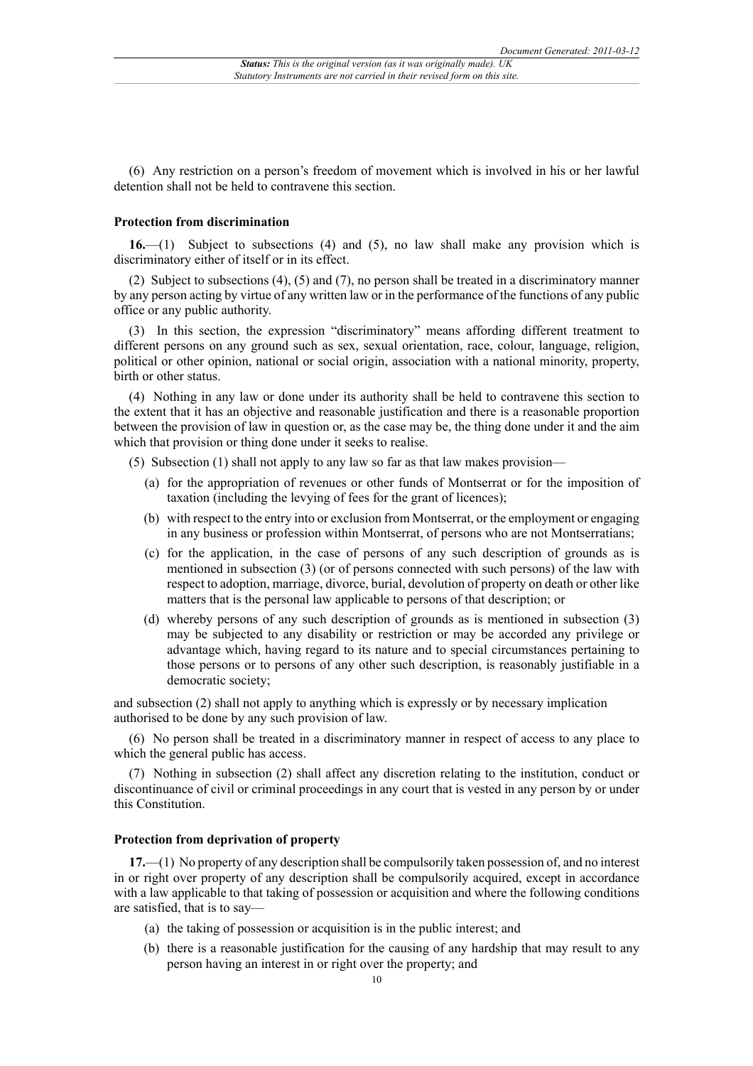(6) Any restriction on a person's freedom of movement which is involved in his or her lawful detention shall not be held to contravene this section.

### Protection from discrimination

**16.**—(1) Subject to subsections (4) and (5), no law shall make any provision which is discriminatory either of itself or in its effect.

(2) Subject to subsections (4), (5) and (7), no person shall be treated in a discriminatory manner by any person acting by virtue of any written law or in the performance of the functions of any public office or any public authority.

(3) In this section, the expression "discriminatory" means affording different treatment to different persons on any ground such as sex, sexual orientation, race, colour, language, religion, political or other opinion, national or social origin, association with a national minority, property, birth or other status.

(4) Nothing in any law or done under its authority shall be held to contravene this section to the extent that it has an objective and reasonable justification and there is a reasonable proportion between the provision of law in question or, as the case may be, the thing done under it and the aim which that provision or thing done under it seeks to realise.

(5) Subsection (1) shall not apply to any law so far as that law makes provision—

(a) for the appropriation of revenues or other funds of Montserrat or for the imposition of taxation (including the levying of fees for the grant of licences);

(b) with respect to the entry into or exclusion from Montserrat, or the employment or engaging in any business or profession within Montserrat, of persons who are not Montserratians;

(c) for the application, in the case of persons of any such description of grounds as is mentioned in subsection (3) (or of persons connected with such persons) of the law with respect to adoption, marriage, divorce, burial, devolution of property on death or other like matters that is the personal law applicable to persons of that description; or

(d) whereby persons of any such description of grounds as is mentioned in subsection (3) may be subjected to any disability or restriction or may be accorded any privilege or advantage which, having regard to its nature and to special circumstances pertaining to those persons or to persons of any other such description, is reasonably justifiable in a democratic society;

and subsection (2) shall not apply to anything which is expressly or by necessary implication authorised to be done by any such provision of law.

(6) No person shall be treated in a discriminatory manner in respect of access to any place to which the general public has access.

(7) Nothing in subsection (2) shall affect any discretion relating to the institution, conduct or discontinuance of civil or criminal proceedings in any court that is vested in any person by or under this Constitution.

### Protection from deprivation of property

**17.**—(1) No property of any description shall be compulsorily taken possession of, and no interest in or right over property of any description shall be compulsorily acquired, except in accordance with a law applicable to that taking of possession or acquisition and where the following conditions are satisfied, that is to say—

(a) the taking of possession or acquisition is in the public interest; and

(b) there is a reasonable justification for the causing of any hardship that may result to any person having an interest in or right over the property; and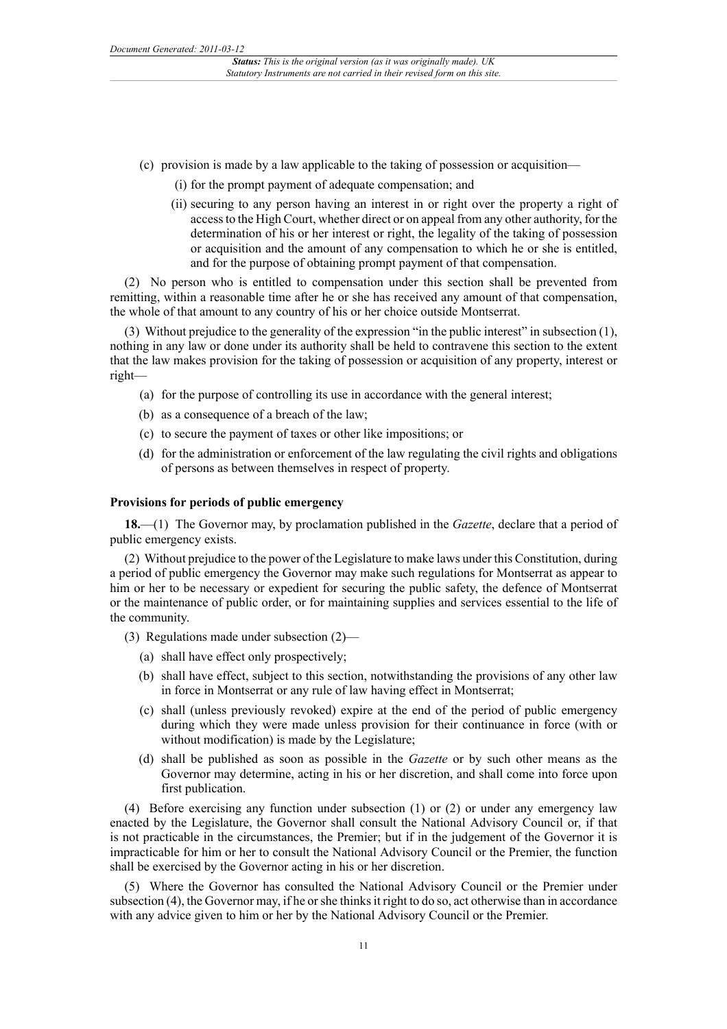(c) provision is made by a law applicable to the taking of possession or acquisition—

  (i) for the prompt payment of adequate compensation; and

  (ii) securing to any person having an interest in or right over the property a right of access to the High Court, whether direct or on appeal from any other authority, for the determination of his or her interest or right, the legality of the taking of possession or acquisition and the amount of any compensation to which he or she is entitled, and for the purpose of obtaining prompt payment of that compensation.

(2) No person who is entitled to compensation under this section shall be prevented from remitting, within a reasonable time after he or she has received any amount of that compensation, the whole of that amount to any country of his or her choice outside Montserrat.

(3) Without prejudice to the generality of the expression "in the public interest" in subsection (1), nothing in any law or done under its authority shall be held to contravene this section to the extent that the law makes provision for the taking of possession or acquisition of any property, interest or right—

(a) for the purpose of controlling its use in accordance with the general interest;

(b) as a consequence of a breach of the law;

(c) to secure the payment of taxes or other like impositions; or

(d) for the administration or enforcement of the law regulating the civil rights and obligations of persons as between themselves in respect of property.

**Provisions for periods of public emergency**

**18.**—(1) The Governor may, by proclamation published in the *Gazette*, declare that a period of public emergency exists.

(2) Without prejudice to the power of the Legislature to make laws under this Constitution, during a period of public emergency the Governor may make such regulations for Montserrat as appear to him or her to be necessary or expedient for securing the public safety, the defence of Montserrat or the maintenance of public order, or for maintaining supplies and services essential to the life of the community.

(3) Regulations made under subsection (2)—

(a) shall have effect only prospectively;

(b) shall have effect, subject to this section, notwithstanding the provisions of any other law in force in Montserrat or any rule of law having effect in Montserrat;

(c) shall (unless previously revoked) expire at the end of the period of public emergency during which they were made unless provision for their continuance in force (with or without modification) is made by the Legislature;

(d) shall be published as soon as possible in the *Gazette* or by such other means as the Governor may determine, acting in his or her discretion, and shall come into force upon first publication.

(4) Before exercising any function under subsection (1) or (2) or under any emergency law enacted by the Legislature, the Governor shall consult the National Advisory Council or, if that is not practicable in the circumstances, the Premier; but if in the judgement of the Governor it is impracticable for him or her to consult the National Advisory Council or the Premier, the function shall be exercised by the Governor acting in his or her discretion.

(5) Where the Governor has consulted the National Advisory Council or the Premier under subsection (4), the Governor may, if he or she thinks it right to do so, act otherwise than in accordance with any advice given to him or her by the National Advisory Council or the Premier.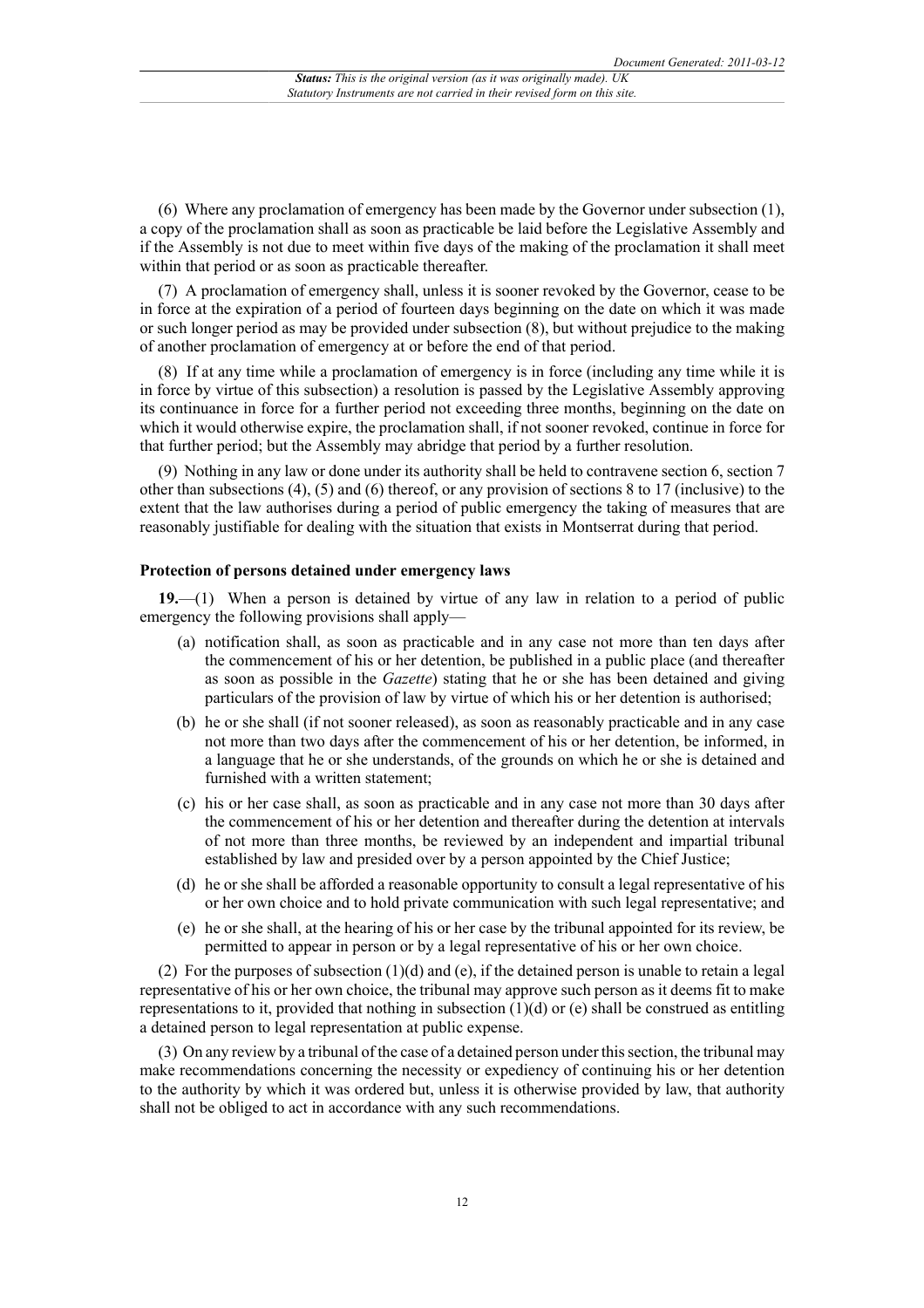(6) Where any proclamation of emergency has been made by the Governor under subsection (1), a copy of the proclamation shall as soon as practicable be laid before the Legislative Assembly and if the Assembly is not due to meet within five days of the making of the proclamation it shall meet within that period or as soon as practicable thereafter.

(7) A proclamation of emergency shall, unless it is sooner revoked by the Governor, cease to be in force at the expiration of a period of fourteen days beginning on the date on which it was made or such longer period as may be provided under subsection (8), but without prejudice to the making of another proclamation of emergency at or before the end of that period.

(8) If at any time while a proclamation of emergency is in force (including any time while it is in force by virtue of this subsection) a resolution is passed by the Legislative Assembly approving its continuance in force for a further period not exceeding three months, beginning on the date on which it would otherwise expire, the proclamation shall, if not sooner revoked, continue in force for that further period; but the Assembly may abridge that period by a further resolution.

(9) Nothing in any law or done under its authority shall be held to contravene section 6, section 7 other than subsections (4), (5) and (6) thereof, or any provision of sections 8 to 17 (inclusive) to the extent that the law authorises during a period of public emergency the taking of measures that are reasonably justifiable for dealing with the situation that exists in Montserrat during that period.

**Protection of persons detained under emergency laws**

**19.**—(1) When a person is detained by virtue of any law in relation to a period of public emergency the following provisions shall apply—

(a) notification shall, as soon as practicable and in any case not more than ten days after the commencement of his or her detention, be published in a public place (and thereafter as soon as possible in the *Gazette*) stating that he or she has been detained and giving particulars of the provision of law by virtue of which his or her detention is authorised;

(b) he or she shall (if not sooner released), as soon as reasonably practicable and in any case not more than two days after the commencement of his or her detention, be informed, in a language that he or she understands, of the grounds on which he or she is detained and furnished with a written statement;

(c) his or her case shall, as soon as practicable and in any case not more than 30 days after the commencement of his or her detention and thereafter during the detention at intervals of not more than three months, be reviewed by an independent and impartial tribunal established by law and presided over by a person appointed by the Chief Justice;

(d) he or she shall be afforded a reasonable opportunity to consult a legal representative of his or her own choice and to hold private communication with such legal representative; and

(e) he or she shall, at the hearing of his or her case by the tribunal appointed for its review, be permitted to appear in person or by a legal representative of his or her own choice.

(2) For the purposes of subsection (1)(d) and (e), if the detained person is unable to retain a legal representative of his or her own choice, the tribunal may approve such person as it deems fit to make representations to it, provided that nothing in subsection (1)(d) or (e) shall be construed as entitling a detained person to legal representation at public expense.

(3) On any review by a tribunal of the case of a detained person under this section, the tribunal may make recommendations concerning the necessity or expediency of continuing his or her detention to the authority by which it was ordered but, unless it is otherwise provided by law, that authority shall not be obliged to act in accordance with any such recommendations.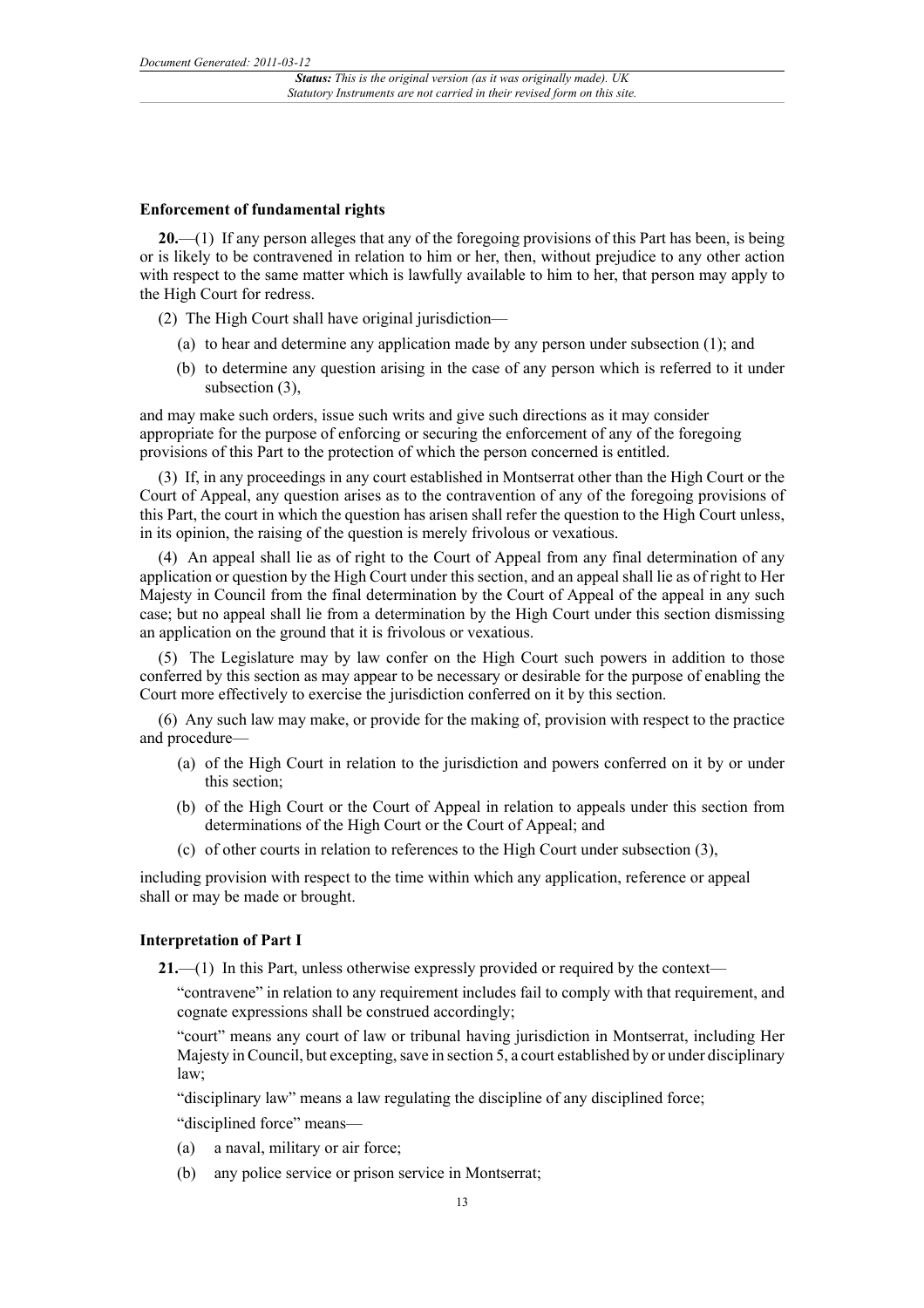**Enforcement of fundamental rights**

**20.**—(1) If any person alleges that any of the foregoing provisions of this Part has been, is being or is likely to be contravened in relation to him or her, then, without prejudice to any other action with respect to the same matter which is lawfully available to him to her, that person may apply to the High Court for redress.

(2) The High Court shall have original jurisdiction—

- (a) to hear and determine any application made by any person under subsection (1); and
- (b) to determine any question arising in the case of any person which is referred to it under subsection (3),

and may make such orders, issue such writs and give such directions as it may consider appropriate for the purpose of enforcing or securing the enforcement of any of the foregoing provisions of this Part to the protection of which the person concerned is entitled.

(3) If, in any proceedings in any court established in Montserrat other than the High Court or the Court of Appeal, any question arises as to the contravention of any of the foregoing provisions of this Part, the court in which the question has arisen shall refer the question to the High Court unless, in its opinion, the raising of the question is merely frivolous or vexatious.

(4) An appeal shall lie as of right to the Court of Appeal from any final determination of any application or question by the High Court under this section, and an appeal shall lie as of right to Her Majesty in Council from the final determination by the Court of Appeal of the appeal in any such case; but no appeal shall lie from a determination by the High Court under this section dismissing an application on the ground that it is frivolous or vexatious.

(5) The Legislature may by law confer on the High Court such powers in addition to those conferred by this section as may appear to be necessary or desirable for the purpose of enabling the Court more effectively to exercise the jurisdiction conferred on it by this section.

(6) Any such law may make, or provide for the making of, provision with respect to the practice and procedure—

- (a) of the High Court in relation to the jurisdiction and powers conferred on it by or under this section;
- (b) of the High Court or the Court of Appeal in relation to appeals under this section from determinations of the High Court or the Court of Appeal; and
- (c) of other courts in relation to references to the High Court under subsection (3),

including provision with respect to the time within which any application, reference or appeal shall or may be made or brought.

**Interpretation of Part I**

**21.**—(1) In this Part, unless otherwise expressly provided or required by the context—

"contravene" in relation to any requirement includes fail to comply with that requirement, and cognate expressions shall be construed accordingly;

"court" means any court of law or tribunal having jurisdiction in Montserrat, including Her Majesty in Council, but excepting, save in section 5, a court established by or under disciplinary law;

"disciplinary law" means a law regulating the discipline of any disciplined force;

"disciplined force" means—

- (a) a naval, military or air force;
- (b) any police service or prison service in Montserrat;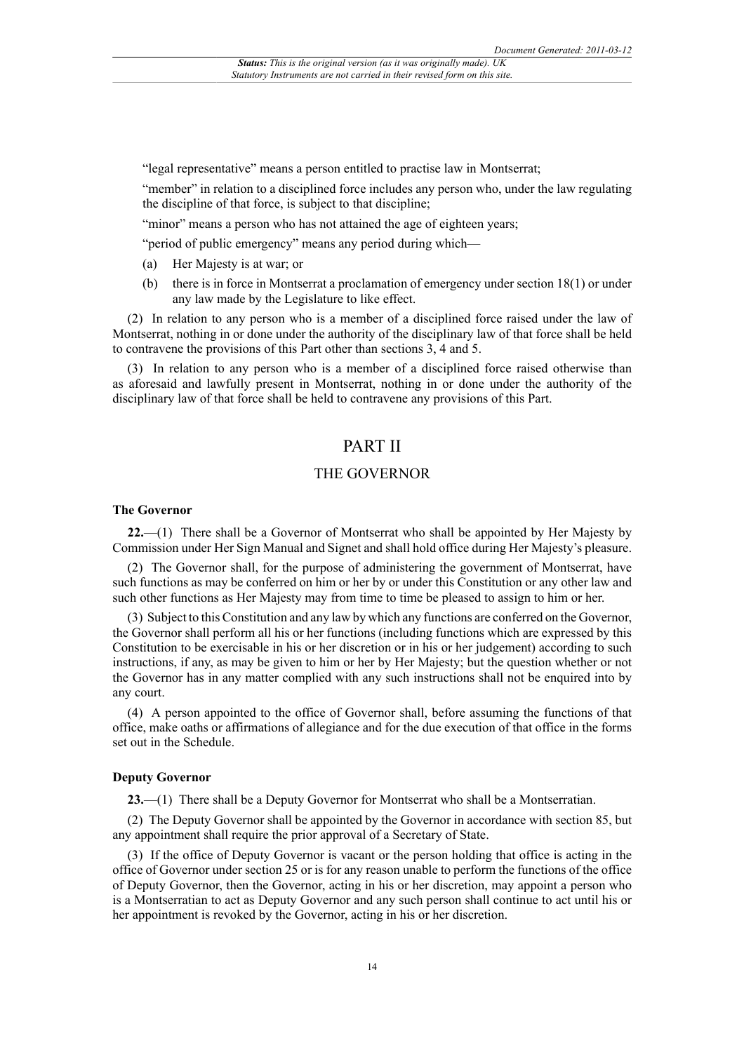"legal representative" means a person entitled to practise law in Montserrat;

"member" in relation to a disciplined force includes any person who, under the law regulating the discipline of that force, is subject to that discipline;

"minor" means a person who has not attained the age of eighteen years;

"period of public emergency" means any period during which—

(a) Her Majesty is at war; or

(b) there is in force in Montserrat a proclamation of emergency under section 18(1) or under any law made by the Legislature to like effect.

(2) In relation to any person who is a member of a disciplined force raised under the law of Montserrat, nothing in or done under the authority of the disciplinary law of that force shall be held to contravene the provisions of this Part other than sections 3, 4 and 5.

(3) In relation to any person who is a member of a disciplined force raised otherwise than as aforesaid and lawfully present in Montserrat, nothing in or done under the authority of the disciplinary law of that force shall be held to contravene any provisions of this Part.

# PART II

## THE GOVERNOR

### The Governor

**22.**—(1) There shall be a Governor of Montserrat who shall be appointed by Her Majesty by Commission under Her Sign Manual and Signet and shall hold office during Her Majesty's pleasure.

(2) The Governor shall, for the purpose of administering the government of Montserrat, have such functions as may be conferred on him or her by or under this Constitution or any other law and such other functions as Her Majesty may from time to time be pleased to assign to him or her.

(3) Subject to this Constitution and any law by which any functions are conferred on the Governor, the Governor shall perform all his or her functions (including functions which are expressed by this Constitution to be exercisable in his or her discretion or in his or her judgement) according to such instructions, if any, as may be given to him or her by Her Majesty; but the question whether or not the Governor has in any matter complied with any such instructions shall not be enquired into by any court.

(4) A person appointed to the office of Governor shall, before assuming the functions of that office, make oaths or affirmations of allegiance and for the due execution of that office in the forms set out in the Schedule.

### Deputy Governor

**23.**—(1) There shall be a Deputy Governor for Montserrat who shall be a Montserratian.

(2) The Deputy Governor shall be appointed by the Governor in accordance with section 85, but any appointment shall require the prior approval of a Secretary of State.

(3) If the office of Deputy Governor is vacant or the person holding that office is acting in the office of Governor under section 25 or is for any reason unable to perform the functions of the office of Deputy Governor, then the Governor, acting in his or her discretion, may appoint a person who is a Montserratian to act as Deputy Governor and any such person shall continue to act until his or her appointment is revoked by the Governor, acting in his or her discretion.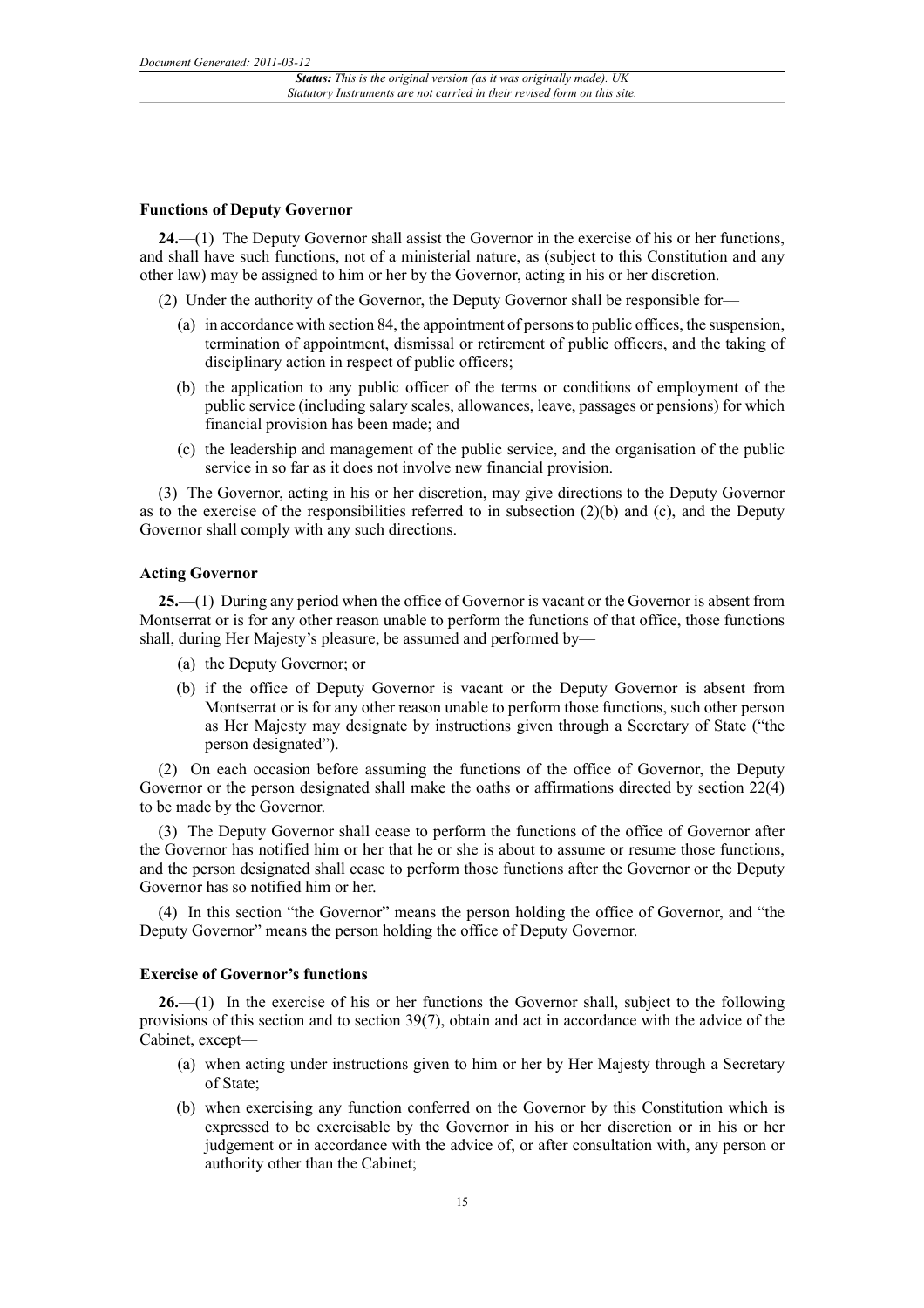**Functions of Deputy Governor**

**24.**—(1) The Deputy Governor shall assist the Governor in the exercise of his or her functions, and shall have such functions, not of a ministerial nature, as (subject to this Constitution and any other law) may be assigned to him or her by the Governor, acting in his or her discretion.

(2) Under the authority of the Governor, the Deputy Governor shall be responsible for—

(a) in accordance with section 84, the appointment of persons to public offices, the suspension, termination of appointment, dismissal or retirement of public officers, and the taking of disciplinary action in respect of public officers;

(b) the application to any public officer of the terms or conditions of employment of the public service (including salary scales, allowances, leave, passages or pensions) for which financial provision has been made; and

(c) the leadership and management of the public service, and the organisation of the public service in so far as it does not involve new financial provision.

(3) The Governor, acting in his or her discretion, may give directions to the Deputy Governor as to the exercise of the responsibilities referred to in subsection (2)(b) and (c), and the Deputy Governor shall comply with any such directions.

**Acting Governor**

**25.**—(1) During any period when the office of Governor is vacant or the Governor is absent from Montserrat or is for any other reason unable to perform the functions of that office, those functions shall, during Her Majesty's pleasure, be assumed and performed by—

(a) the Deputy Governor; or

(b) if the office of Deputy Governor is vacant or the Deputy Governor is absent from Montserrat or is for any other reason unable to perform those functions, such other person as Her Majesty may designate by instructions given through a Secretary of State ("the person designated").

(2) On each occasion before assuming the functions of the office of Governor, the Deputy Governor or the person designated shall make the oaths or affirmations directed by section 22(4) to be made by the Governor.

(3) The Deputy Governor shall cease to perform the functions of the office of Governor after the Governor has notified him or her that he or she is about to assume or resume those functions, and the person designated shall cease to perform those functions after the Governor or the Deputy Governor has so notified him or her.

(4) In this section "the Governor" means the person holding the office of Governor, and "the Deputy Governor" means the person holding the office of Deputy Governor.

**Exercise of Governor's functions**

**26.**—(1) In the exercise of his or her functions the Governor shall, subject to the following provisions of this section and to section 39(7), obtain and act in accordance with the advice of the Cabinet, except—

(a) when acting under instructions given to him or her by Her Majesty through a Secretary of State;

(b) when exercising any function conferred on the Governor by this Constitution which is expressed to be exercisable by the Governor in his or her discretion or in his or her judgement or in accordance with the advice of, or after consultation with, any person or authority other than the Cabinet;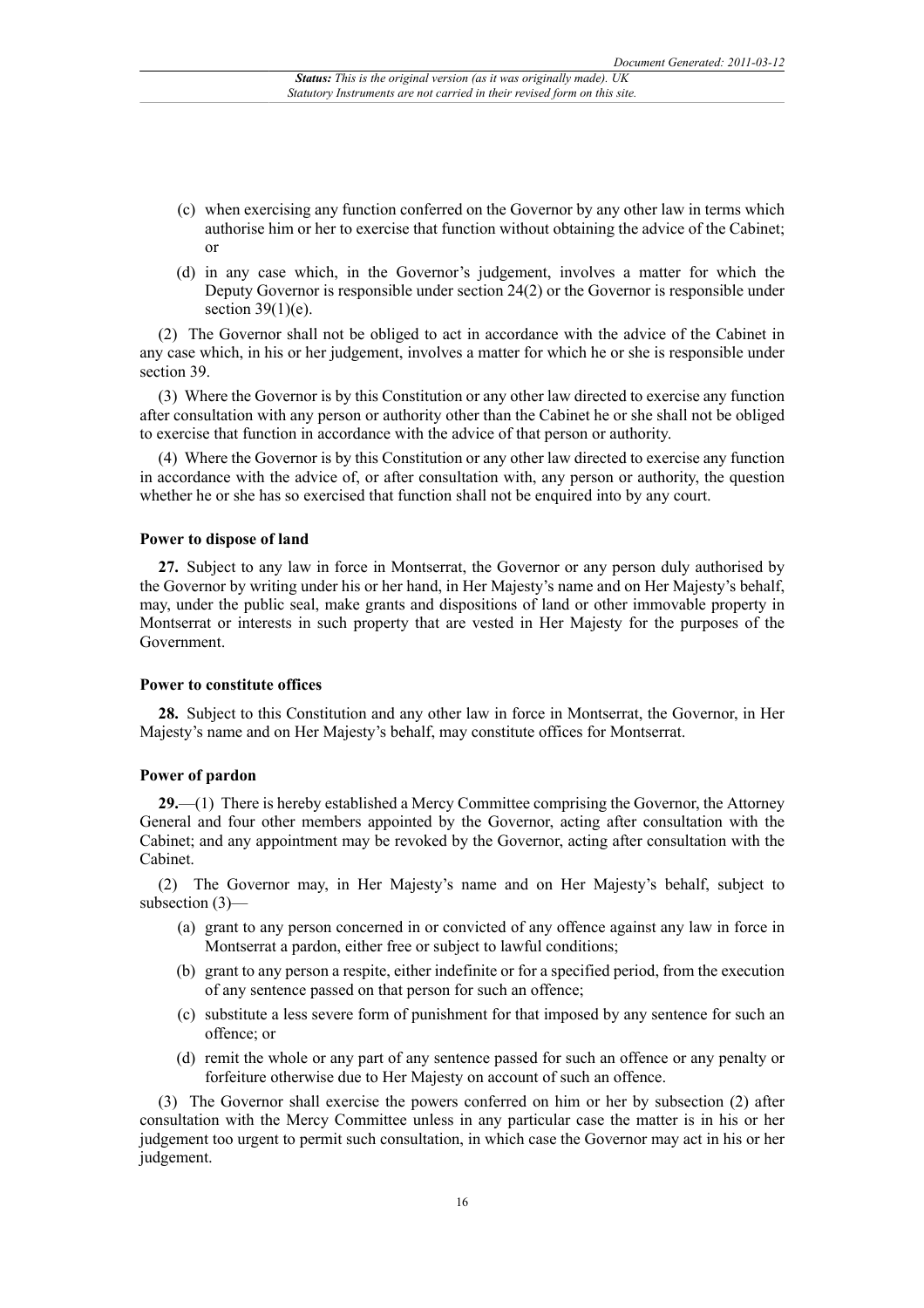(c) when exercising any function conferred on the Governor by any other law in terms which authorise him or her to exercise that function without obtaining the advice of the Cabinet; or

(d) in any case which, in the Governor's judgement, involves a matter for which the Deputy Governor is responsible under section 24(2) or the Governor is responsible under section 39(1)(e).

(2) The Governor shall not be obliged to act in accordance with the advice of the Cabinet in any case which, in his or her judgement, involves a matter for which he or she is responsible under section 39.

(3) Where the Governor is by this Constitution or any other law directed to exercise any function after consultation with any person or authority other than the Cabinet he or she shall not be obliged to exercise that function in accordance with the advice of that person or authority.

(4) Where the Governor is by this Constitution or any other law directed to exercise any function in accordance with the advice of, or after consultation with, any person or authority, the question whether he or she has so exercised that function shall not be enquired into by any court.

**Power to dispose of land**

**27.** Subject to any law in force in Montserrat, the Governor or any person duly authorised by the Governor by writing under his or her hand, in Her Majesty's name and on Her Majesty's behalf, may, under the public seal, make grants and dispositions of land or other immovable property in Montserrat or interests in such property that are vested in Her Majesty for the purposes of the Government.

**Power to constitute offices**

**28.** Subject to this Constitution and any other law in force in Montserrat, the Governor, in Her Majesty's name and on Her Majesty's behalf, may constitute offices for Montserrat.

**Power of pardon**

**29.**—(1) There is hereby established a Mercy Committee comprising the Governor, the Attorney General and four other members appointed by the Governor, acting after consultation with the Cabinet; and any appointment may be revoked by the Governor, acting after consultation with the Cabinet.

(2) The Governor may, in Her Majesty's name and on Her Majesty's behalf, subject to subsection (3)—

(a) grant to any person concerned in or convicted of any offence against any law in force in Montserrat a pardon, either free or subject to lawful conditions;

(b) grant to any person a respite, either indefinite or for a specified period, from the execution of any sentence passed on that person for such an offence;

(c) substitute a less severe form of punishment for that imposed by any sentence for such an offence; or

(d) remit the whole or any part of any sentence passed for such an offence or any penalty or forfeiture otherwise due to Her Majesty on account of such an offence.

(3) The Governor shall exercise the powers conferred on him or her by subsection (2) after consultation with the Mercy Committee unless in any particular case the matter is in his or her judgement too urgent to permit such consultation, in which case the Governor may act in his or her judgement.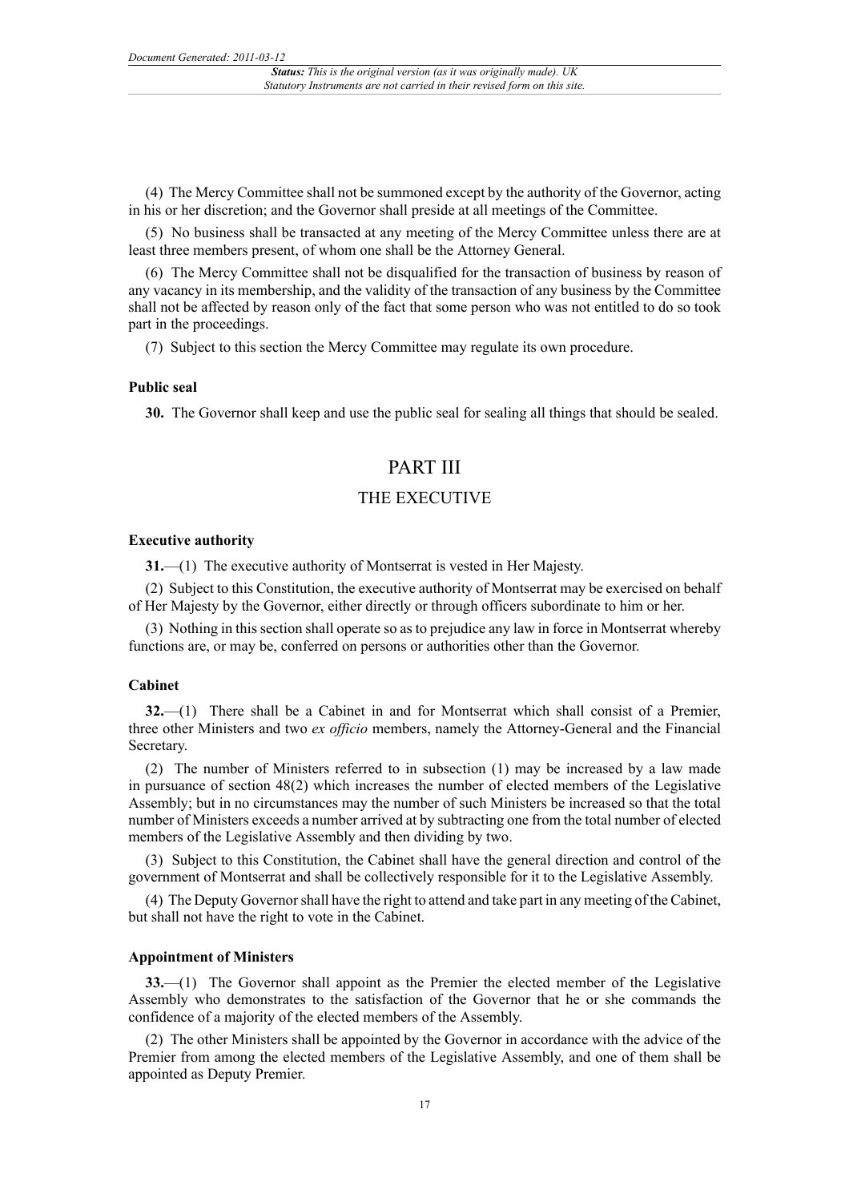(4) The Mercy Committee shall not be summoned except by the authority of the Governor, acting in his or her discretion; and the Governor shall preside at all meetings of the Committee.

(5) No business shall be transacted at any meeting of the Mercy Committee unless there are at least three members present, of whom one shall be the Attorney General.

(6) The Mercy Committee shall not be disqualified for the transaction of business by reason of any vacancy in its membership, and the validity of the transaction of any business by the Committee shall not be affected by reason only of the fact that some person who was not entitled to do so took part in the proceedings.

(7) Subject to this section the Mercy Committee may regulate its own procedure.

**Public seal**

**30.** The Governor shall keep and use the public seal for sealing all things that should be sealed.

## PART III

## THE EXECUTIVE

**Executive authority**

**31.**—(1) The executive authority of Montserrat is vested in Her Majesty.

(2) Subject to this Constitution, the executive authority of Montserrat may be exercised on behalf of Her Majesty by the Governor, either directly or through officers subordinate to him or her.

(3) Nothing in this section shall operate so as to prejudice any law in force in Montserrat whereby functions are, or may be, conferred on persons or authorities other than the Governor.

**Cabinet**

**32.**—(1) There shall be a Cabinet in and for Montserrat which shall consist of a Premier, three other Ministers and two *ex officio* members, namely the Attorney-General and the Financial Secretary.

(2) The number of Ministers referred to in subsection (1) may be increased by a law made in pursuance of section 48(2) which increases the number of elected members of the Legislative Assembly; but in no circumstances may the number of such Ministers be increased so that the total number of Ministers exceeds a number arrived at by subtracting one from the total number of elected members of the Legislative Assembly and then dividing by two.

(3) Subject to this Constitution, the Cabinet shall have the general direction and control of the government of Montserrat and shall be collectively responsible for it to the Legislative Assembly.

(4) The Deputy Governor shall have the right to attend and take part in any meeting of the Cabinet, but shall not have the right to vote in the Cabinet.

**Appointment of Ministers**

**33.**—(1) The Governor shall appoint as the Premier the elected member of the Legislative Assembly who demonstrates to the satisfaction of the Governor that he or she commands the confidence of a majority of the elected members of the Assembly.

(2) The other Ministers shall be appointed by the Governor in accordance with the advice of the Premier from among the elected members of the Legislative Assembly, and one of them shall be appointed as Deputy Premier.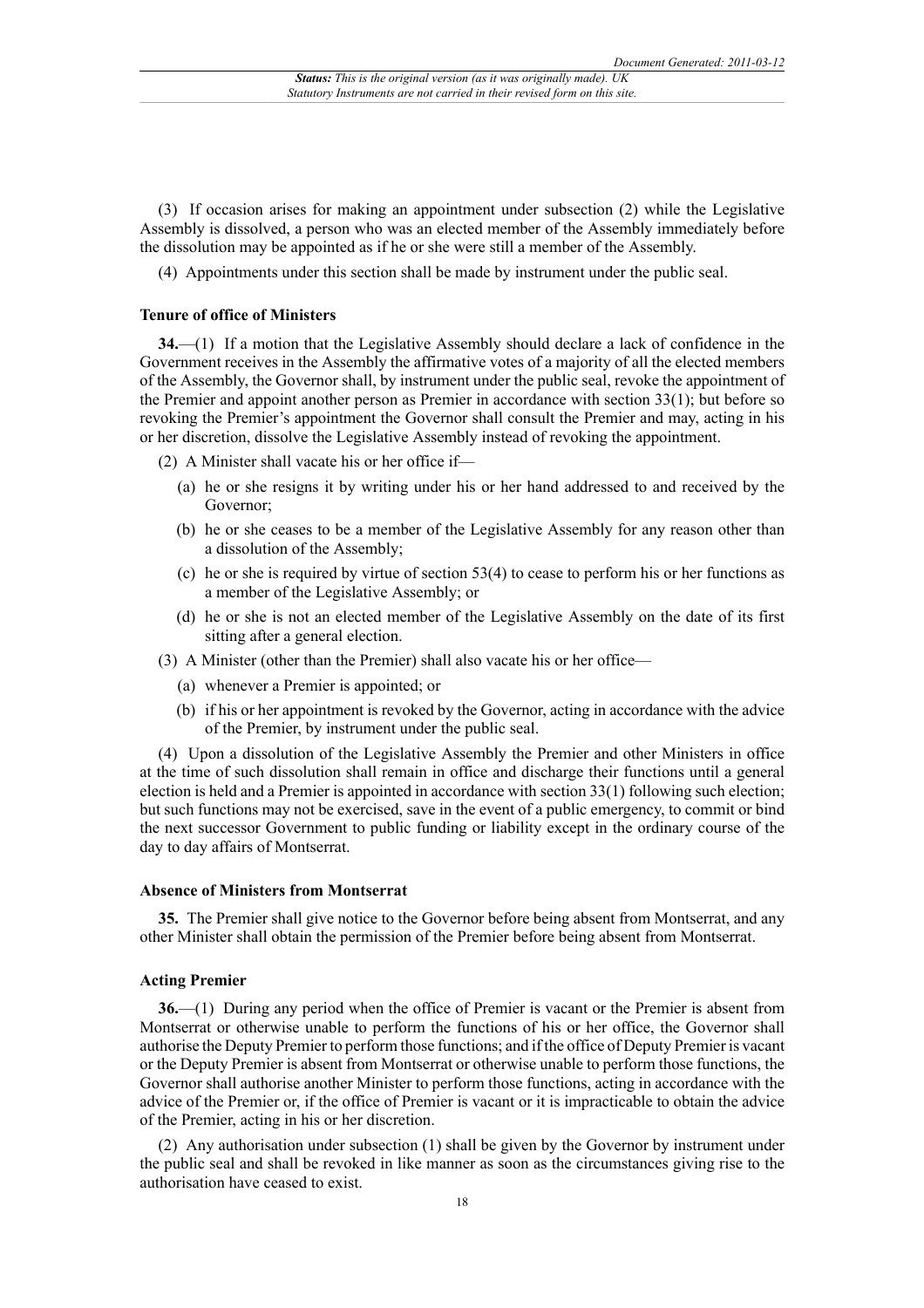(3) If occasion arises for making an appointment under subsection (2) while the Legislative Assembly is dissolved, a person who was an elected member of the Assembly immediately before the dissolution may be appointed as if he or she were still a member of the Assembly.

(4) Appointments under this section shall be made by instrument under the public seal.

**Tenure of office of Ministers**

**34.**—(1) If a motion that the Legislative Assembly should declare a lack of confidence in the Government receives in the Assembly the affirmative votes of a majority of all the elected members of the Assembly, the Governor shall, by instrument under the public seal, revoke the appointment of the Premier and appoint another person as Premier in accordance with section 33(1); but before so revoking the Premier's appointment the Governor shall consult the Premier and may, acting in his or her discretion, dissolve the Legislative Assembly instead of revoking the appointment.

(2) A Minister shall vacate his or her office if—

(a) he or she resigns it by writing under his or her hand addressed to and received by the Governor;

(b) he or she ceases to be a member of the Legislative Assembly for any reason other than a dissolution of the Assembly;

(c) he or she is required by virtue of section 53(4) to cease to perform his or her functions as a member of the Legislative Assembly; or

(d) he or she is not an elected member of the Legislative Assembly on the date of its first sitting after a general election.

(3) A Minister (other than the Premier) shall also vacate his or her office—

(a) whenever a Premier is appointed; or

(b) if his or her appointment is revoked by the Governor, acting in accordance with the advice of the Premier, by instrument under the public seal.

(4) Upon a dissolution of the Legislative Assembly the Premier and other Ministers in office at the time of such dissolution shall remain in office and discharge their functions until a general election is held and a Premier is appointed in accordance with section 33(1) following such election; but such functions may not be exercised, save in the event of a public emergency, to commit or bind the next successor Government to public funding or liability except in the ordinary course of the day to day affairs of Montserrat.

**Absence of Ministers from Montserrat**

**35.** The Premier shall give notice to the Governor before being absent from Montserrat, and any other Minister shall obtain the permission of the Premier before being absent from Montserrat.

**Acting Premier**

**36.**—(1) During any period when the office of Premier is vacant or the Premier is absent from Montserrat or otherwise unable to perform the functions of his or her office, the Governor shall authorise the Deputy Premier to perform those functions; and if the office of Deputy Premier is vacant or the Deputy Premier is absent from Montserrat or otherwise unable to perform those functions, the Governor shall authorise another Minister to perform those functions, acting in accordance with the advice of the Premier or, if the office of Premier is vacant or it is impracticable to obtain the advice of the Premier, acting in his or her discretion.

(2) Any authorisation under subsection (1) shall be given by the Governor by instrument under the public seal and shall be revoked in like manner as soon as the circumstances giving rise to the authorisation have ceased to exist.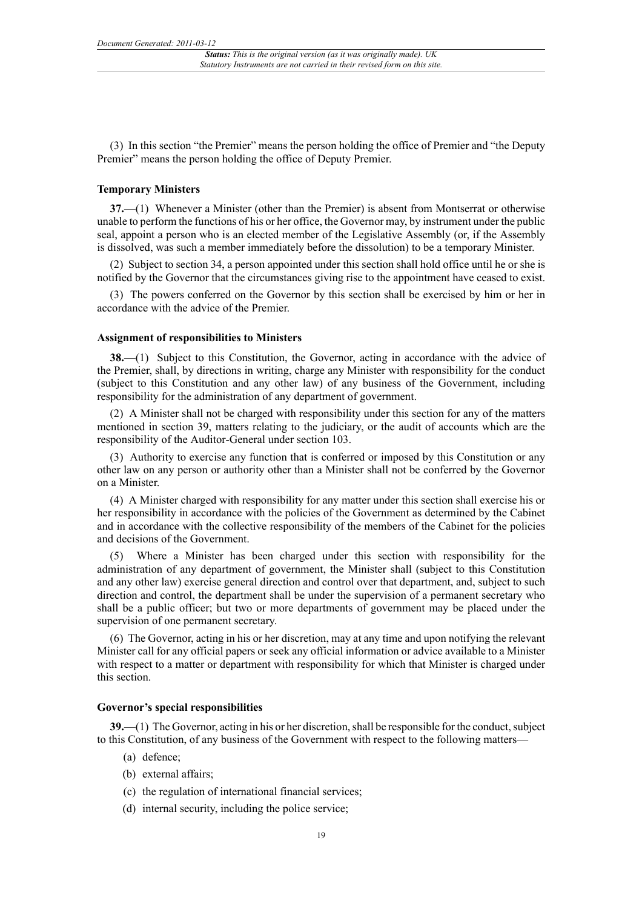(3) In this section "the Premier" means the person holding the office of Premier and "the Deputy Premier" means the person holding the office of Deputy Premier.

**Temporary Ministers**

**37.**—(1) Whenever a Minister (other than the Premier) is absent from Montserrat or otherwise unable to perform the functions of his or her office, the Governor may, by instrument under the public seal, appoint a person who is an elected member of the Legislative Assembly (or, if the Assembly is dissolved, was such a member immediately before the dissolution) to be a temporary Minister.

(2) Subject to section 34, a person appointed under this section shall hold office until he or she is notified by the Governor that the circumstances giving rise to the appointment have ceased to exist.

(3) The powers conferred on the Governor by this section shall be exercised by him or her in accordance with the advice of the Premier.

**Assignment of responsibilities to Ministers**

**38.**—(1) Subject to this Constitution, the Governor, acting in accordance with the advice of the Premier, shall, by directions in writing, charge any Minister with responsibility for the conduct (subject to this Constitution and any other law) of any business of the Government, including responsibility for the administration of any department of government.

(2) A Minister shall not be charged with responsibility under this section for any of the matters mentioned in section 39, matters relating to the judiciary, or the audit of accounts which are the responsibility of the Auditor-General under section 103.

(3) Authority to exercise any function that is conferred or imposed by this Constitution or any other law on any person or authority other than a Minister shall not be conferred by the Governor on a Minister.

(4) A Minister charged with responsibility for any matter under this section shall exercise his or her responsibility in accordance with the policies of the Government as determined by the Cabinet and in accordance with the collective responsibility of the members of the Cabinet for the policies and decisions of the Government.

(5) Where a Minister has been charged under this section with responsibility for the administration of any department of government, the Minister shall (subject to this Constitution and any other law) exercise general direction and control over that department, and, subject to such direction and control, the department shall be under the supervision of a permanent secretary who shall be a public officer; but two or more departments of government may be placed under the supervision of one permanent secretary.

(6) The Governor, acting in his or her discretion, may at any time and upon notifying the relevant Minister call for any official papers or seek any official information or advice available to a Minister with respect to a matter or department with responsibility for which that Minister is charged under this section.

**Governor's special responsibilities**

**39.**—(1) The Governor, acting in his or her discretion, shall be responsible for the conduct, subject to this Constitution, of any business of the Government with respect to the following matters—

(a) defence;

(b) external affairs;

(c) the regulation of international financial services;

(d) internal security, including the police service;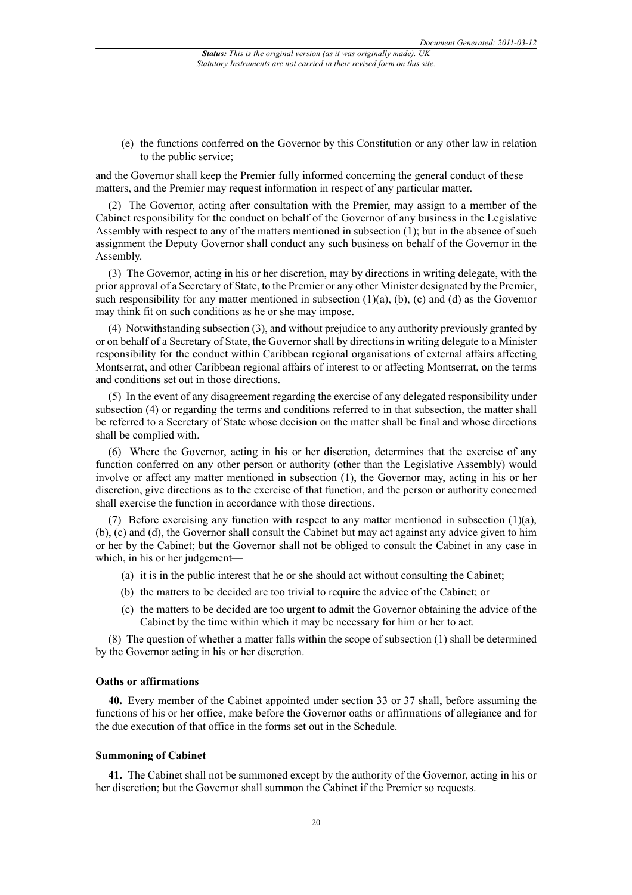(e) the functions conferred on the Governor by this Constitution or any other law in relation to the public service;

and the Governor shall keep the Premier fully informed concerning the general conduct of these matters, and the Premier may request information in respect of any particular matter.

(2) The Governor, acting after consultation with the Premier, may assign to a member of the Cabinet responsibility for the conduct on behalf of the Governor of any business in the Legislative Assembly with respect to any of the matters mentioned in subsection (1); but in the absence of such assignment the Deputy Governor shall conduct any such business on behalf of the Governor in the Assembly.

(3) The Governor, acting in his or her discretion, may by directions in writing delegate, with the prior approval of a Secretary of State, to the Premier or any other Minister designated by the Premier, such responsibility for any matter mentioned in subsection (1)(a), (b), (c) and (d) as the Governor may think fit on such conditions as he or she may impose.

(4) Notwithstanding subsection (3), and without prejudice to any authority previously granted by or on behalf of a Secretary of State, the Governor shall by directions in writing delegate to a Minister responsibility for the conduct within Caribbean regional organisations of external affairs affecting Montserrat, and other Caribbean regional affairs of interest to or affecting Montserrat, on the terms and conditions set out in those directions.

(5) In the event of any disagreement regarding the exercise of any delegated responsibility under subsection (4) or regarding the terms and conditions referred to in that subsection, the matter shall be referred to a Secretary of State whose decision on the matter shall be final and whose directions shall be complied with.

(6) Where the Governor, acting in his or her discretion, determines that the exercise of any function conferred on any other person or authority (other than the Legislative Assembly) would involve or affect any matter mentioned in subsection (1), the Governor may, acting in his or her discretion, give directions as to the exercise of that function, and the person or authority concerned shall exercise the function in accordance with those directions.

(7) Before exercising any function with respect to any matter mentioned in subsection (1)(a), (b), (c) and (d), the Governor shall consult the Cabinet but may act against any advice given to him or her by the Cabinet; but the Governor shall not be obliged to consult the Cabinet in any case in which, in his or her judgement—

(a) it is in the public interest that he or she should act without consulting the Cabinet;

(b) the matters to be decided are too trivial to require the advice of the Cabinet; or

(c) the matters to be decided are too urgent to admit the Governor obtaining the advice of the Cabinet by the time within which it may be necessary for him or her to act.

(8) The question of whether a matter falls within the scope of subsection (1) shall be determined by the Governor acting in his or her discretion.

**Oaths or affirmations**

**40.** Every member of the Cabinet appointed under section 33 or 37 shall, before assuming the functions of his or her office, make before the Governor oaths or affirmations of allegiance and for the due execution of that office in the forms set out in the Schedule.

**Summoning of Cabinet**

**41.** The Cabinet shall not be summoned except by the authority of the Governor, acting in his or her discretion; but the Governor shall summon the Cabinet if the Premier so requests.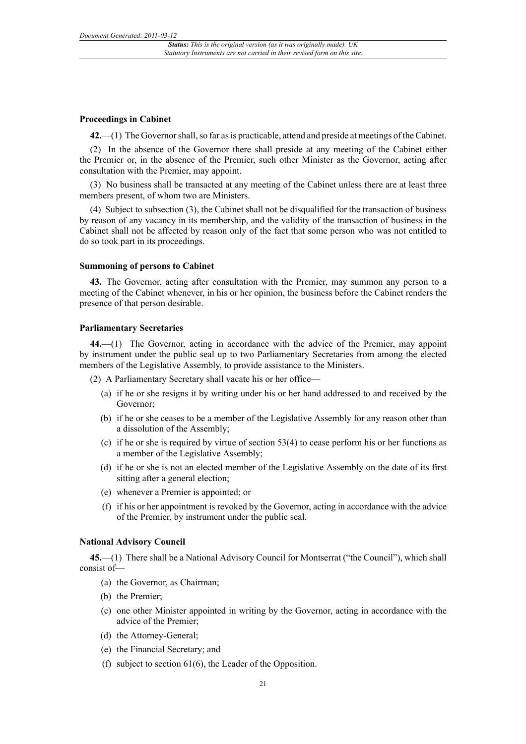### Proceedings in Cabinet

**42.**—(1) The Governor shall, so far as is practicable, attend and preside at meetings of the Cabinet.

(2) In the absence of the Governor there shall preside at any meeting of the Cabinet either the Premier or, in the absence of the Premier, such other Minister as the Governor, acting after consultation with the Premier, may appoint.

(3) No business shall be transacted at any meeting of the Cabinet unless there are at least three members present, of whom two are Ministers.

(4) Subject to subsection (3), the Cabinet shall not be disqualified for the transaction of business by reason of any vacancy in its membership, and the validity of the transaction of business in the Cabinet shall not be affected by reason only of the fact that some person who was not entitled to do so took part in its proceedings.

### Summoning of persons to Cabinet

**43.** The Governor, acting after consultation with the Premier, may summon any person to a meeting of the Cabinet whenever, in his or her opinion, the business before the Cabinet renders the presence of that person desirable.

### Parliamentary Secretaries

**44.**—(1) The Governor, acting in accordance with the advice of the Premier, may appoint by instrument under the public seal up to two Parliamentary Secretaries from among the elected members of the Legislative Assembly, to provide assistance to the Ministers.

(2) A Parliamentary Secretary shall vacate his or her office—

- (a) if he or she resigns it by writing under his or her hand addressed to and received by the Governor;
- (b) if he or she ceases to be a member of the Legislative Assembly for any reason other than a dissolution of the Assembly;
- (c) if he or she is required by virtue of section 53(4) to cease perform his or her functions as a member of the Legislative Assembly;
- (d) if he or she is not an elected member of the Legislative Assembly on the date of its first sitting after a general election;
- (e) whenever a Premier is appointed; or
- (f) if his or her appointment is revoked by the Governor, acting in accordance with the advice of the Premier, by instrument under the public seal.

### National Advisory Council

**45.**—(1) There shall be a National Advisory Council for Montserrat ("the Council"), which shall consist of—

- (a) the Governor, as Chairman;
- (b) the Premier;
- (c) one other Minister appointed in writing by the Governor, acting in accordance with the advice of the Premier;
- (d) the Attorney-General;
- (e) the Financial Secretary; and
- (f) subject to section 61(6), the Leader of the Opposition.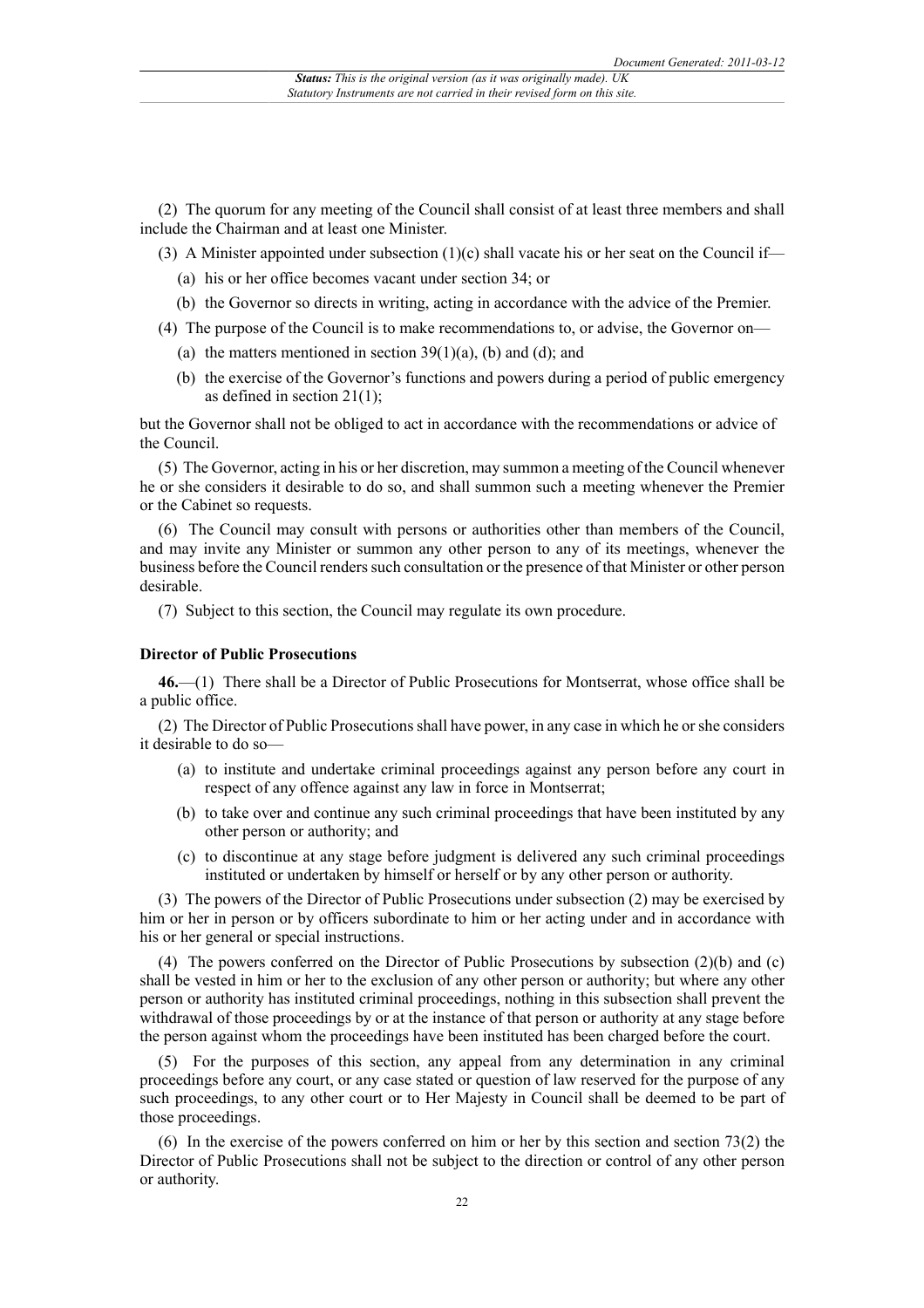(2) The quorum for any meeting of the Council shall consist of at least three members and shall include the Chairman and at least one Minister.

(3) A Minister appointed under subsection (1)(c) shall vacate his or her seat on the Council if—

(a) his or her office becomes vacant under section 34; or

(b) the Governor so directs in writing, acting in accordance with the advice of the Premier.

(4) The purpose of the Council is to make recommendations to, or advise, the Governor on—

(a) the matters mentioned in section 39(1)(a), (b) and (d); and

(b) the exercise of the Governor's functions and powers during a period of public emergency as defined in section 21(1);

but the Governor shall not be obliged to act in accordance with the recommendations or advice of the Council.

(5) The Governor, acting in his or her discretion, may summon a meeting of the Council whenever he or she considers it desirable to do so, and shall summon such a meeting whenever the Premier or the Cabinet so requests.

(6) The Council may consult with persons or authorities other than members of the Council, and may invite any Minister or summon any other person to any of its meetings, whenever the business before the Council renders such consultation or the presence of that Minister or other person desirable.

(7) Subject to this section, the Council may regulate its own procedure.

**Director of Public Prosecutions**

**46.**—(1) There shall be a Director of Public Prosecutions for Montserrat, whose office shall be a public office.

(2) The Director of Public Prosecutions shall have power, in any case in which he or she considers it desirable to do so—

(a) to institute and undertake criminal proceedings against any person before any court in respect of any offence against any law in force in Montserrat;

(b) to take over and continue any such criminal proceedings that have been instituted by any other person or authority; and

(c) to discontinue at any stage before judgment is delivered any such criminal proceedings instituted or undertaken by himself or herself or by any other person or authority.

(3) The powers of the Director of Public Prosecutions under subsection (2) may be exercised by him or her in person or by officers subordinate to him or her acting under and in accordance with his or her general or special instructions.

(4) The powers conferred on the Director of Public Prosecutions by subsection (2)(b) and (c) shall be vested in him or her to the exclusion of any other person or authority; but where any other person or authority has instituted criminal proceedings, nothing in this subsection shall prevent the withdrawal of those proceedings by or at the instance of that person or authority at any stage before the person against whom the proceedings have been instituted has been charged before the court.

(5) For the purposes of this section, any appeal from any determination in any criminal proceedings before any court, or any case stated or question of law reserved for the purpose of any such proceedings, to any other court or to Her Majesty in Council shall be deemed to be part of those proceedings.

(6) In the exercise of the powers conferred on him or her by this section and section 73(2) the Director of Public Prosecutions shall not be subject to the direction or control of any other person or authority.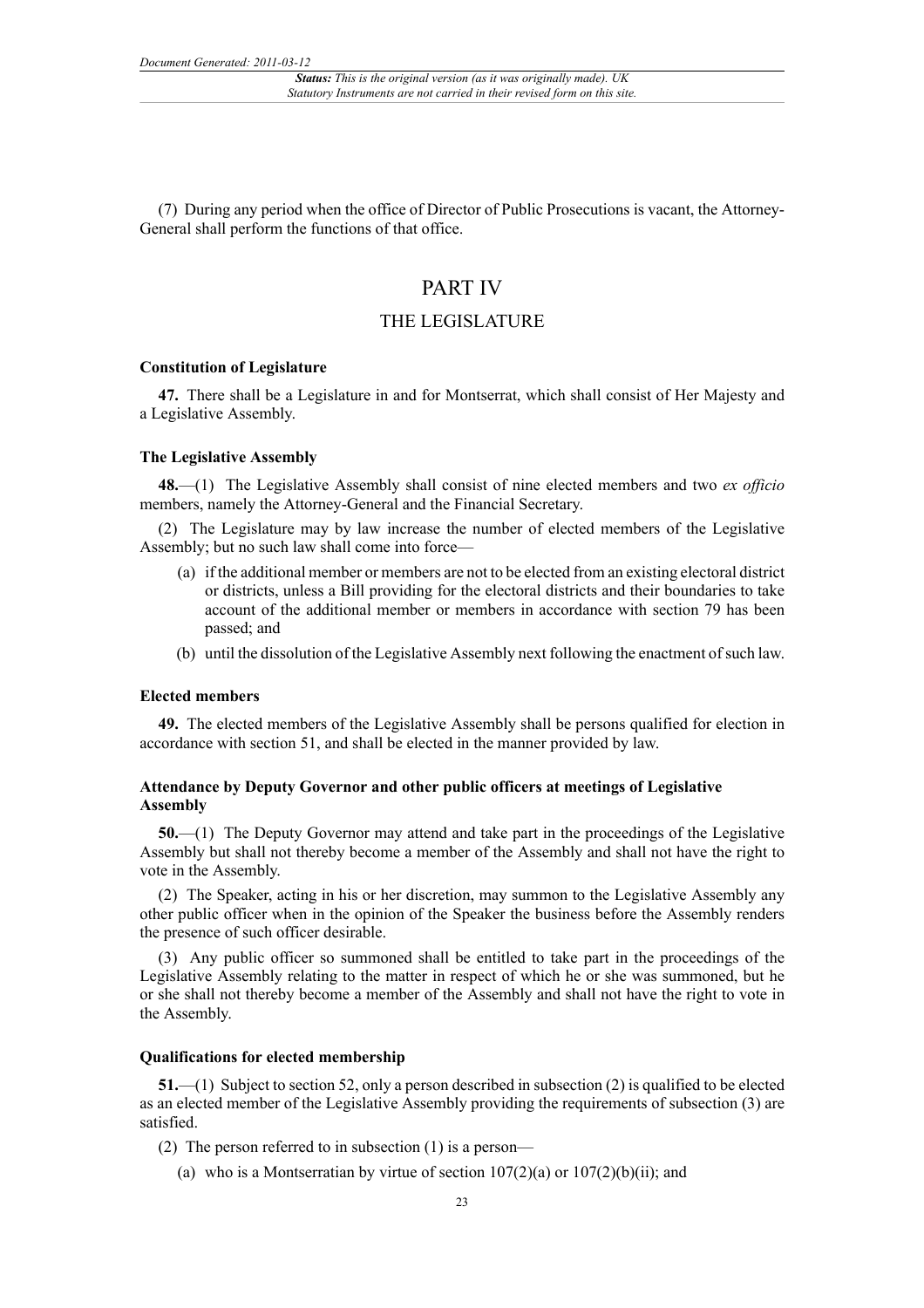(7) During any period when the office of Director of Public Prosecutions is vacant, the Attorney-General shall perform the functions of that office.

# PART IV

## THE LEGISLATURE

### Constitution of Legislature

**47.** There shall be a Legislature in and for Montserrat, which shall consist of Her Majesty and a Legislative Assembly.

### The Legislative Assembly

**48.**—(1) The Legislative Assembly shall consist of nine elected members and two *ex officio* members, namely the Attorney-General and the Financial Secretary.

(2) The Legislature may by law increase the number of elected members of the Legislative Assembly; but no such law shall come into force—

(a) if the additional member or members are not to be elected from an existing electoral district or districts, unless a Bill providing for the electoral districts and their boundaries to take account of the additional member or members in accordance with section 79 has been passed; and

(b) until the dissolution of the Legislative Assembly next following the enactment of such law.

### Elected members

**49.** The elected members of the Legislative Assembly shall be persons qualified for election in accordance with section 51, and shall be elected in the manner provided by law.

### Attendance by Deputy Governor and other public officers at meetings of Legislative Assembly

**50.**—(1) The Deputy Governor may attend and take part in the proceedings of the Legislative Assembly but shall not thereby become a member of the Assembly and shall not have the right to vote in the Assembly.

(2) The Speaker, acting in his or her discretion, may summon to the Legislative Assembly any other public officer when in the opinion of the Speaker the business before the Assembly renders the presence of such officer desirable.

(3) Any public officer so summoned shall be entitled to take part in the proceedings of the Legislative Assembly relating to the matter in respect of which he or she was summoned, but he or she shall not thereby become a member of the Assembly and shall not have the right to vote in the Assembly.

### Qualifications for elected membership

**51.**—(1) Subject to section 52, only a person described in subsection (2) is qualified to be elected as an elected member of the Legislative Assembly providing the requirements of subsection (3) are satisfied.

(2) The person referred to in subsection (1) is a person—

(a) who is a Montserratian by virtue of section 107(2)(a) or 107(2)(b)(ii); and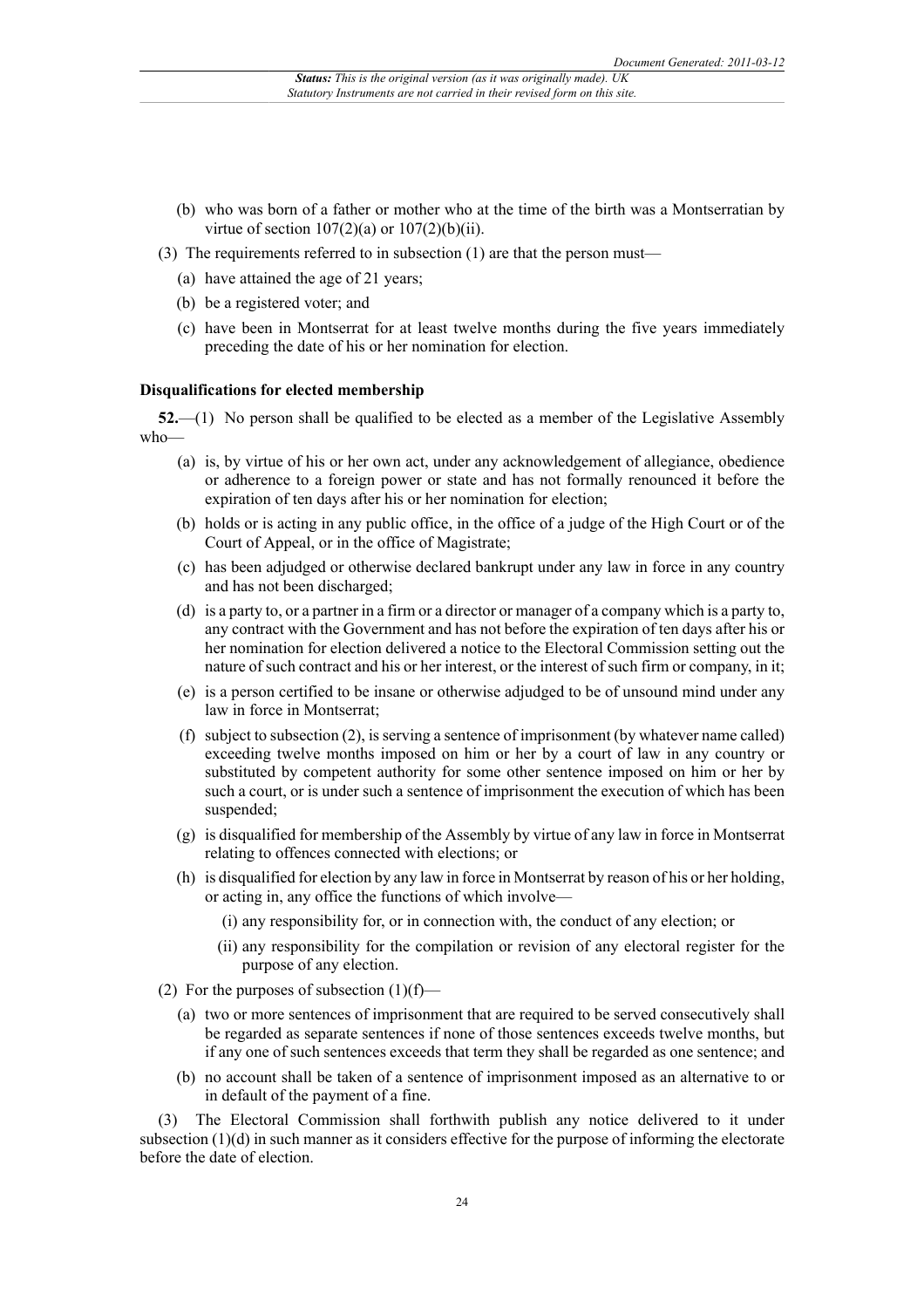(b) who was born of a father or mother who at the time of the birth was a Montserratian by virtue of section 107(2)(a) or 107(2)(b)(ii).

(3) The requirements referred to in subsection (1) are that the person must—

(a) have attained the age of 21 years;

(b) be a registered voter; and

(c) have been in Montserrat for at least twelve months during the five years immediately preceding the date of his or her nomination for election.

**Disqualifications for elected membership**

**52.**—(1) No person shall be qualified to be elected as a member of the Legislative Assembly who—

(a) is, by virtue of his or her own act, under any acknowledgement of allegiance, obedience or adherence to a foreign power or state and has not formally renounced it before the expiration of ten days after his or her nomination for election;

(b) holds or is acting in any public office, in the office of a judge of the High Court or of the Court of Appeal, or in the office of Magistrate;

(c) has been adjudged or otherwise declared bankrupt under any law in force in any country and has not been discharged;

(d) is a party to, or a partner in a firm or a director or manager of a company which is a party to, any contract with the Government and has not before the expiration of ten days after his or her nomination for election delivered a notice to the Electoral Commission setting out the nature of such contract and his or her interest, or the interest of such firm or company, in it;

(e) is a person certified to be insane or otherwise adjudged to be of unsound mind under any law in force in Montserrat;

(f) subject to subsection (2), is serving a sentence of imprisonment (by whatever name called) exceeding twelve months imposed on him or her by a court of law in any country or substituted by competent authority for some other sentence imposed on him or her by such a court, or is under such a sentence of imprisonment the execution of which has been suspended;

(g) is disqualified for membership of the Assembly by virtue of any law in force in Montserrat relating to offences connected with elections; or

(h) is disqualified for election by any law in force in Montserrat by reason of his or her holding, or acting in, any office the functions of which involve—

(i) any responsibility for, or in connection with, the conduct of any election; or

(ii) any responsibility for the compilation or revision of any electoral register for the purpose of any election.

(2) For the purposes of subsection (1)(f)—

(a) two or more sentences of imprisonment that are required to be served consecutively shall be regarded as separate sentences if none of those sentences exceeds twelve months, but if any one of such sentences exceeds that term they shall be regarded as one sentence; and

(b) no account shall be taken of a sentence of imprisonment imposed as an alternative to or in default of the payment of a fine.

(3) The Electoral Commission shall forthwith publish any notice delivered to it under subsection (1)(d) in such manner as it considers effective for the purpose of informing the electorate before the date of election.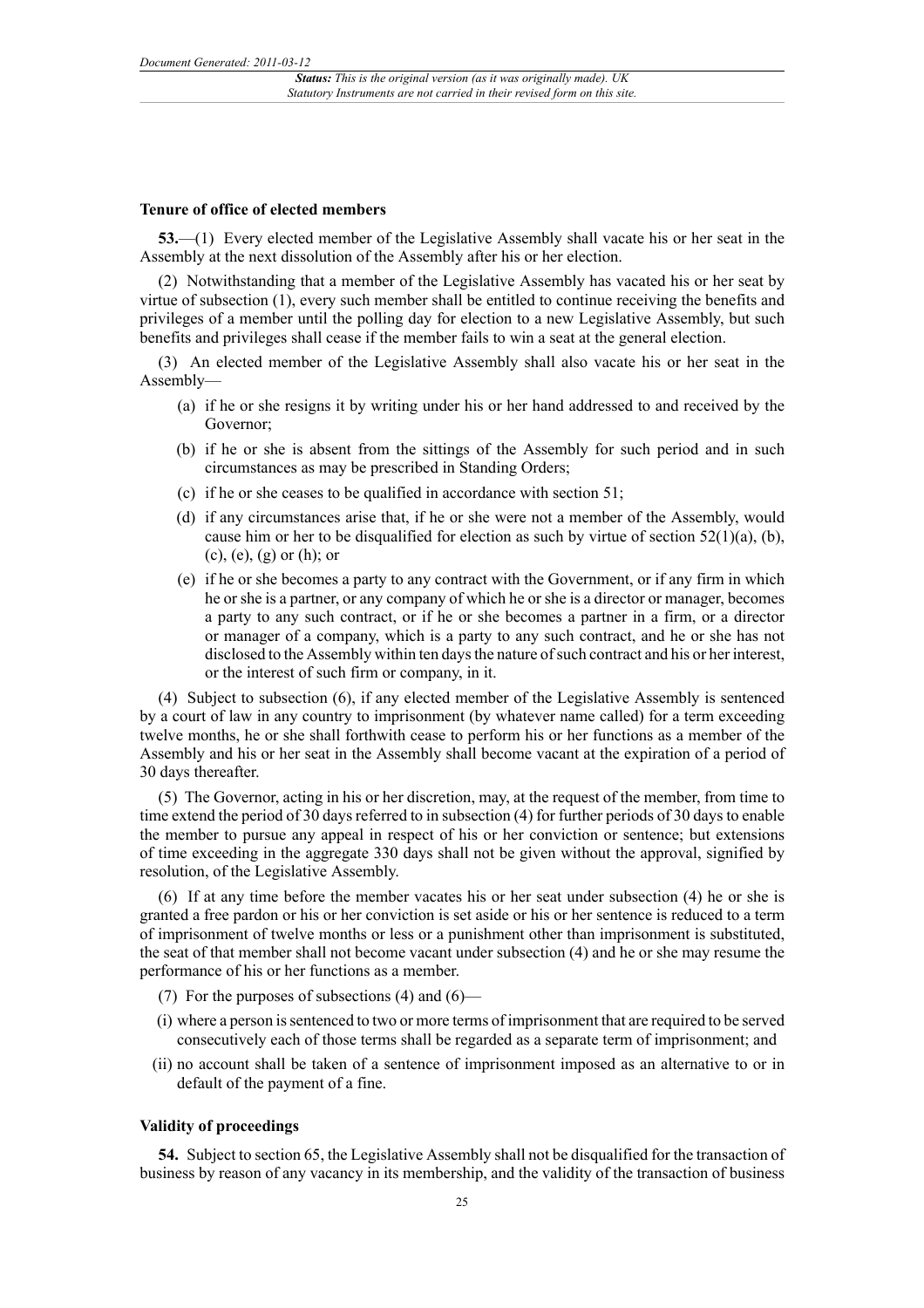### Tenure of office of elected members

**53.**—(1) Every elected member of the Legislative Assembly shall vacate his or her seat in the Assembly at the next dissolution of the Assembly after his or her election.

(2) Notwithstanding that a member of the Legislative Assembly has vacated his or her seat by virtue of subsection (1), every such member shall be entitled to continue receiving the benefits and privileges of a member until the polling day for election to a new Legislative Assembly, but such benefits and privileges shall cease if the member fails to win a seat at the general election.

(3) An elected member of the Legislative Assembly shall also vacate his or her seat in the Assembly—

- (a) if he or she resigns it by writing under his or her hand addressed to and received by the Governor;
- (b) if he or she is absent from the sittings of the Assembly for such period and in such circumstances as may be prescribed in Standing Orders;
- (c) if he or she ceases to be qualified in accordance with section 51;
- (d) if any circumstances arise that, if he or she were not a member of the Assembly, would cause him or her to be disqualified for election as such by virtue of section 52(1)(a), (b), (c), (e), (g) or (h); or
- (e) if he or she becomes a party to any contract with the Government, or if any firm in which he or she is a partner, or any company of which he or she is a director or manager, becomes a party to any such contract, or if he or she becomes a partner in a firm, or a director or manager of a company, which is a party to any such contract, and he or she has not disclosed to the Assembly within ten days the nature of such contract and his or her interest, or the interest of such firm or company, in it.

(4) Subject to subsection (6), if any elected member of the Legislative Assembly is sentenced by a court of law in any country to imprisonment (by whatever name called) for a term exceeding twelve months, he or she shall forthwith cease to perform his or her functions as a member of the Assembly and his or her seat in the Assembly shall become vacant at the expiration of a period of 30 days thereafter.

(5) The Governor, acting in his or her discretion, may, at the request of the member, from time to time extend the period of 30 days referred to in subsection (4) for further periods of 30 days to enable the member to pursue any appeal in respect of his or her conviction or sentence; but extensions of time exceeding in the aggregate 330 days shall not be given without the approval, signified by resolution, of the Legislative Assembly.

(6) If at any time before the member vacates his or her seat under subsection (4) he or she is granted a free pardon or his or her conviction is set aside or his or her sentence is reduced to a term of imprisonment of twelve months or less or a punishment other than imprisonment is substituted, the seat of that member shall not become vacant under subsection (4) and he or she may resume the performance of his or her functions as a member.

(7) For the purposes of subsections (4) and (6)—

- (i) where a person is sentenced to two or more terms of imprisonment that are required to be served consecutively each of those terms shall be regarded as a separate term of imprisonment; and
- (ii) no account shall be taken of a sentence of imprisonment imposed as an alternative to or in default of the payment of a fine.

### Validity of proceedings

**54.** Subject to section 65, the Legislative Assembly shall not be disqualified for the transaction of business by reason of any vacancy in its membership, and the validity of the transaction of business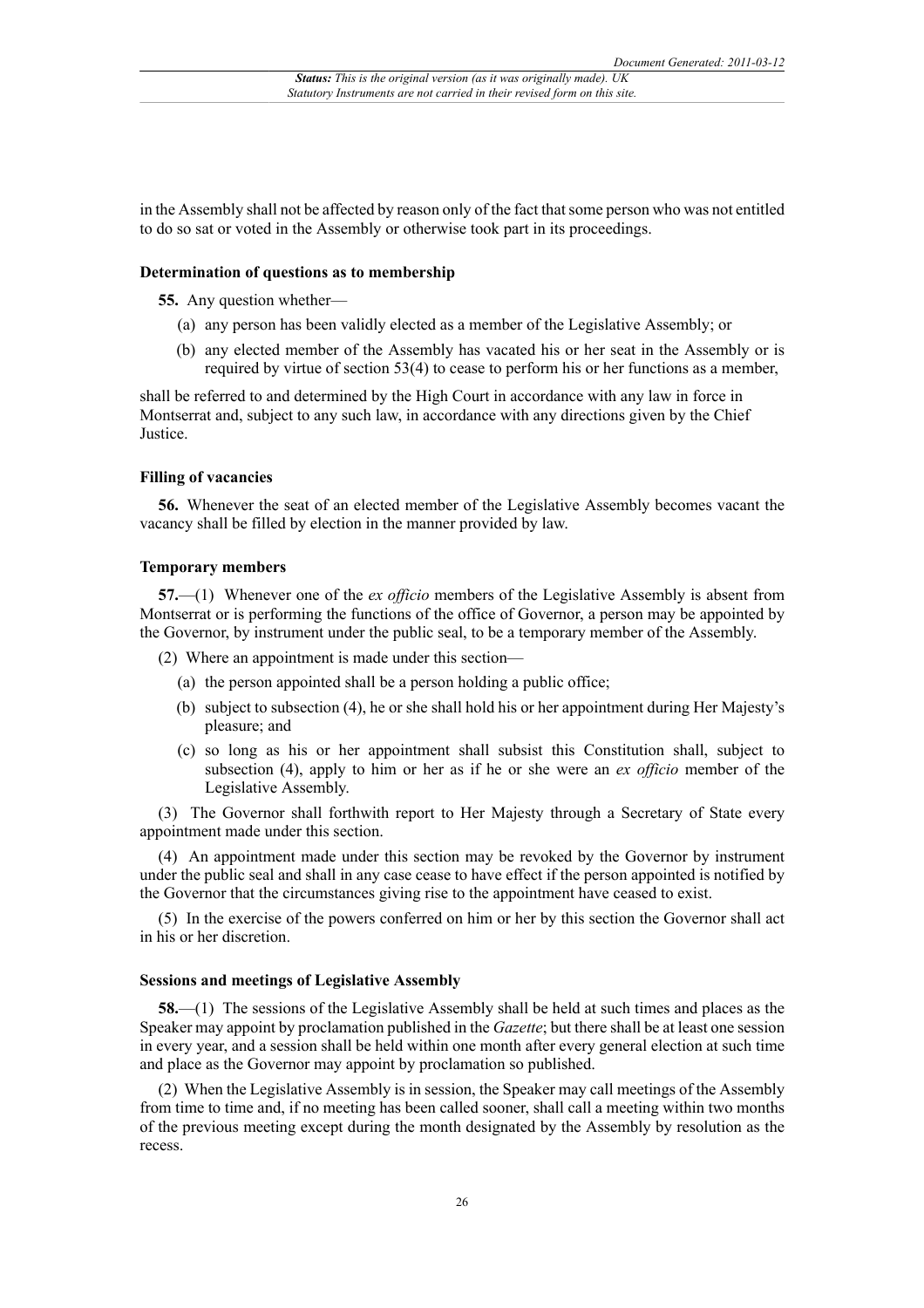in the Assembly shall not be affected by reason only of the fact that some person who was not entitled to do so sat or voted in the Assembly or otherwise took part in its proceedings.

### Determination of questions as to membership

**55.** Any question whether—

(a) any person has been validly elected as a member of the Legislative Assembly; or

(b) any elected member of the Assembly has vacated his or her seat in the Assembly or is required by virtue of section 53(4) to cease to perform his or her functions as a member,

shall be referred to and determined by the High Court in accordance with any law in force in Montserrat and, subject to any such law, in accordance with any directions given by the Chief Justice.

### Filling of vacancies

**56.** Whenever the seat of an elected member of the Legislative Assembly becomes vacant the vacancy shall be filled by election in the manner provided by law.

### Temporary members

**57.**—(1) Whenever one of the *ex officio* members of the Legislative Assembly is absent from Montserrat or is performing the functions of the office of Governor, a person may be appointed by the Governor, by instrument under the public seal, to be a temporary member of the Assembly.

(2) Where an appointment is made under this section—

(a) the person appointed shall be a person holding a public office;

(b) subject to subsection (4), he or she shall hold his or her appointment during Her Majesty's pleasure; and

(c) so long as his or her appointment shall subsist this Constitution shall, subject to subsection (4), apply to him or her as if he or she were an *ex officio* member of the Legislative Assembly.

(3) The Governor shall forthwith report to Her Majesty through a Secretary of State every appointment made under this section.

(4) An appointment made under this section may be revoked by the Governor by instrument under the public seal and shall in any case cease to have effect if the person appointed is notified by the Governor that the circumstances giving rise to the appointment have ceased to exist.

(5) In the exercise of the powers conferred on him or her by this section the Governor shall act in his or her discretion.

### Sessions and meetings of Legislative Assembly

**58.**—(1) The sessions of the Legislative Assembly shall be held at such times and places as the Speaker may appoint by proclamation published in the *Gazette*; but there shall be at least one session in every year, and a session shall be held within one month after every general election at such time and place as the Governor may appoint by proclamation so published.

(2) When the Legislative Assembly is in session, the Speaker may call meetings of the Assembly from time to time and, if no meeting has been called sooner, shall call a meeting within two months of the previous meeting except during the month designated by the Assembly by resolution as the recess.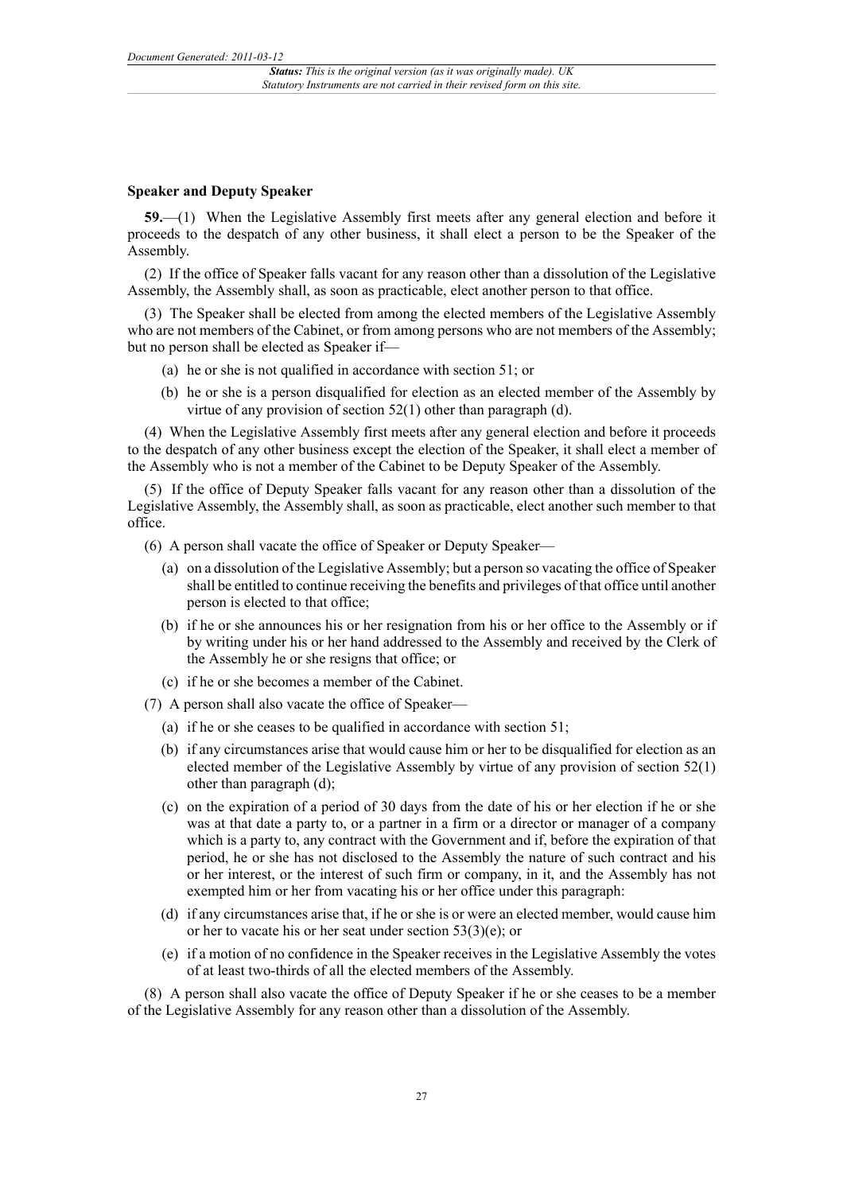**Speaker and Deputy Speaker**

**59.**—(1) When the Legislative Assembly first meets after any general election and before it proceeds to the despatch of any other business, it shall elect a person to be the Speaker of the Assembly.

(2) If the office of Speaker falls vacant for any reason other than a dissolution of the Legislative Assembly, the Assembly shall, as soon as practicable, elect another person to that office.

(3) The Speaker shall be elected from among the elected members of the Legislative Assembly who are not members of the Cabinet, or from among persons who are not members of the Assembly; but no person shall be elected as Speaker if—

(a) he or she is not qualified in accordance with section 51; or

(b) he or she is a person disqualified for election as an elected member of the Assembly by virtue of any provision of section 52(1) other than paragraph (d).

(4) When the Legislative Assembly first meets after any general election and before it proceeds to the despatch of any other business except the election of the Speaker, it shall elect a member of the Assembly who is not a member of the Cabinet to be Deputy Speaker of the Assembly.

(5) If the office of Deputy Speaker falls vacant for any reason other than a dissolution of the Legislative Assembly, the Assembly shall, as soon as practicable, elect another such member to that office.

(6) A person shall vacate the office of Speaker or Deputy Speaker—

(a) on a dissolution of the Legislative Assembly; but a person so vacating the office of Speaker shall be entitled to continue receiving the benefits and privileges of that office until another person is elected to that office;

(b) if he or she announces his or her resignation from his or her office to the Assembly or if by writing under his or her hand addressed to the Assembly and received by the Clerk of the Assembly he or she resigns that office; or

(c) if he or she becomes a member of the Cabinet.

(7) A person shall also vacate the office of Speaker—

(a) if he or she ceases to be qualified in accordance with section 51;

(b) if any circumstances arise that would cause him or her to be disqualified for election as an elected member of the Legislative Assembly by virtue of any provision of section 52(1) other than paragraph (d);

(c) on the expiration of a period of 30 days from the date of his or her election if he or she was at that date a party to, or a partner in a firm or a director or manager of a company which is a party to, any contract with the Government and if, before the expiration of that period, he or she has not disclosed to the Assembly the nature of such contract and his or her interest, or the interest of such firm or company, in it, and the Assembly has not exempted him or her from vacating his or her office under this paragraph:

(d) if any circumstances arise that, if he or she is or were an elected member, would cause him or her to vacate his or her seat under section 53(3)(e); or

(e) if a motion of no confidence in the Speaker receives in the Legislative Assembly the votes of at least two-thirds of all the elected members of the Assembly.

(8) A person shall also vacate the office of Deputy Speaker if he or she ceases to be a member of the Legislative Assembly for any reason other than a dissolution of the Assembly.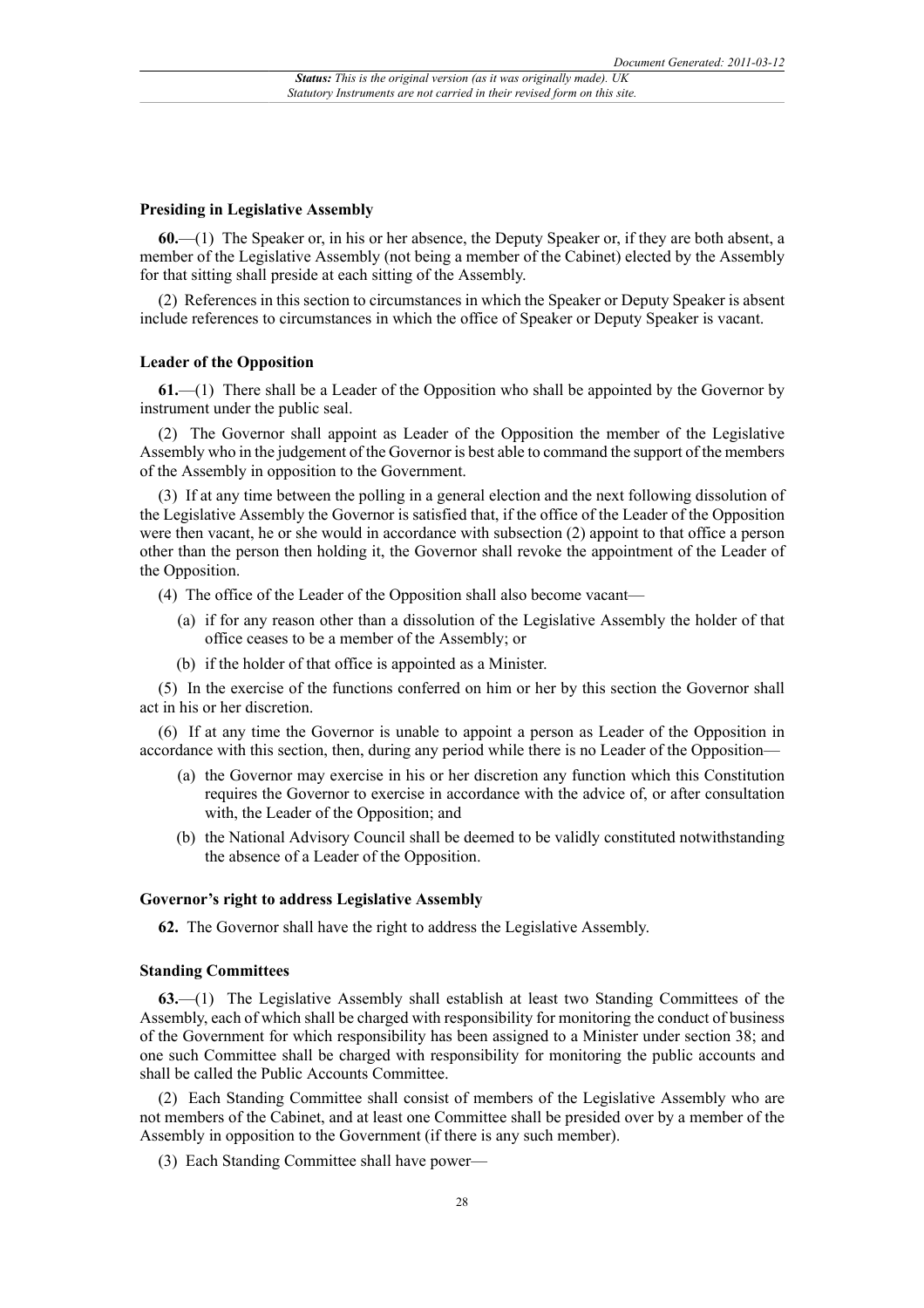### Presiding in Legislative Assembly

**60.**—(1) The Speaker or, in his or her absence, the Deputy Speaker or, if they are both absent, a member of the Legislative Assembly (not being a member of the Cabinet) elected by the Assembly for that sitting shall preside at each sitting of the Assembly.

(2) References in this section to circumstances in which the Speaker or Deputy Speaker is absent include references to circumstances in which the office of Speaker or Deputy Speaker is vacant.

### Leader of the Opposition

**61.**—(1) There shall be a Leader of the Opposition who shall be appointed by the Governor by instrument under the public seal.

(2) The Governor shall appoint as Leader of the Opposition the member of the Legislative Assembly who in the judgement of the Governor is best able to command the support of the members of the Assembly in opposition to the Government.

(3) If at any time between the polling in a general election and the next following dissolution of the Legislative Assembly the Governor is satisfied that, if the office of the Leader of the Opposition were then vacant, he or she would in accordance with subsection (2) appoint to that office a person other than the person then holding it, the Governor shall revoke the appointment of the Leader of the Opposition.

(4) The office of the Leader of the Opposition shall also become vacant—

(a) if for any reason other than a dissolution of the Legislative Assembly the holder of that office ceases to be a member of the Assembly; or

(b) if the holder of that office is appointed as a Minister.

(5) In the exercise of the functions conferred on him or her by this section the Governor shall act in his or her discretion.

(6) If at any time the Governor is unable to appoint a person as Leader of the Opposition in accordance with this section, then, during any period while there is no Leader of the Opposition—

(a) the Governor may exercise in his or her discretion any function which this Constitution requires the Governor to exercise in accordance with the advice of, or after consultation with, the Leader of the Opposition; and

(b) the National Advisory Council shall be deemed to be validly constituted notwithstanding the absence of a Leader of the Opposition.

### Governor's right to address Legislative Assembly

**62.** The Governor shall have the right to address the Legislative Assembly.

### Standing Committees

**63.**—(1) The Legislative Assembly shall establish at least two Standing Committees of the Assembly, each of which shall be charged with responsibility for monitoring the conduct of business of the Government for which responsibility has been assigned to a Minister under section 38; and one such Committee shall be charged with responsibility for monitoring the public accounts and shall be called the Public Accounts Committee.

(2) Each Standing Committee shall consist of members of the Legislative Assembly who are not members of the Cabinet, and at least one Committee shall be presided over by a member of the Assembly in opposition to the Government (if there is any such member).

(3) Each Standing Committee shall have power—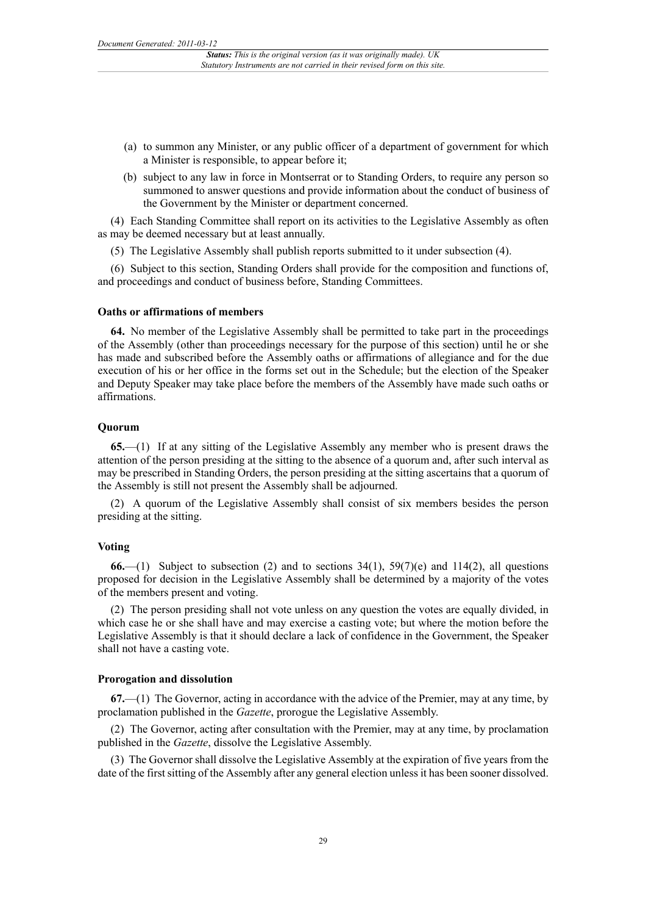(a) to summon any Minister, or any public officer of a department of government for which a Minister is responsible, to appear before it;

(b) subject to any law in force in Montserrat or to Standing Orders, to require any person so summoned to answer questions and provide information about the conduct of business of the Government by the Minister or department concerned.

(4) Each Standing Committee shall report on its activities to the Legislative Assembly as often as may be deemed necessary but at least annually.

(5) The Legislative Assembly shall publish reports submitted to it under subsection (4).

(6) Subject to this section, Standing Orders shall provide for the composition and functions of, and proceedings and conduct of business before, Standing Committees.

**Oaths or affirmations of members**

**64.** No member of the Legislative Assembly shall be permitted to take part in the proceedings of the Assembly (other than proceedings necessary for the purpose of this section) until he or she has made and subscribed before the Assembly oaths or affirmations of allegiance and for the due execution of his or her office in the forms set out in the Schedule; but the election of the Speaker and Deputy Speaker may take place before the members of the Assembly have made such oaths or affirmations.

**Quorum**

**65.**—(1) If at any sitting of the Legislative Assembly any member who is present draws the attention of the person presiding at the sitting to the absence of a quorum and, after such interval as may be prescribed in Standing Orders, the person presiding at the sitting ascertains that a quorum of the Assembly is still not present the Assembly shall be adjourned.

(2) A quorum of the Legislative Assembly shall consist of six members besides the person presiding at the sitting.

**Voting**

**66.**—(1) Subject to subsection (2) and to sections 34(1), 59(7)(e) and 114(2), all questions proposed for decision in the Legislative Assembly shall be determined by a majority of the votes of the members present and voting.

(2) The person presiding shall not vote unless on any question the votes are equally divided, in which case he or she shall have and may exercise a casting vote; but where the motion before the Legislative Assembly is that it should declare a lack of confidence in the Government, the Speaker shall not have a casting vote.

**Prorogation and dissolution**

**67.**—(1) The Governor, acting in accordance with the advice of the Premier, may at any time, by proclamation published in the *Gazette*, prorogue the Legislative Assembly.

(2) The Governor, acting after consultation with the Premier, may at any time, by proclamation published in the *Gazette*, dissolve the Legislative Assembly.

(3) The Governor shall dissolve the Legislative Assembly at the expiration of five years from the date of the first sitting of the Assembly after any general election unless it has been sooner dissolved.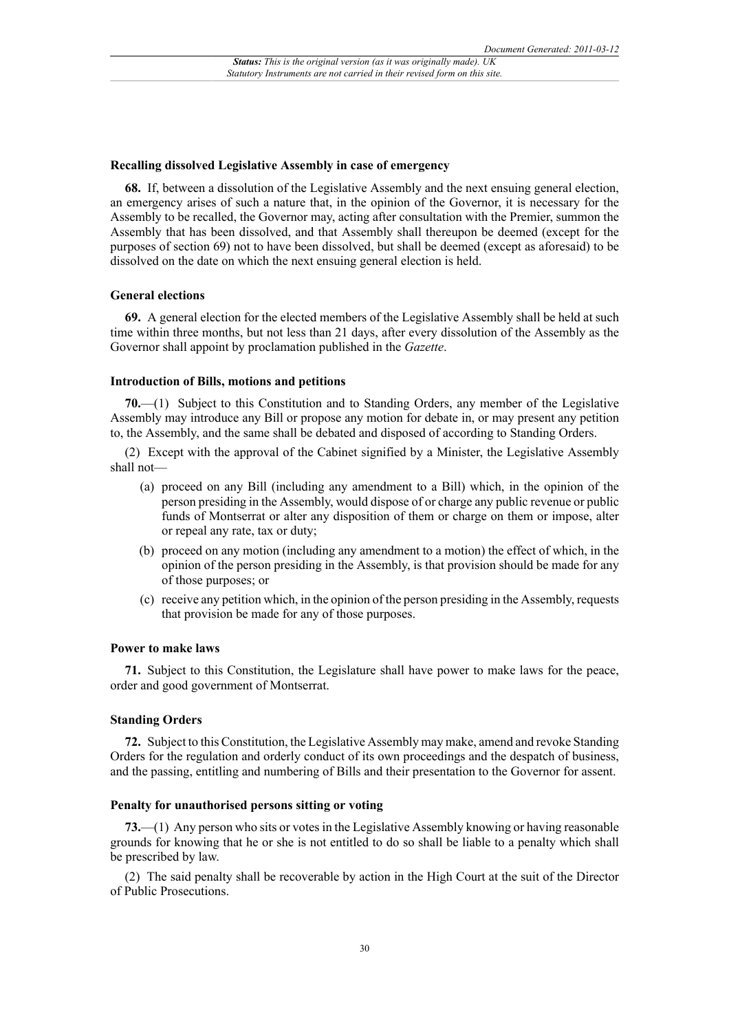### Recalling dissolved Legislative Assembly in case of emergency

**68.** If, between a dissolution of the Legislative Assembly and the next ensuing general election, an emergency arises of such a nature that, in the opinion of the Governor, it is necessary for the Assembly to be recalled, the Governor may, acting after consultation with the Premier, summon the Assembly that has been dissolved, and that Assembly shall thereupon be deemed (except for the purposes of section 69) not to have been dissolved, but shall be deemed (except as aforesaid) to be dissolved on the date on which the next ensuing general election is held.

### General elections

**69.** A general election for the elected members of the Legislative Assembly shall be held at such time within three months, but not less than 21 days, after every dissolution of the Assembly as the Governor shall appoint by proclamation published in the *Gazette*.

### Introduction of Bills, motions and petitions

**70.**—(1) Subject to this Constitution and to Standing Orders, any member of the Legislative Assembly may introduce any Bill or propose any motion for debate in, or may present any petition to, the Assembly, and the same shall be debated and disposed of according to Standing Orders.

(2) Except with the approval of the Cabinet signified by a Minister, the Legislative Assembly shall not—

- (a) proceed on any Bill (including any amendment to a Bill) which, in the opinion of the person presiding in the Assembly, would dispose of or charge any public revenue or public funds of Montserrat or alter any disposition of them or charge on them or impose, alter or repeal any rate, tax or duty;
- (b) proceed on any motion (including any amendment to a motion) the effect of which, in the opinion of the person presiding in the Assembly, is that provision should be made for any of those purposes; or
- (c) receive any petition which, in the opinion of the person presiding in the Assembly, requests that provision be made for any of those purposes.

### Power to make laws

**71.** Subject to this Constitution, the Legislature shall have power to make laws for the peace, order and good government of Montserrat.

### Standing Orders

**72.** Subject to this Constitution, the Legislative Assembly may make, amend and revoke Standing Orders for the regulation and orderly conduct of its own proceedings and the despatch of business, and the passing, entitling and numbering of Bills and their presentation to the Governor for assent.

### Penalty for unauthorised persons sitting or voting

**73.**—(1) Any person who sits or votes in the Legislative Assembly knowing or having reasonable grounds for knowing that he or she is not entitled to do so shall be liable to a penalty which shall be prescribed by law.

(2) The said penalty shall be recoverable by action in the High Court at the suit of the Director of Public Prosecutions.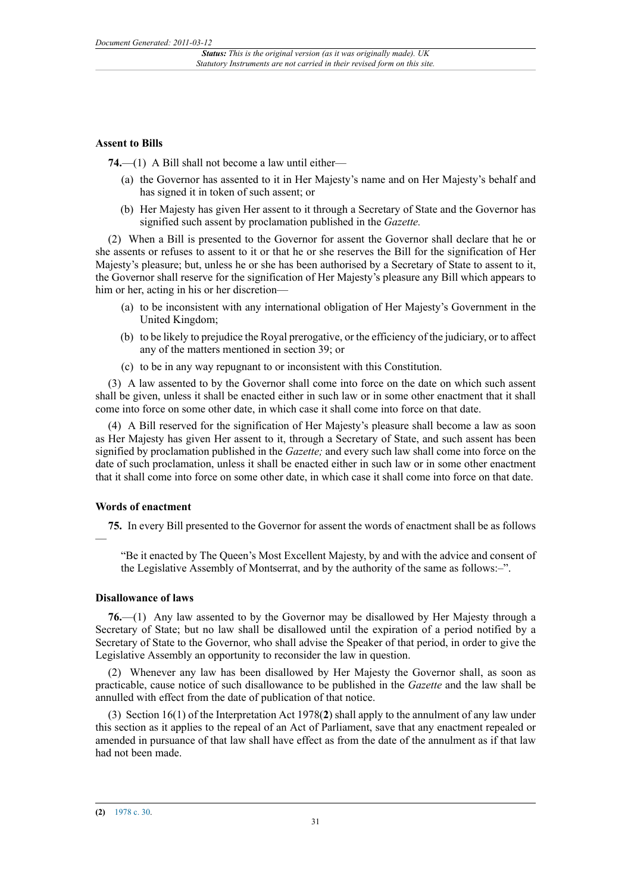**Assent to Bills**

**74.**—(1) A Bill shall not become a law until either—

(a) the Governor has assented to it in Her Majesty's name and on Her Majesty's behalf and has signed it in token of such assent; or

(b) Her Majesty has given Her assent to it through a Secretary of State and the Governor has signified such assent by proclamation published in the *Gazette.*

(2) When a Bill is presented to the Governor for assent the Governor shall declare that he or she assents or refuses to assent to it or that he or she reserves the Bill for the signification of Her Majesty's pleasure; but, unless he or she has been authorised by a Secretary of State to assent to it, the Governor shall reserve for the signification of Her Majesty's pleasure any Bill which appears to him or her, acting in his or her discretion—

(a) to be inconsistent with any international obligation of Her Majesty's Government in the United Kingdom;

(b) to be likely to prejudice the Royal prerogative, or the efficiency of the judiciary, or to affect any of the matters mentioned in section 39; or

(c) to be in any way repugnant to or inconsistent with this Constitution.

(3) A law assented to by the Governor shall come into force on the date on which such assent shall be given, unless it shall be enacted either in such law or in some other enactment that it shall come into force on some other date, in which case it shall come into force on that date.

(4) A Bill reserved for the signification of Her Majesty's pleasure shall become a law as soon as Her Majesty has given Her assent to it, through a Secretary of State, and such assent has been signified by proclamation published in the *Gazette;* and every such law shall come into force on the date of such proclamation, unless it shall be enacted either in such law or in some other enactment that it shall come into force on some other date, in which case it shall come into force on that date.

**Words of enactment**

**75.** In every Bill presented to the Governor for assent the words of enactment shall be as follows —

"Be it enacted by The Queen's Most Excellent Majesty, by and with the advice and consent of the Legislative Assembly of Montserrat, and by the authority of the same as follows:–".

**Disallowance of laws**

**76.**—(1) Any law assented to by the Governor may be disallowed by Her Majesty through a Secretary of State; but no law shall be disallowed until the expiration of a period notified by a Secretary of State to the Governor, who shall advise the Speaker of that period, in order to give the Legislative Assembly an opportunity to reconsider the law in question.

(2) Whenever any law has been disallowed by Her Majesty the Governor shall, as soon as practicable, cause notice of such disallowance to be published in the *Gazette* and the law shall be annulled with effect from the date of publication of that notice.

(3) Section 16(1) of the Interpretation Act 1978(**2**) shall apply to the annulment of any law under this section as it applies to the repeal of an Act of Parliament, save that any enactment repealed or amended in pursuance of that law shall have effect as from the date of the annulment as if that law had not been made.

---

**(2)** 1978 c. 30.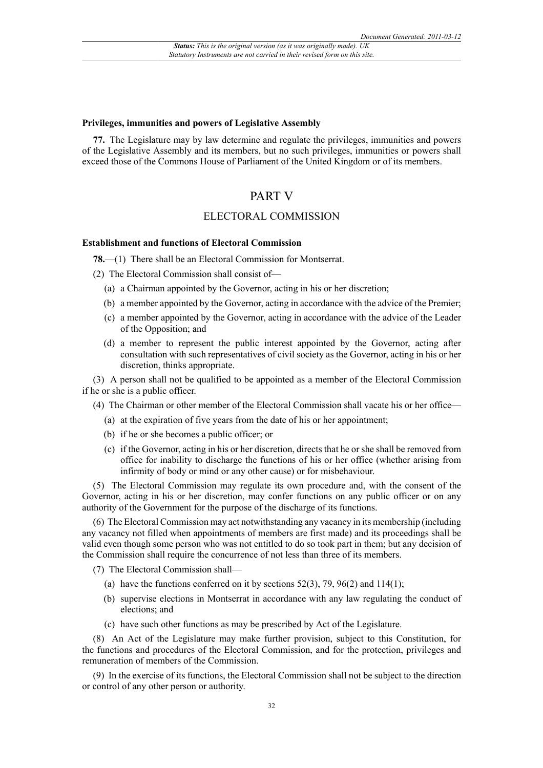**Privileges, immunities and powers of Legislative Assembly**

**77.** The Legislature may by law determine and regulate the privileges, immunities and powers of the Legislative Assembly and its members, but no such privileges, immunities or powers shall exceed those of the Commons House of Parliament of the United Kingdom or of its members.

# PART V

## ELECTORAL COMMISSION

**Establishment and functions of Electoral Commission**

**78.**—(1) There shall be an Electoral Commission for Montserrat.

(2) The Electoral Commission shall consist of—

- (a) a Chairman appointed by the Governor, acting in his or her discretion;
- (b) a member appointed by the Governor, acting in accordance with the advice of the Premier;
- (c) a member appointed by the Governor, acting in accordance with the advice of the Leader of the Opposition; and
- (d) a member to represent the public interest appointed by the Governor, acting after consultation with such representatives of civil society as the Governor, acting in his or her discretion, thinks appropriate.

(3) A person shall not be qualified to be appointed as a member of the Electoral Commission if he or she is a public officer.

(4) The Chairman or other member of the Electoral Commission shall vacate his or her office—

- (a) at the expiration of five years from the date of his or her appointment;
- (b) if he or she becomes a public officer; or
- (c) if the Governor, acting in his or her discretion, directs that he or she shall be removed from office for inability to discharge the functions of his or her office (whether arising from infirmity of body or mind or any other cause) or for misbehaviour.

(5) The Electoral Commission may regulate its own procedure and, with the consent of the Governor, acting in his or her discretion, may confer functions on any public officer or on any authority of the Government for the purpose of the discharge of its functions.

(6) The Electoral Commission may act notwithstanding any vacancy in its membership (including any vacancy not filled when appointments of members are first made) and its proceedings shall be valid even though some person who was not entitled to do so took part in them; but any decision of the Commission shall require the concurrence of not less than three of its members.

(7) The Electoral Commission shall—

- (a) have the functions conferred on it by sections 52(3), 79, 96(2) and 114(1);
- (b) supervise elections in Montserrat in accordance with any law regulating the conduct of elections; and
- (c) have such other functions as may be prescribed by Act of the Legislature.

(8) An Act of the Legislature may make further provision, subject to this Constitution, for the functions and procedures of the Electoral Commission, and for the protection, privileges and remuneration of members of the Commission.

(9) In the exercise of its functions, the Electoral Commission shall not be subject to the direction or control of any other person or authority.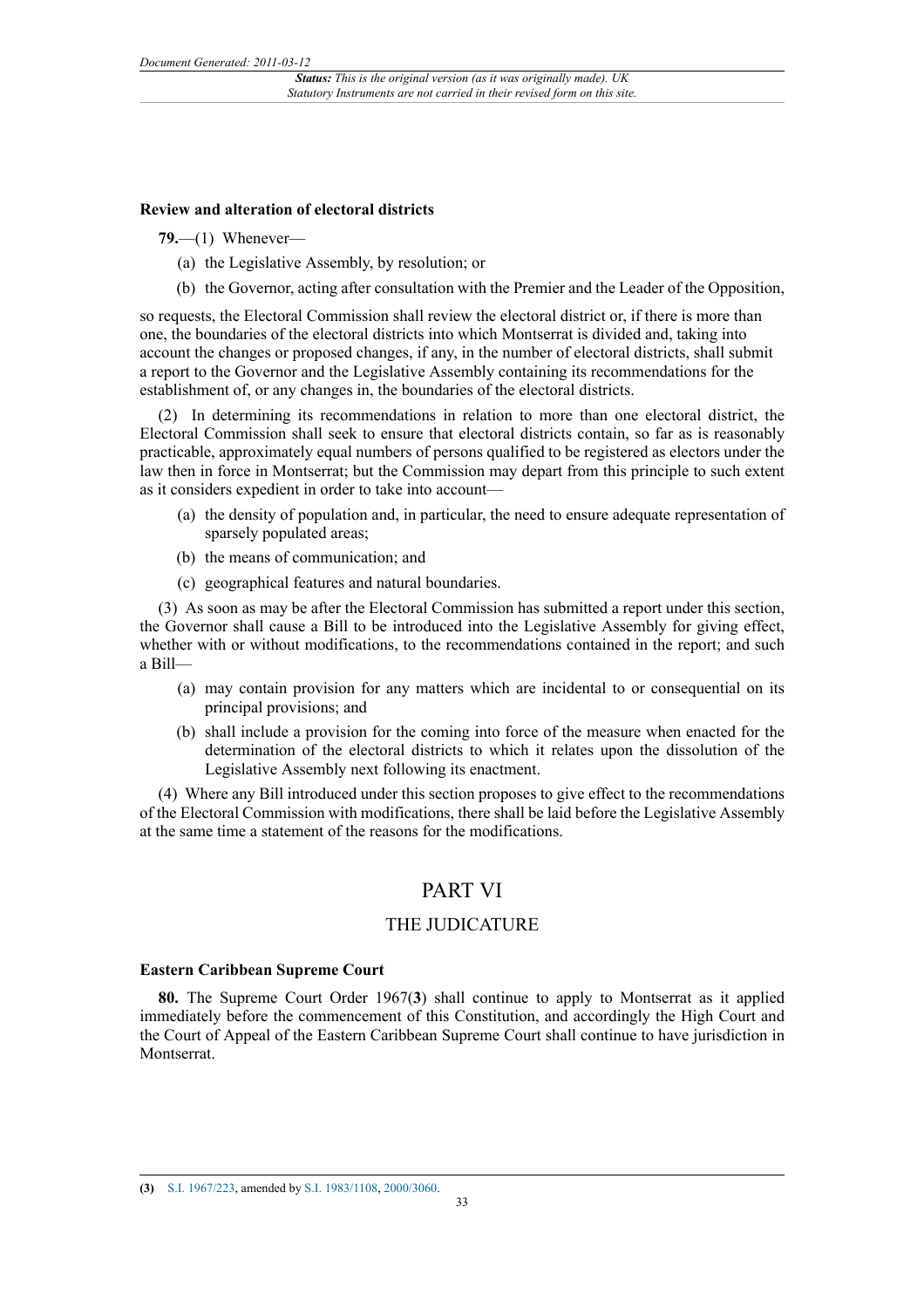**Review and alteration of electoral districts**

**79.**—(1) Whenever—

(a) the Legislative Assembly, by resolution; or

(b) the Governor, acting after consultation with the Premier and the Leader of the Opposition,

so requests, the Electoral Commission shall review the electoral district or, if there is more than one, the boundaries of the electoral districts into which Montserrat is divided and, taking into account the changes or proposed changes, if any, in the number of electoral districts, shall submit a report to the Governor and the Legislative Assembly containing its recommendations for the establishment of, or any changes in, the boundaries of the electoral districts.

(2) In determining its recommendations in relation to more than one electoral district, the Electoral Commission shall seek to ensure that electoral districts contain, so far as is reasonably practicable, approximately equal numbers of persons qualified to be registered as electors under the law then in force in Montserrat; but the Commission may depart from this principle to such extent as it considers expedient in order to take into account—

(a) the density of population and, in particular, the need to ensure adequate representation of sparsely populated areas;

(b) the means of communication; and

(c) geographical features and natural boundaries.

(3) As soon as may be after the Electoral Commission has submitted a report under this section, the Governor shall cause a Bill to be introduced into the Legislative Assembly for giving effect, whether with or without modifications, to the recommendations contained in the report; and such a Bill—

(a) may contain provision for any matters which are incidental to or consequential on its principal provisions; and

(b) shall include a provision for the coming into force of the measure when enacted for the determination of the electoral districts to which it relates upon the dissolution of the Legislative Assembly next following its enactment.

(4) Where any Bill introduced under this section proposes to give effect to the recommendations of the Electoral Commission with modifications, there shall be laid before the Legislative Assembly at the same time a statement of the reasons for the modifications.

# PART VI

## THE JUDICATURE

**Eastern Caribbean Supreme Court**

**80.** The Supreme Court Order 1967(**3**) shall continue to apply to Montserrat as it applied immediately before the commencement of this Constitution, and accordingly the High Court and the Court of Appeal of the Eastern Caribbean Supreme Court shall continue to have jurisdiction in Montserrat.

---

**(3)** S.I. 1967/223, amended by S.I. 1983/1108, 2000/3060.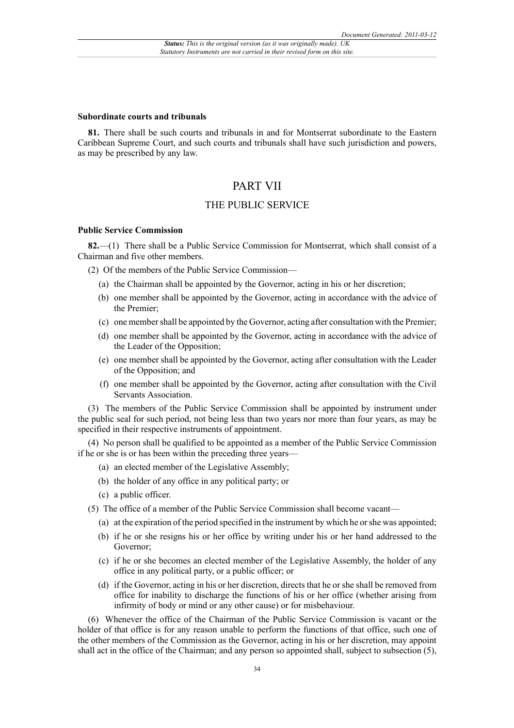**Subordinate courts and tribunals**

**81.** There shall be such courts and tribunals in and for Montserrat subordinate to the Eastern Caribbean Supreme Court, and such courts and tribunals shall have such jurisdiction and powers, as may be prescribed by any law.

# PART VII

## THE PUBLIC SERVICE

**Public Service Commission**

**82.**—(1) There shall be a Public Service Commission for Montserrat, which shall consist of a Chairman and five other members.

(2) Of the members of the Public Service Commission—

- (a) the Chairman shall be appointed by the Governor, acting in his or her discretion;
- (b) one member shall be appointed by the Governor, acting in accordance with the advice of the Premier;
- (c) one member shall be appointed by the Governor, acting after consultation with the Premier;
- (d) one member shall be appointed by the Governor, acting in accordance with the advice of the Leader of the Opposition;
- (e) one member shall be appointed by the Governor, acting after consultation with the Leader of the Opposition; and
- (f) one member shall be appointed by the Governor, acting after consultation with the Civil Servants Association.

(3) The members of the Public Service Commission shall be appointed by instrument under the public seal for such period, not being less than two years nor more than four years, as may be specified in their respective instruments of appointment.

(4) No person shall be qualified to be appointed as a member of the Public Service Commission if he or she is or has been within the preceding three years—

- (a) an elected member of the Legislative Assembly;
- (b) the holder of any office in any political party; or
- (c) a public officer.

(5) The office of a member of the Public Service Commission shall become vacant—

- (a) at the expiration of the period specified in the instrument by which he or she was appointed;
- (b) if he or she resigns his or her office by writing under his or her hand addressed to the Governor;
- (c) if he or she becomes an elected member of the Legislative Assembly, the holder of any office in any political party, or a public officer; or
- (d) if the Governor, acting in his or her discretion, directs that he or she shall be removed from office for inability to discharge the functions of his or her office (whether arising from infirmity of body or mind or any other cause) or for misbehaviour.

(6) Whenever the office of the Chairman of the Public Service Commission is vacant or the holder of that office is for any reason unable to perform the functions of that office, such one of the other members of the Commission as the Governor, acting in his or her discretion, may appoint shall act in the office of the Chairman; and any person so appointed shall, subject to subsection (5),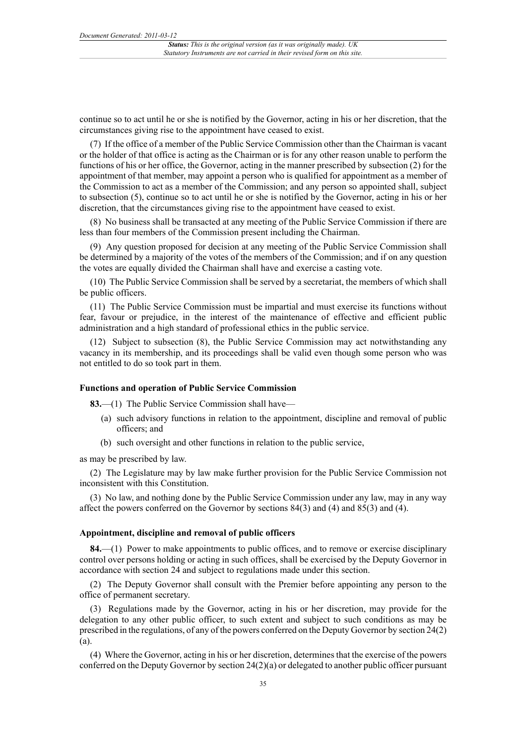continue so to act until he or she is notified by the Governor, acting in his or her discretion, that the circumstances giving rise to the appointment have ceased to exist.

(7) If the office of a member of the Public Service Commission other than the Chairman is vacant or the holder of that office is acting as the Chairman or is for any other reason unable to perform the functions of his or her office, the Governor, acting in the manner prescribed by subsection (2) for the appointment of that member, may appoint a person who is qualified for appointment as a member of the Commission to act as a member of the Commission; and any person so appointed shall, subject to subsection (5), continue so to act until he or she is notified by the Governor, acting in his or her discretion, that the circumstances giving rise to the appointment have ceased to exist.

(8) No business shall be transacted at any meeting of the Public Service Commission if there are less than four members of the Commission present including the Chairman.

(9) Any question proposed for decision at any meeting of the Public Service Commission shall be determined by a majority of the votes of the members of the Commission; and if on any question the votes are equally divided the Chairman shall have and exercise a casting vote.

(10) The Public Service Commission shall be served by a secretariat, the members of which shall be public officers.

(11) The Public Service Commission must be impartial and must exercise its functions without fear, favour or prejudice, in the interest of the maintenance of effective and efficient public administration and a high standard of professional ethics in the public service.

(12) Subject to subsection (8), the Public Service Commission may act notwithstanding any vacancy in its membership, and its proceedings shall be valid even though some person who was not entitled to do so took part in them.

### Functions and operation of Public Service Commission

**83.**—(1) The Public Service Commission shall have—

(a) such advisory functions in relation to the appointment, discipline and removal of public officers; and

(b) such oversight and other functions in relation to the public service,

as may be prescribed by law.

(2) The Legislature may by law make further provision for the Public Service Commission not inconsistent with this Constitution.

(3) No law, and nothing done by the Public Service Commission under any law, may in any way affect the powers conferred on the Governor by sections 84(3) and (4) and 85(3) and (4).

### Appointment, discipline and removal of public officers

**84.**—(1) Power to make appointments to public offices, and to remove or exercise disciplinary control over persons holding or acting in such offices, shall be exercised by the Deputy Governor in accordance with section 24 and subject to regulations made under this section.

(2) The Deputy Governor shall consult with the Premier before appointing any person to the office of permanent secretary.

(3) Regulations made by the Governor, acting in his or her discretion, may provide for the delegation to any other public officer, to such extent and subject to such conditions as may be prescribed in the regulations, of any of the powers conferred on the Deputy Governor by section 24(2)(a).

(4) Where the Governor, acting in his or her discretion, determines that the exercise of the powers conferred on the Deputy Governor by section 24(2)(a) or delegated to another public officer pursuant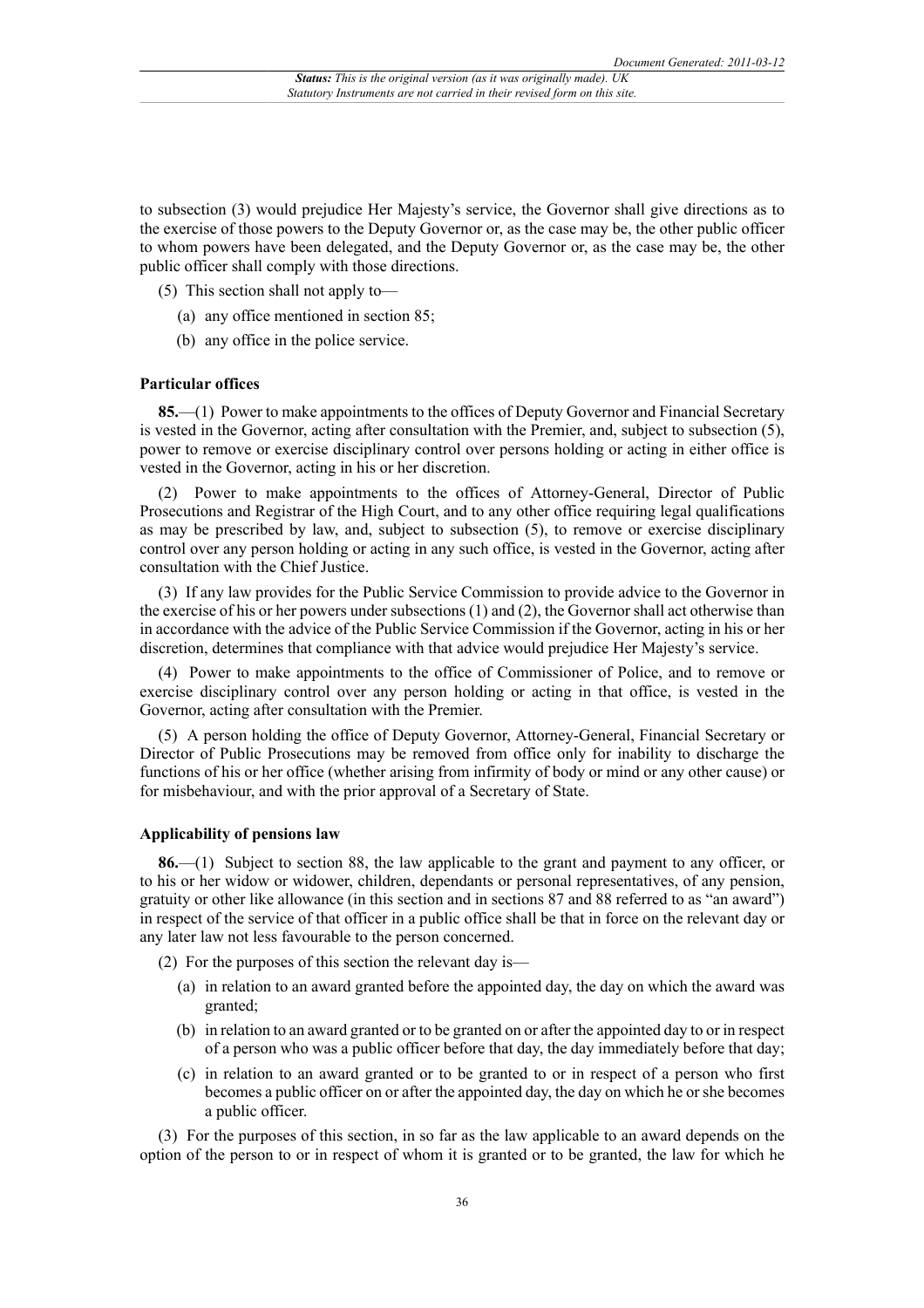to subsection (3) would prejudice Her Majesty's service, the Governor shall give directions as to the exercise of those powers to the Deputy Governor or, as the case may be, the other public officer to whom powers have been delegated, and the Deputy Governor or, as the case may be, the other public officer shall comply with those directions.

(5) This section shall not apply to—

(a) any office mentioned in section 85;

(b) any office in the police service.

**Particular offices**

**85.**—(1) Power to make appointments to the offices of Deputy Governor and Financial Secretary is vested in the Governor, acting after consultation with the Premier, and, subject to subsection (5), power to remove or exercise disciplinary control over persons holding or acting in either office is vested in the Governor, acting in his or her discretion.

(2) Power to make appointments to the offices of Attorney-General, Director of Public Prosecutions and Registrar of the High Court, and to any other office requiring legal qualifications as may be prescribed by law, and, subject to subsection (5), to remove or exercise disciplinary control over any person holding or acting in any such office, is vested in the Governor, acting after consultation with the Chief Justice.

(3) If any law provides for the Public Service Commission to provide advice to the Governor in the exercise of his or her powers under subsections (1) and (2), the Governor shall act otherwise than in accordance with the advice of the Public Service Commission if the Governor, acting in his or her discretion, determines that compliance with that advice would prejudice Her Majesty's service.

(4) Power to make appointments to the office of Commissioner of Police, and to remove or exercise disciplinary control over any person holding or acting in that office, is vested in the Governor, acting after consultation with the Premier.

(5) A person holding the office of Deputy Governor, Attorney-General, Financial Secretary or Director of Public Prosecutions may be removed from office only for inability to discharge the functions of his or her office (whether arising from infirmity of body or mind or any other cause) or for misbehaviour, and with the prior approval of a Secretary of State.

**Applicability of pensions law**

**86.**—(1) Subject to section 88, the law applicable to the grant and payment to any officer, or to his or her widow or widower, children, dependants or personal representatives, of any pension, gratuity or other like allowance (in this section and in sections 87 and 88 referred to as "an award") in respect of the service of that officer in a public office shall be that in force on the relevant day or any later law not less favourable to the person concerned.

(2) For the purposes of this section the relevant day is—

(a) in relation to an award granted before the appointed day, the day on which the award was granted;

(b) in relation to an award granted or to be granted on or after the appointed day to or in respect of a person who was a public officer before that day, the day immediately before that day;

(c) in relation to an award granted or to be granted to or in respect of a person who first becomes a public officer on or after the appointed day, the day on which he or she becomes a public officer.

(3) For the purposes of this section, in so far as the law applicable to an award depends on the option of the person to or in respect of whom it is granted or to be granted, the law for which he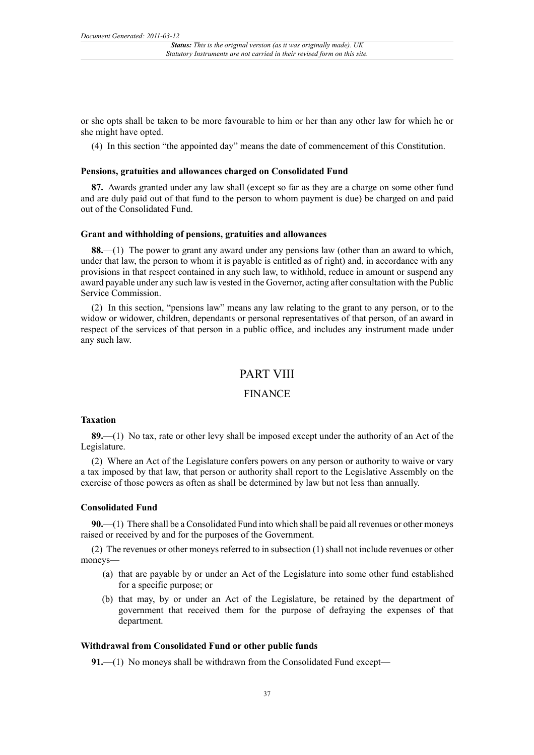or she opts shall be taken to be more favourable to him or her than any other law for which he or she might have opted.

(4) In this section "the appointed day" means the date of commencement of this Constitution.

**Pensions, gratuities and allowances charged on Consolidated Fund**

**87.** Awards granted under any law shall (except so far as they are a charge on some other fund and are duly paid out of that fund to the person to whom payment is due) be charged on and paid out of the Consolidated Fund.

**Grant and withholding of pensions, gratuities and allowances**

**88.**—(1) The power to grant any award under any pensions law (other than an award to which, under that law, the person to whom it is payable is entitled as of right) and, in accordance with any provisions in that respect contained in any such law, to withhold, reduce in amount or suspend any award payable under any such law is vested in the Governor, acting after consultation with the Public Service Commission.

(2) In this section, "pensions law" means any law relating to the grant to any person, or to the widow or widower, children, dependants or personal representatives of that person, of an award in respect of the services of that person in a public office, and includes any instrument made under any such law.

# PART VIII

## FINANCE

**Taxation**

**89.**—(1) No tax, rate or other levy shall be imposed except under the authority of an Act of the Legislature.

(2) Where an Act of the Legislature confers powers on any person or authority to waive or vary a tax imposed by that law, that person or authority shall report to the Legislative Assembly on the exercise of those powers as often as shall be determined by law but not less than annually.

**Consolidated Fund**

**90.**—(1) There shall be a Consolidated Fund into which shall be paid all revenues or other moneys raised or received by and for the purposes of the Government.

(2) The revenues or other moneys referred to in subsection (1) shall not include revenues or other moneys—

(a) that are payable by or under an Act of the Legislature into some other fund established for a specific purpose; or

(b) that may, by or under an Act of the Legislature, be retained by the department of government that received them for the purpose of defraying the expenses of that department.

**Withdrawal from Consolidated Fund or other public funds**

**91.**—(1) No moneys shall be withdrawn from the Consolidated Fund except—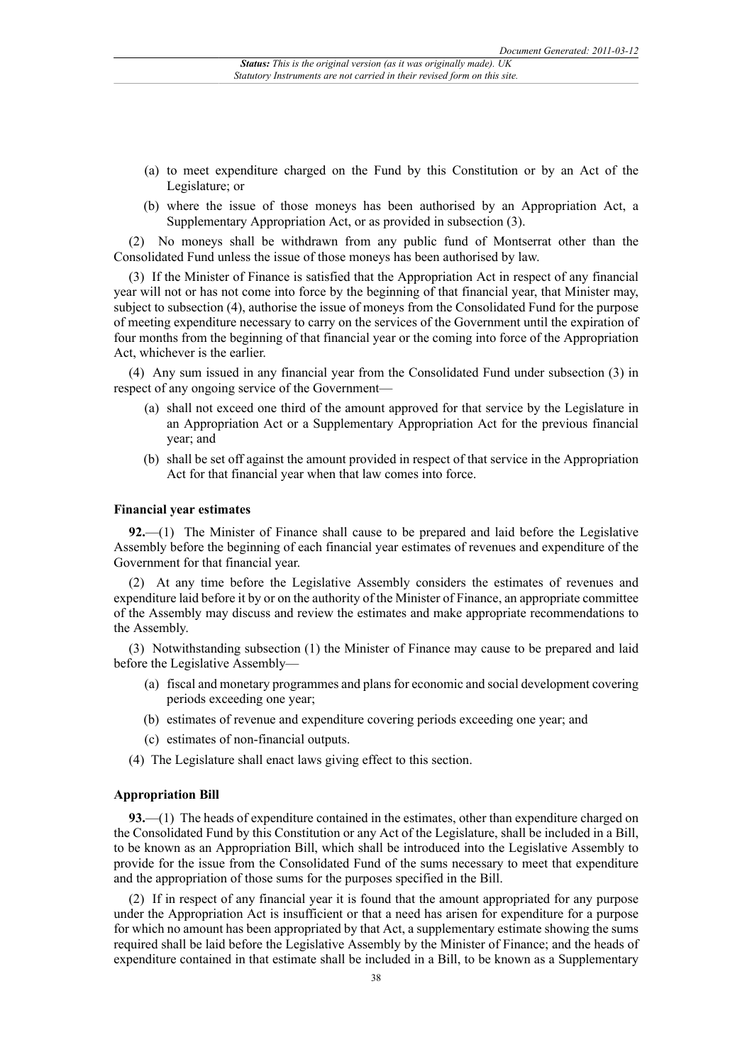(a) to meet expenditure charged on the Fund by this Constitution or by an Act of the Legislature; or

(b) where the issue of those moneys has been authorised by an Appropriation Act, a Supplementary Appropriation Act, or as provided in subsection (3).

(2) No moneys shall be withdrawn from any public fund of Montserrat other than the Consolidated Fund unless the issue of those moneys has been authorised by law.

(3) If the Minister of Finance is satisfied that the Appropriation Act in respect of any financial year will not or has not come into force by the beginning of that financial year, that Minister may, subject to subsection (4), authorise the issue of moneys from the Consolidated Fund for the purpose of meeting expenditure necessary to carry on the services of the Government until the expiration of four months from the beginning of that financial year or the coming into force of the Appropriation Act, whichever is the earlier.

(4) Any sum issued in any financial year from the Consolidated Fund under subsection (3) in respect of any ongoing service of the Government—

(a) shall not exceed one third of the amount approved for that service by the Legislature in an Appropriation Act or a Supplementary Appropriation Act for the previous financial year; and

(b) shall be set off against the amount provided in respect of that service in the Appropriation Act for that financial year when that law comes into force.

**Financial year estimates**

**92.**—(1) The Minister of Finance shall cause to be prepared and laid before the Legislative Assembly before the beginning of each financial year estimates of revenues and expenditure of the Government for that financial year.

(2) At any time before the Legislative Assembly considers the estimates of revenues and expenditure laid before it by or on the authority of the Minister of Finance, an appropriate committee of the Assembly may discuss and review the estimates and make appropriate recommendations to the Assembly.

(3) Notwithstanding subsection (1) the Minister of Finance may cause to be prepared and laid before the Legislative Assembly—

(a) fiscal and monetary programmes and plans for economic and social development covering periods exceeding one year;

(b) estimates of revenue and expenditure covering periods exceeding one year; and

(c) estimates of non-financial outputs.

(4) The Legislature shall enact laws giving effect to this section.

**Appropriation Bill**

**93.**—(1) The heads of expenditure contained in the estimates, other than expenditure charged on the Consolidated Fund by this Constitution or any Act of the Legislature, shall be included in a Bill, to be known as an Appropriation Bill, which shall be introduced into the Legislative Assembly to provide for the issue from the Consolidated Fund of the sums necessary to meet that expenditure and the appropriation of those sums for the purposes specified in the Bill.

(2) If in respect of any financial year it is found that the amount appropriated for any purpose under the Appropriation Act is insufficient or that a need has arisen for expenditure for a purpose for which no amount has been appropriated by that Act, a supplementary estimate showing the sums required shall be laid before the Legislative Assembly by the Minister of Finance; and the heads of expenditure contained in that estimate shall be included in a Bill, to be known as a Supplementary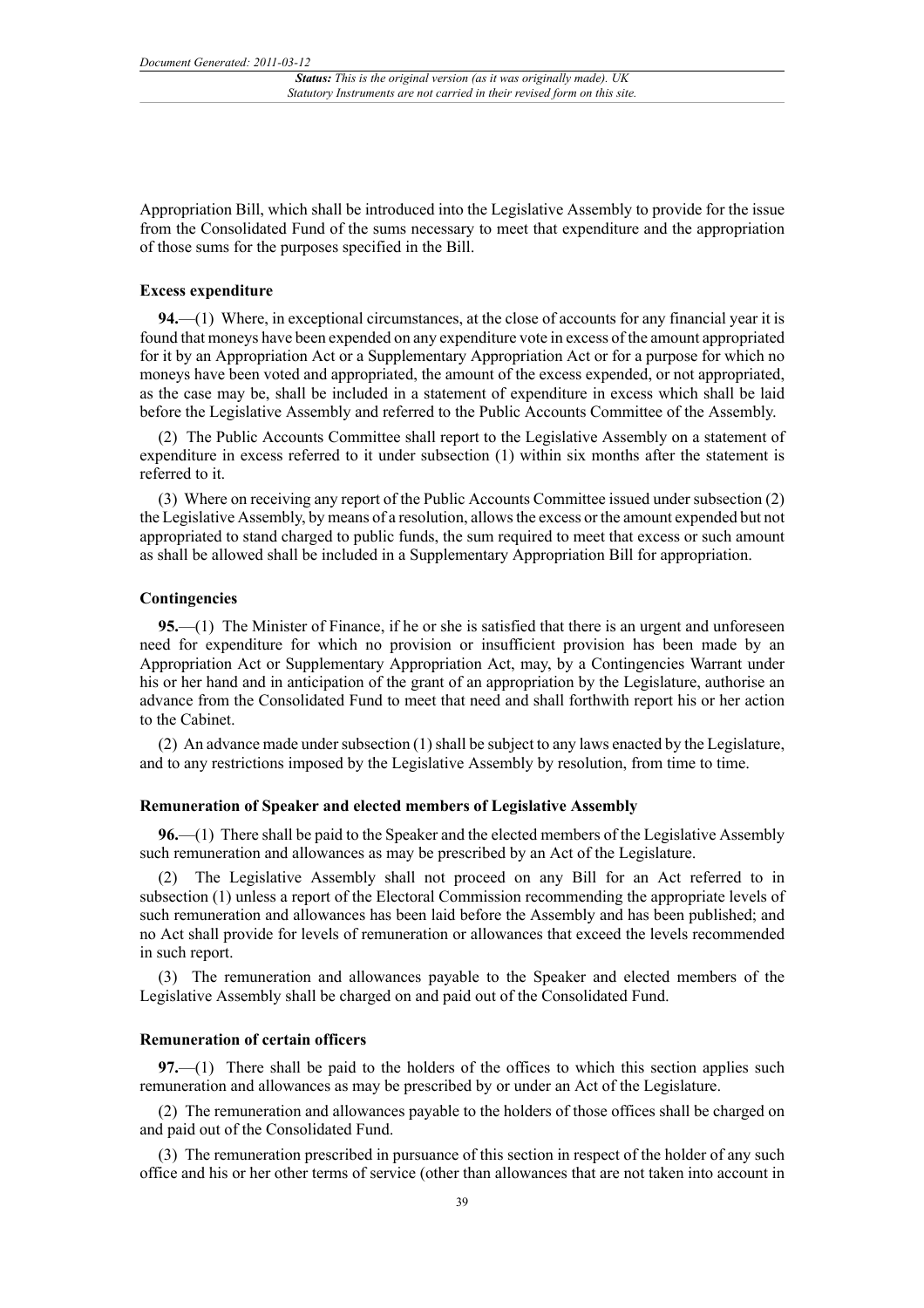Appropriation Bill, which shall be introduced into the Legislative Assembly to provide for the issue from the Consolidated Fund of the sums necessary to meet that expenditure and the appropriation of those sums for the purposes specified in the Bill.

### Excess expenditure

**94.**—(1) Where, in exceptional circumstances, at the close of accounts for any financial year it is found that moneys have been expended on any expenditure vote in excess of the amount appropriated for it by an Appropriation Act or a Supplementary Appropriation Act or for a purpose for which no moneys have been voted and appropriated, the amount of the excess expended, or not appropriated, as the case may be, shall be included in a statement of expenditure in excess which shall be laid before the Legislative Assembly and referred to the Public Accounts Committee of the Assembly.

(2) The Public Accounts Committee shall report to the Legislative Assembly on a statement of expenditure in excess referred to it under subsection (1) within six months after the statement is referred to it.

(3) Where on receiving any report of the Public Accounts Committee issued under subsection (2) the Legislative Assembly, by means of a resolution, allows the excess or the amount expended but not appropriated to stand charged to public funds, the sum required to meet that excess or such amount as shall be allowed shall be included in a Supplementary Appropriation Bill for appropriation.

### Contingencies

**95.**—(1) The Minister of Finance, if he or she is satisfied that there is an urgent and unforeseen need for expenditure for which no provision or insufficient provision has been made by an Appropriation Act or Supplementary Appropriation Act, may, by a Contingencies Warrant under his or her hand and in anticipation of the grant of an appropriation by the Legislature, authorise an advance from the Consolidated Fund to meet that need and shall forthwith report his or her action to the Cabinet.

(2) An advance made under subsection (1) shall be subject to any laws enacted by the Legislature, and to any restrictions imposed by the Legislative Assembly by resolution, from time to time.

### Remuneration of Speaker and elected members of Legislative Assembly

**96.**—(1) There shall be paid to the Speaker and the elected members of the Legislative Assembly such remuneration and allowances as may be prescribed by an Act of the Legislature.

(2) The Legislative Assembly shall not proceed on any Bill for an Act referred to in subsection (1) unless a report of the Electoral Commission recommending the appropriate levels of such remuneration and allowances has been laid before the Assembly and has been published; and no Act shall provide for levels of remuneration or allowances that exceed the levels recommended in such report.

(3) The remuneration and allowances payable to the Speaker and elected members of the Legislative Assembly shall be charged on and paid out of the Consolidated Fund.

### Remuneration of certain officers

**97.**—(1) There shall be paid to the holders of the offices to which this section applies such remuneration and allowances as may be prescribed by or under an Act of the Legislature.

(2) The remuneration and allowances payable to the holders of those offices shall be charged on and paid out of the Consolidated Fund.

(3) The remuneration prescribed in pursuance of this section in respect of the holder of any such office and his or her other terms of service (other than allowances that are not taken into account in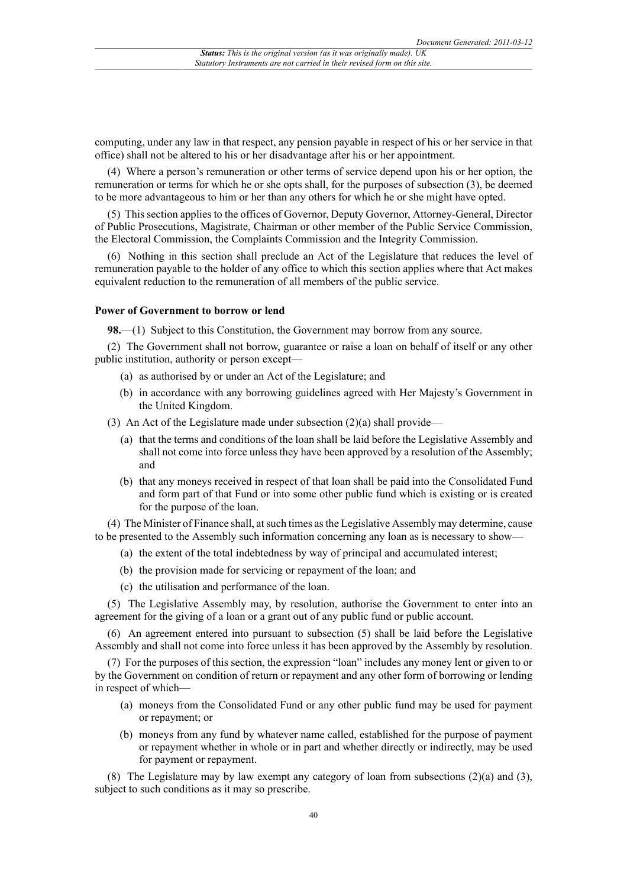computing, under any law in that respect, any pension payable in respect of his or her service in that office) shall not be altered to his or her disadvantage after his or her appointment.

(4) Where a person's remuneration or other terms of service depend upon his or her option, the remuneration or terms for which he or she opts shall, for the purposes of subsection (3), be deemed to be more advantageous to him or her than any others for which he or she might have opted.

(5) This section applies to the offices of Governor, Deputy Governor, Attorney-General, Director of Public Prosecutions, Magistrate, Chairman or other member of the Public Service Commission, the Electoral Commission, the Complaints Commission and the Integrity Commission.

(6) Nothing in this section shall preclude an Act of the Legislature that reduces the level of remuneration payable to the holder of any office to which this section applies where that Act makes equivalent reduction to the remuneration of all members of the public service.

#### Power of Government to borrow or lend

**98.**—(1) Subject to this Constitution, the Government may borrow from any source.

(2) The Government shall not borrow, guarantee or raise a loan on behalf of itself or any other public institution, authority or person except—

- (a) as authorised by or under an Act of the Legislature; and
- (b) in accordance with any borrowing guidelines agreed with Her Majesty's Government in the United Kingdom.

(3) An Act of the Legislature made under subsection (2)(a) shall provide—

- (a) that the terms and conditions of the loan shall be laid before the Legislative Assembly and shall not come into force unless they have been approved by a resolution of the Assembly; and
- (b) that any moneys received in respect of that loan shall be paid into the Consolidated Fund and form part of that Fund or into some other public fund which is existing or is created for the purpose of the loan.

(4) The Minister of Finance shall, at such times as the Legislative Assembly may determine, cause to be presented to the Assembly such information concerning any loan as is necessary to show—

- (a) the extent of the total indebtedness by way of principal and accumulated interest;
- (b) the provision made for servicing or repayment of the loan; and
- (c) the utilisation and performance of the loan.

(5) The Legislative Assembly may, by resolution, authorise the Government to enter into an agreement for the giving of a loan or a grant out of any public fund or public account.

(6) An agreement entered into pursuant to subsection (5) shall be laid before the Legislative Assembly and shall not come into force unless it has been approved by the Assembly by resolution.

(7) For the purposes of this section, the expression "loan" includes any money lent or given to or by the Government on condition of return or repayment and any other form of borrowing or lending in respect of which—

- (a) moneys from the Consolidated Fund or any other public fund may be used for payment or repayment; or
- (b) moneys from any fund by whatever name called, established for the purpose of payment or repayment whether in whole or in part and whether directly or indirectly, may be used for payment or repayment.

(8) The Legislature may by law exempt any category of loan from subsections (2)(a) and (3), subject to such conditions as it may so prescribe.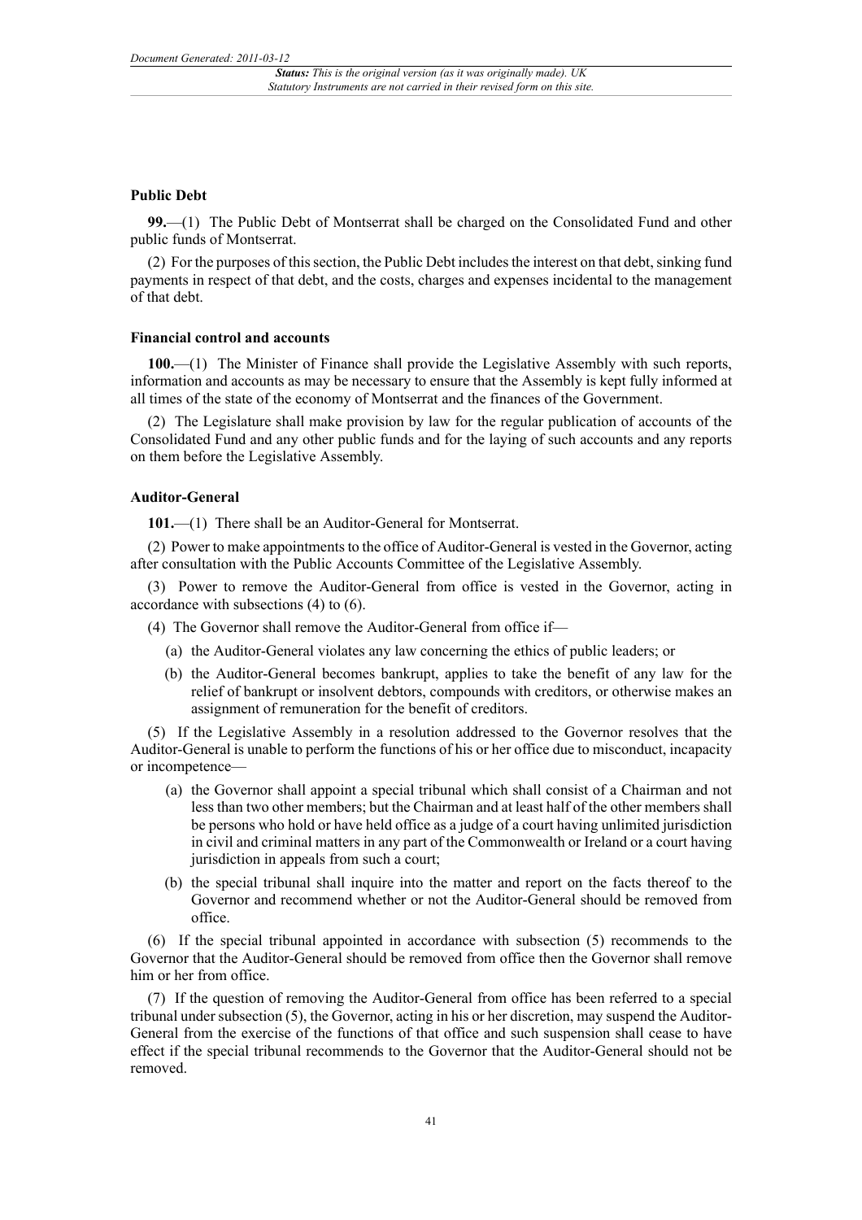**Public Debt**

**99.**—(1) The Public Debt of Montserrat shall be charged on the Consolidated Fund and other public funds of Montserrat.

(2) For the purposes of this section, the Public Debt includes the interest on that debt, sinking fund payments in respect of that debt, and the costs, charges and expenses incidental to the management of that debt.

**Financial control and accounts**

**100.**—(1) The Minister of Finance shall provide the Legislative Assembly with such reports, information and accounts as may be necessary to ensure that the Assembly is kept fully informed at all times of the state of the economy of Montserrat and the finances of the Government.

(2) The Legislature shall make provision by law for the regular publication of accounts of the Consolidated Fund and any other public funds and for the laying of such accounts and any reports on them before the Legislative Assembly.

**Auditor-General**

**101.**—(1) There shall be an Auditor-General for Montserrat.

(2) Power to make appointments to the office of Auditor-General is vested in the Governor, acting after consultation with the Public Accounts Committee of the Legislative Assembly.

(3) Power to remove the Auditor-General from office is vested in the Governor, acting in accordance with subsections (4) to (6).

(4) The Governor shall remove the Auditor-General from office if—

- (a) the Auditor-General violates any law concerning the ethics of public leaders; or
- (b) the Auditor-General becomes bankrupt, applies to take the benefit of any law for the relief of bankrupt or insolvent debtors, compounds with creditors, or otherwise makes an assignment of remuneration for the benefit of creditors.

(5) If the Legislative Assembly in a resolution addressed to the Governor resolves that the Auditor-General is unable to perform the functions of his or her office due to misconduct, incapacity or incompetence—

- (a) the Governor shall appoint a special tribunal which shall consist of a Chairman and not less than two other members; but the Chairman and at least half of the other members shall be persons who hold or have held office as a judge of a court having unlimited jurisdiction in civil and criminal matters in any part of the Commonwealth or Ireland or a court having jurisdiction in appeals from such a court;
- (b) the special tribunal shall inquire into the matter and report on the facts thereof to the Governor and recommend whether or not the Auditor-General should be removed from office.

(6) If the special tribunal appointed in accordance with subsection (5) recommends to the Governor that the Auditor-General should be removed from office then the Governor shall remove him or her from office.

(7) If the question of removing the Auditor-General from office has been referred to a special tribunal under subsection (5), the Governor, acting in his or her discretion, may suspend the Auditor-General from the exercise of the functions of that office and such suspension shall cease to have effect if the special tribunal recommends to the Governor that the Auditor-General should not be removed.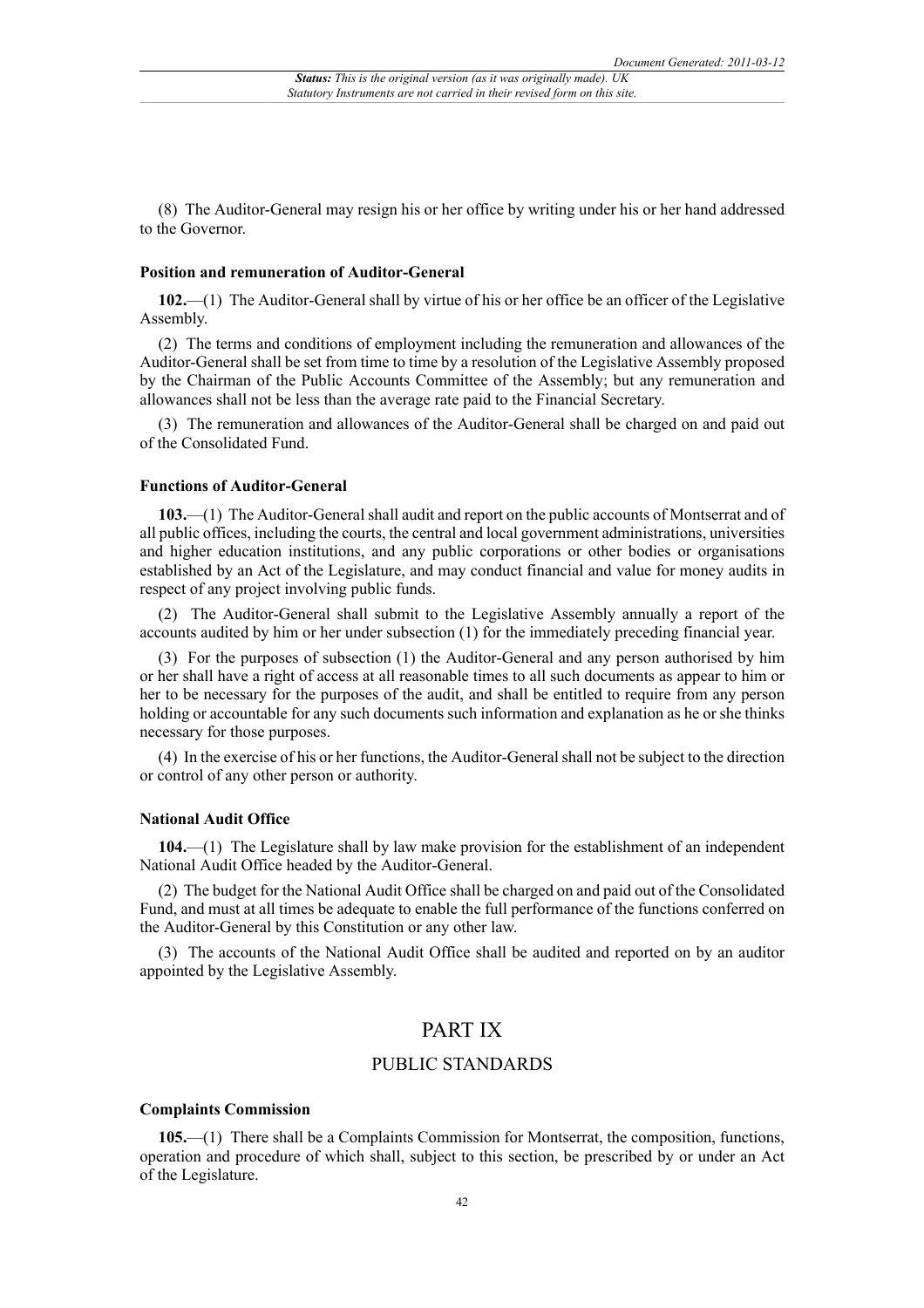(8) The Auditor-General may resign his or her office by writing under his or her hand addressed to the Governor.

**Position and remuneration of Auditor-General**

**102.**—(1) The Auditor-General shall by virtue of his or her office be an officer of the Legislative Assembly.

(2) The terms and conditions of employment including the remuneration and allowances of the Auditor-General shall be set from time to time by a resolution of the Legislative Assembly proposed by the Chairman of the Public Accounts Committee of the Assembly; but any remuneration and allowances shall not be less than the average rate paid to the Financial Secretary.

(3) The remuneration and allowances of the Auditor-General shall be charged on and paid out of the Consolidated Fund.

**Functions of Auditor-General**

**103.**—(1) The Auditor-General shall audit and report on the public accounts of Montserrat and of all public offices, including the courts, the central and local government administrations, universities and higher education institutions, and any public corporations or other bodies or organisations established by an Act of the Legislature, and may conduct financial and value for money audits in respect of any project involving public funds.

(2) The Auditor-General shall submit to the Legislative Assembly annually a report of the accounts audited by him or her under subsection (1) for the immediately preceding financial year.

(3) For the purposes of subsection (1) the Auditor-General and any person authorised by him or her shall have a right of access at all reasonable times to all such documents as appear to him or her to be necessary for the purposes of the audit, and shall be entitled to require from any person holding or accountable for any such documents such information and explanation as he or she thinks necessary for those purposes.

(4) In the exercise of his or her functions, the Auditor-General shall not be subject to the direction or control of any other person or authority.

**National Audit Office**

**104.**—(1) The Legislature shall by law make provision for the establishment of an independent National Audit Office headed by the Auditor-General.

(2) The budget for the National Audit Office shall be charged on and paid out of the Consolidated Fund, and must at all times be adequate to enable the full performance of the functions conferred on the Auditor-General by this Constitution or any other law.

(3) The accounts of the National Audit Office shall be audited and reported on by an auditor appointed by the Legislative Assembly.

# PART IX

## PUBLIC STANDARDS

**Complaints Commission**

**105.**—(1) There shall be a Complaints Commission for Montserrat, the composition, functions, operation and procedure of which shall, subject to this section, be prescribed by or under an Act of the Legislature.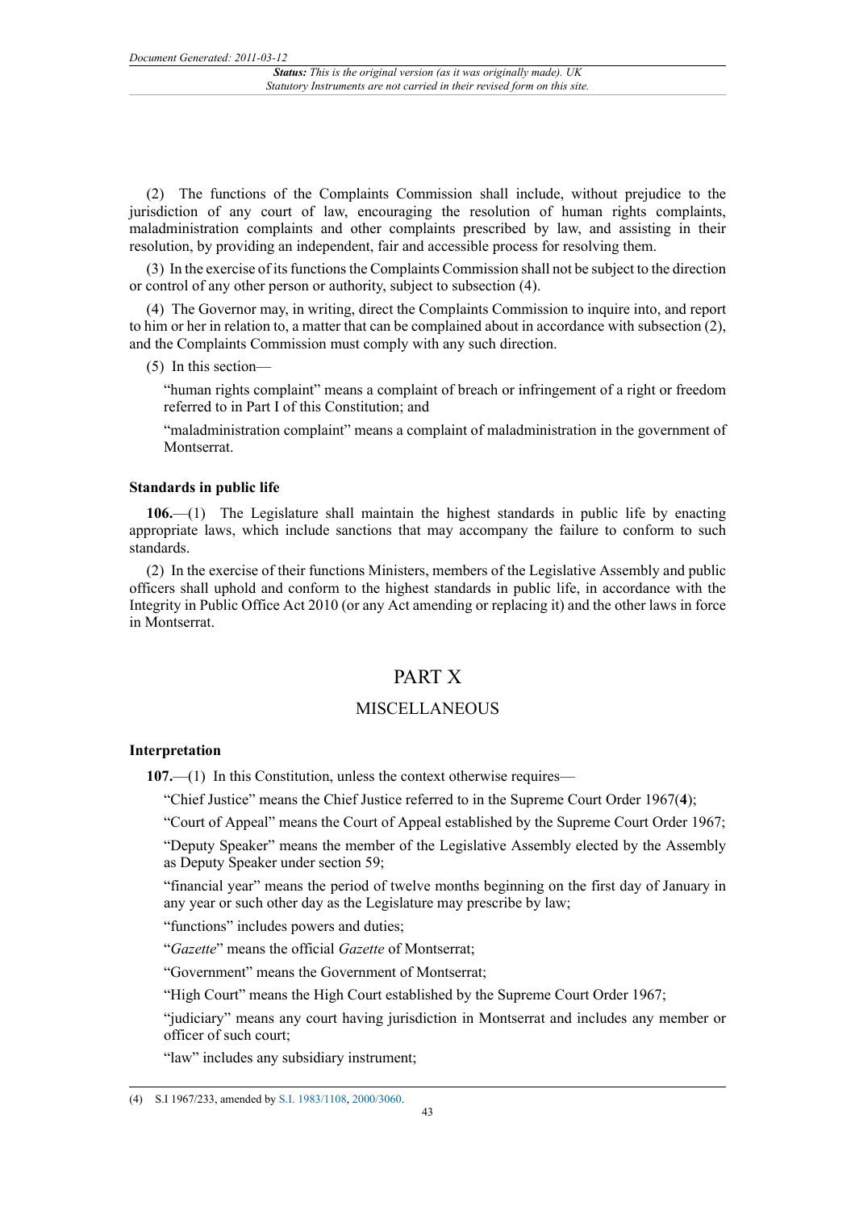(2) The functions of the Complaints Commission shall include, without prejudice to the jurisdiction of any court of law, encouraging the resolution of human rights complaints, maladministration complaints and other complaints prescribed by law, and assisting in their resolution, by providing an independent, fair and accessible process for resolving them.

(3) In the exercise of its functions the Complaints Commission shall not be subject to the direction or control of any other person or authority, subject to subsection (4).

(4) The Governor may, in writing, direct the Complaints Commission to inquire into, and report to him or her in relation to, a matter that can be complained about in accordance with subsection (2), and the Complaints Commission must comply with any such direction.

(5) In this section—

"human rights complaint" means a complaint of breach or infringement of a right or freedom referred to in Part I of this Constitution; and

"maladministration complaint" means a complaint of maladministration in the government of Montserrat.

**Standards in public life**

**106.**—(1) The Legislature shall maintain the highest standards in public life by enacting appropriate laws, which include sanctions that may accompany the failure to conform to such standards.

(2) In the exercise of their functions Ministers, members of the Legislative Assembly and public officers shall uphold and conform to the highest standards in public life, in accordance with the Integrity in Public Office Act 2010 (or any Act amending or replacing it) and the other laws in force in Montserrat.

# PART X

## MISCELLANEOUS

**Interpretation**

**107.**—(1) In this Constitution, unless the context otherwise requires—

"Chief Justice" means the Chief Justice referred to in the Supreme Court Order 1967(**4**);

"Court of Appeal" means the Court of Appeal established by the Supreme Court Order 1967;

"Deputy Speaker" means the member of the Legislative Assembly elected by the Assembly as Deputy Speaker under section 59;

"financial year" means the period of twelve months beginning on the first day of January in any year or such other day as the Legislature may prescribe by law;

"functions" includes powers and duties;

"*Gazette*" means the official *Gazette* of Montserrat;

"Government" means the Government of Montserrat;

"High Court" means the High Court established by the Supreme Court Order 1967;

"judiciary" means any court having jurisdiction in Montserrat and includes any member or officer of such court;

"law" includes any subsidiary instrument;

(4) S.I 1967/233, amended by S.I. 1983/1108, 2000/3060.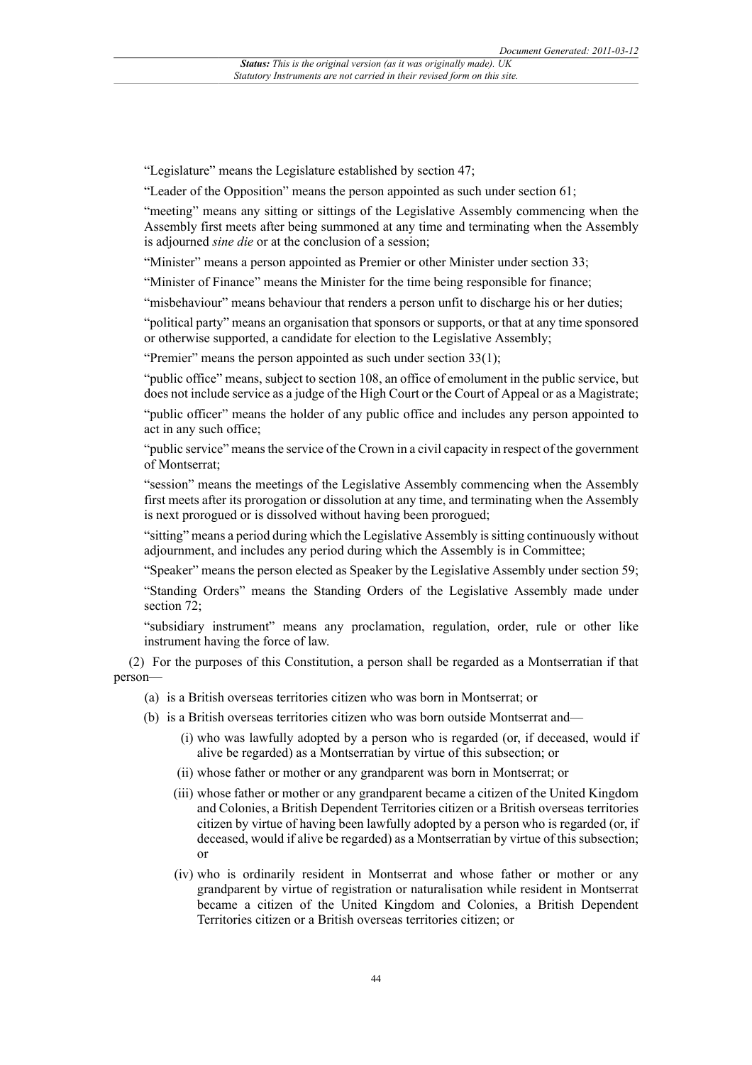"Legislature" means the Legislature established by section 47;

"Leader of the Opposition" means the person appointed as such under section 61;

"meeting" means any sitting or sittings of the Legislative Assembly commencing when the Assembly first meets after being summoned at any time and terminating when the Assembly is adjourned *sine die* or at the conclusion of a session;

"Minister" means a person appointed as Premier or other Minister under section 33;

"Minister of Finance" means the Minister for the time being responsible for finance;

"misbehaviour" means behaviour that renders a person unfit to discharge his or her duties;

"political party" means an organisation that sponsors or supports, or that at any time sponsored or otherwise supported, a candidate for election to the Legislative Assembly;

"Premier" means the person appointed as such under section 33(1);

"public office" means, subject to section 108, an office of emolument in the public service, but does not include service as a judge of the High Court or the Court of Appeal or as a Magistrate;

"public officer" means the holder of any public office and includes any person appointed to act in any such office;

"public service" means the service of the Crown in a civil capacity in respect of the government of Montserrat;

"session" means the meetings of the Legislative Assembly commencing when the Assembly first meets after its prorogation or dissolution at any time, and terminating when the Assembly is next prorogued or is dissolved without having been prorogued;

"sitting" means a period during which the Legislative Assembly is sitting continuously without adjournment, and includes any period during which the Assembly is in Committee;

"Speaker" means the person elected as Speaker by the Legislative Assembly under section 59;

"Standing Orders" means the Standing Orders of the Legislative Assembly made under section 72;

"subsidiary instrument" means any proclamation, regulation, order, rule or other like instrument having the force of law.

(2) For the purposes of this Constitution, a person shall be regarded as a Montserratian if that person—

- (a) is a British overseas territories citizen who was born in Montserrat; or
- (b) is a British overseas territories citizen who was born outside Montserrat and—
  - (i) who was lawfully adopted by a person who is regarded (or, if deceased, would if alive be regarded) as a Montserratian by virtue of this subsection; or
  - (ii) whose father or mother or any grandparent was born in Montserrat; or
  - (iii) whose father or mother or any grandparent became a citizen of the United Kingdom and Colonies, a British Dependent Territories citizen or a British overseas territories citizen by virtue of having been lawfully adopted by a person who is regarded (or, if deceased, would if alive be regarded) as a Montserratian by virtue of this subsection; or
  - (iv) who is ordinarily resident in Montserrat and whose father or mother or any grandparent by virtue of registration or naturalisation while resident in Montserrat became a citizen of the United Kingdom and Colonies, a British Dependent Territories citizen or a British overseas territories citizen; or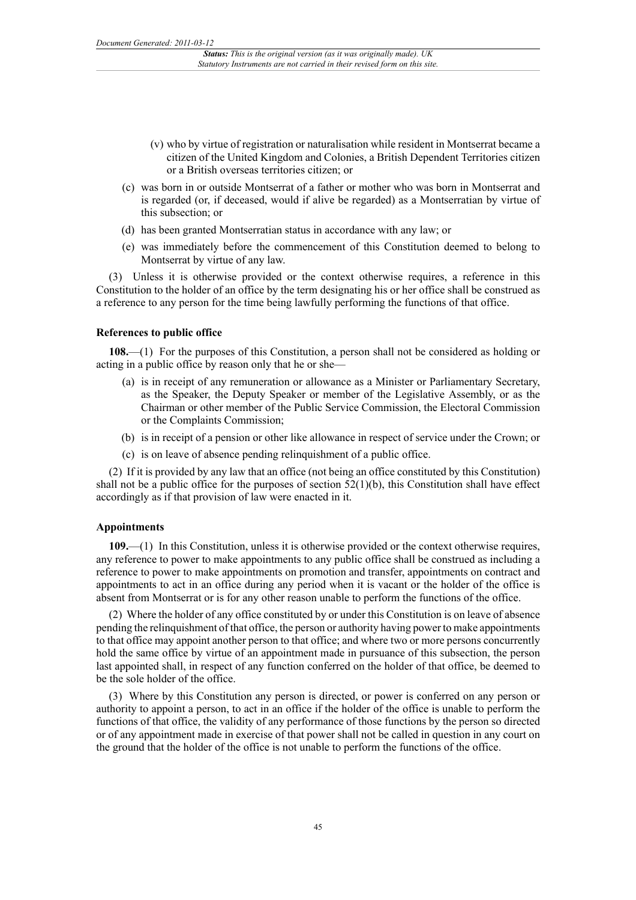(v) who by virtue of registration or naturalisation while resident in Montserrat became a citizen of the United Kingdom and Colonies, a British Dependent Territories citizen or a British overseas territories citizen; or

(c) was born in or outside Montserrat of a father or mother who was born in Montserrat and is regarded (or, if deceased, would if alive be regarded) as a Montserratian by virtue of this subsection; or

(d) has been granted Montserratian status in accordance with any law; or

(e) was immediately before the commencement of this Constitution deemed to belong to Montserrat by virtue of any law.

(3) Unless it is otherwise provided or the context otherwise requires, a reference in this Constitution to the holder of an office by the term designating his or her office shall be construed as a reference to any person for the time being lawfully performing the functions of that office.

#### References to public office

**108.**—(1) For the purposes of this Constitution, a person shall not be considered as holding or acting in a public office by reason only that he or she—

(a) is in receipt of any remuneration or allowance as a Minister or Parliamentary Secretary, as the Speaker, the Deputy Speaker or member of the Legislative Assembly, or as the Chairman or other member of the Public Service Commission, the Electoral Commission or the Complaints Commission;

(b) is in receipt of a pension or other like allowance in respect of service under the Crown; or

(c) is on leave of absence pending relinquishment of a public office.

(2) If it is provided by any law that an office (not being an office constituted by this Constitution) shall not be a public office for the purposes of section 52(1)(b), this Constitution shall have effect accordingly as if that provision of law were enacted in it.

#### Appointments

**109.**—(1) In this Constitution, unless it is otherwise provided or the context otherwise requires, any reference to power to make appointments to any public office shall be construed as including a reference to power to make appointments on promotion and transfer, appointments on contract and appointments to act in an office during any period when it is vacant or the holder of the office is absent from Montserrat or is for any other reason unable to perform the functions of the office.

(2) Where the holder of any office constituted by or under this Constitution is on leave of absence pending the relinquishment of that office, the person or authority having power to make appointments to that office may appoint another person to that office; and where two or more persons concurrently hold the same office by virtue of an appointment made in pursuance of this subsection, the person last appointed shall, in respect of any function conferred on the holder of that office, be deemed to be the sole holder of the office.

(3) Where by this Constitution any person is directed, or power is conferred on any person or authority to appoint a person, to act in an office if the holder of the office is unable to perform the functions of that office, the validity of any performance of those functions by the person so directed or of any appointment made in exercise of that power shall not be called in question in any court on the ground that the holder of the office is not unable to perform the functions of the office.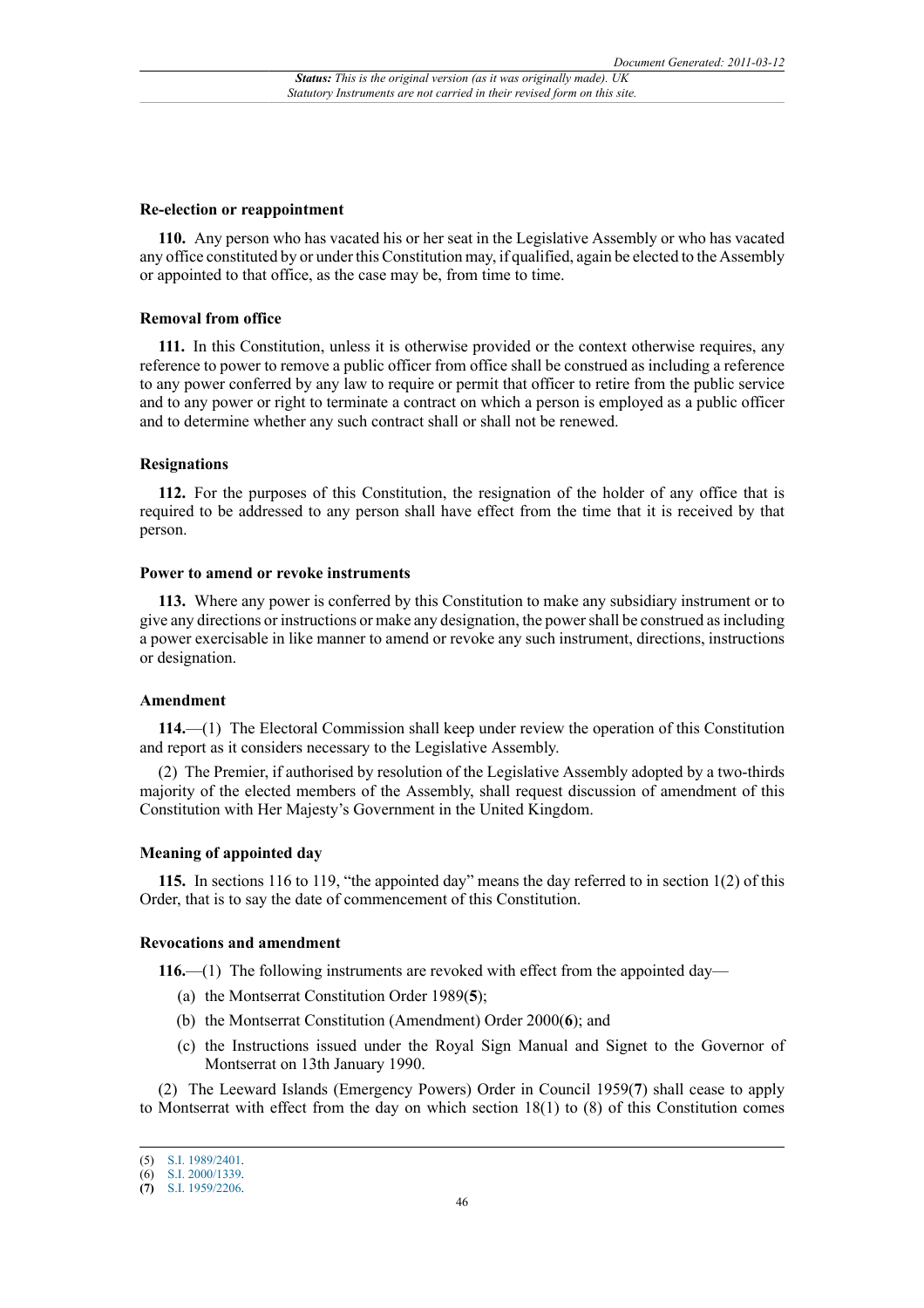### Re-election or reappointment

**110.** Any person who has vacated his or her seat in the Legislative Assembly or who has vacated any office constituted by or under this Constitution may, if qualified, again be elected to the Assembly or appointed to that office, as the case may be, from time to time.

### Removal from office

**111.** In this Constitution, unless it is otherwise provided or the context otherwise requires, any reference to power to remove a public officer from office shall be construed as including a reference to any power conferred by any law to require or permit that officer to retire from the public service and to any power or right to terminate a contract on which a person is employed as a public officer and to determine whether any such contract shall or shall not be renewed.

### Resignations

**112.** For the purposes of this Constitution, the resignation of the holder of any office that is required to be addressed to any person shall have effect from the time that it is received by that person.

### Power to amend or revoke instruments

**113.** Where any power is conferred by this Constitution to make any subsidiary instrument or to give any directions or instructions or make any designation, the power shall be construed as including a power exercisable in like manner to amend or revoke any such instrument, directions, instructions or designation.

### Amendment

**114.**—(1) The Electoral Commission shall keep under review the operation of this Constitution and report as it considers necessary to the Legislative Assembly.

(2) The Premier, if authorised by resolution of the Legislative Assembly adopted by a two-thirds majority of the elected members of the Assembly, shall request discussion of amendment of this Constitution with Her Majesty's Government in the United Kingdom.

### Meaning of appointed day

**115.** In sections 116 to 119, "the appointed day" means the day referred to in section 1(2) of this Order, that is to say the date of commencement of this Constitution.

### Revocations and amendment

**116.**—(1) The following instruments are revoked with effect from the appointed day—

(a) the Montserrat Constitution Order 1989(**5**);

(b) the Montserrat Constitution (Amendment) Order 2000(**6**); and

(c) the Instructions issued under the Royal Sign Manual and Signet to the Governor of Montserrat on 13th January 1990.

(2) The Leeward Islands (Emergency Powers) Order in Council 1959(**7**) shall cease to apply to Montserrat with effect from the day on which section 18(1) to (8) of this Constitution comes

(5) S.I. 1989/2401.
(6) S.I. 2000/1339.
(7) S.I. 1959/2206.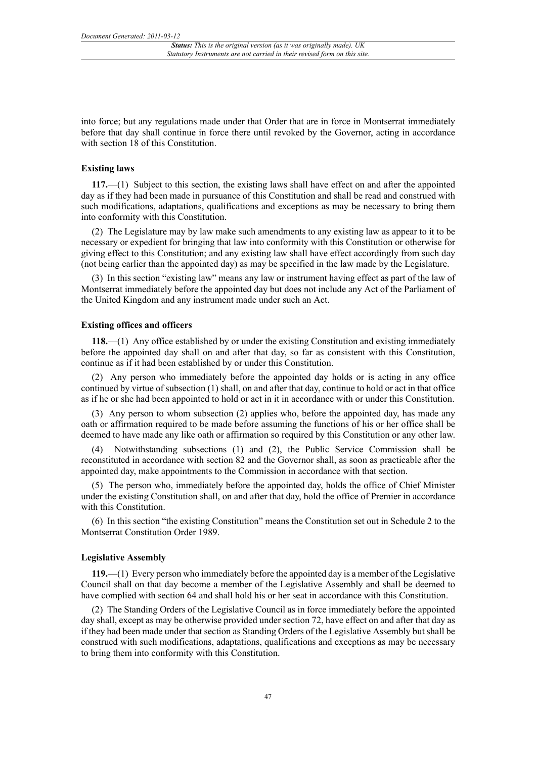into force; but any regulations made under that Order that are in force in Montserrat immediately before that day shall continue in force there until revoked by the Governor, acting in accordance with section 18 of this Constitution.

**Existing laws**

**117.**—(1) Subject to this section, the existing laws shall have effect on and after the appointed day as if they had been made in pursuance of this Constitution and shall be read and construed with such modifications, adaptations, qualifications and exceptions as may be necessary to bring them into conformity with this Constitution.

(2) The Legislature may by law make such amendments to any existing law as appear to it to be necessary or expedient for bringing that law into conformity with this Constitution or otherwise for giving effect to this Constitution; and any existing law shall have effect accordingly from such day (not being earlier than the appointed day) as may be specified in the law made by the Legislature.

(3) In this section "existing law" means any law or instrument having effect as part of the law of Montserrat immediately before the appointed day but does not include any Act of the Parliament of the United Kingdom and any instrument made under such an Act.

**Existing offices and officers**

**118.**—(1) Any office established by or under the existing Constitution and existing immediately before the appointed day shall on and after that day, so far as consistent with this Constitution, continue as if it had been established by or under this Constitution.

(2) Any person who immediately before the appointed day holds or is acting in any office continued by virtue of subsection (1) shall, on and after that day, continue to hold or act in that office as if he or she had been appointed to hold or act in it in accordance with or under this Constitution.

(3) Any person to whom subsection (2) applies who, before the appointed day, has made any oath or affirmation required to be made before assuming the functions of his or her office shall be deemed to have made any like oath or affirmation so required by this Constitution or any other law.

(4) Notwithstanding subsections (1) and (2), the Public Service Commission shall be reconstituted in accordance with section 82 and the Governor shall, as soon as practicable after the appointed day, make appointments to the Commission in accordance with that section.

(5) The person who, immediately before the appointed day, holds the office of Chief Minister under the existing Constitution shall, on and after that day, hold the office of Premier in accordance with this Constitution.

(6) In this section "the existing Constitution" means the Constitution set out in Schedule 2 to the Montserrat Constitution Order 1989.

**Legislative Assembly**

**119.**—(1) Every person who immediately before the appointed day is a member of the Legislative Council shall on that day become a member of the Legislative Assembly and shall be deemed to have complied with section 64 and shall hold his or her seat in accordance with this Constitution.

(2) The Standing Orders of the Legislative Council as in force immediately before the appointed day shall, except as may be otherwise provided under section 72, have effect on and after that day as if they had been made under that section as Standing Orders of the Legislative Assembly but shall be construed with such modifications, adaptations, qualifications and exceptions as may be necessary to bring them into conformity with this Constitution.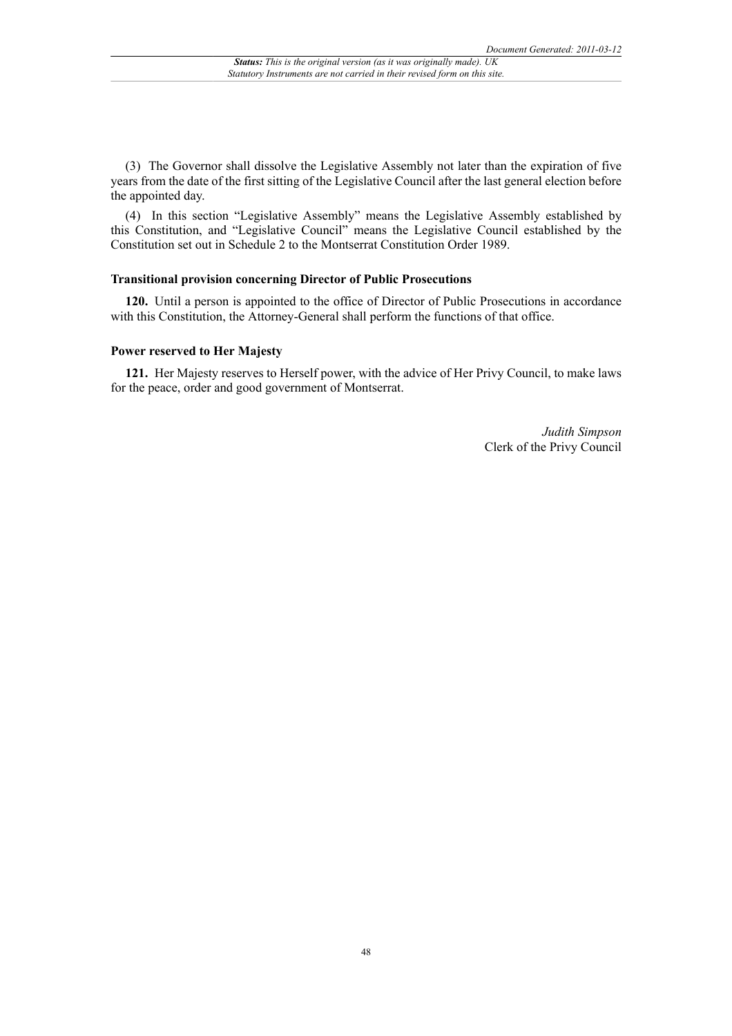(3) The Governor shall dissolve the Legislative Assembly not later than the expiration of five years from the date of the first sitting of the Legislative Council after the last general election before the appointed day.

(4) In this section "Legislative Assembly" means the Legislative Assembly established by this Constitution, and "Legislative Council" means the Legislative Council established by the Constitution set out in Schedule 2 to the Montserrat Constitution Order 1989.

### Transitional provision concerning Director of Public Prosecutions

**120.** Until a person is appointed to the office of Director of Public Prosecutions in accordance with this Constitution, the Attorney-General shall perform the functions of that office.

### Power reserved to Her Majesty

**121.** Her Majesty reserves to Herself power, with the advice of Her Privy Council, to make laws for the peace, order and good government of Montserrat.

*Judith Simpson*
Clerk of the Privy Council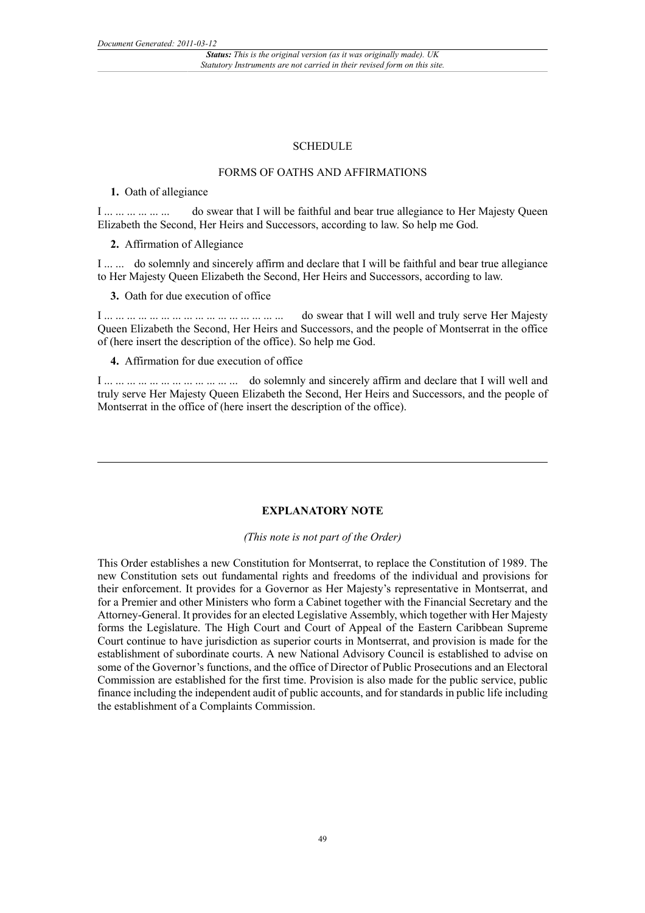## SCHEDULE

### FORMS OF OATHS AND AFFIRMATIONS

**1.** Oath of allegiance

I ... ... ... ... ... ... do swear that I will be faithful and bear true allegiance to Her Majesty Queen Elizabeth the Second, Her Heirs and Successors, according to law. So help me God.

**2.** Affirmation of Allegiance

I ... ... do solemnly and sincerely affirm and declare that I will be faithful and bear true allegiance to Her Majesty Queen Elizabeth the Second, Her Heirs and Successors, according to law.

**3.** Oath for due execution of office

I ... ... ... ... ... ... ... ... ... ... ... ... ... ... ... do swear that I will well and truly serve Her Majesty Queen Elizabeth the Second, Her Heirs and Successors, and the people of Montserrat in the office of (here insert the description of the office). So help me God.

**4.** Affirmation for due execution of office

I ... ... ... ... ... ... ... ... ... ... ... ... do solemnly and sincerely affirm and declare that I will well and truly serve Her Majesty Queen Elizabeth the Second, Her Heirs and Successors, and the people of Montserrat in the office of (here insert the description of the office).

---

## EXPLANATORY NOTE

*(This note is not part of the Order)*

This Order establishes a new Constitution for Montserrat, to replace the Constitution of 1989. The new Constitution sets out fundamental rights and freedoms of the individual and provisions for their enforcement. It provides for a Governor as Her Majesty's representative in Montserrat, and for a Premier and other Ministers who form a Cabinet together with the Financial Secretary and the Attorney-General. It provides for an elected Legislative Assembly, which together with Her Majesty forms the Legislature. The High Court and Court of Appeal of the Eastern Caribbean Supreme Court continue to have jurisdiction as superior courts in Montserrat, and provision is made for the establishment of subordinate courts. A new National Advisory Council is established to advise on some of the Governor's functions, and the office of Director of Public Prosecutions and an Electoral Commission are established for the first time. Provision is also made for the public service, public finance including the independent audit of public accounts, and for standards in public life including the establishment of a Complaints Commission.